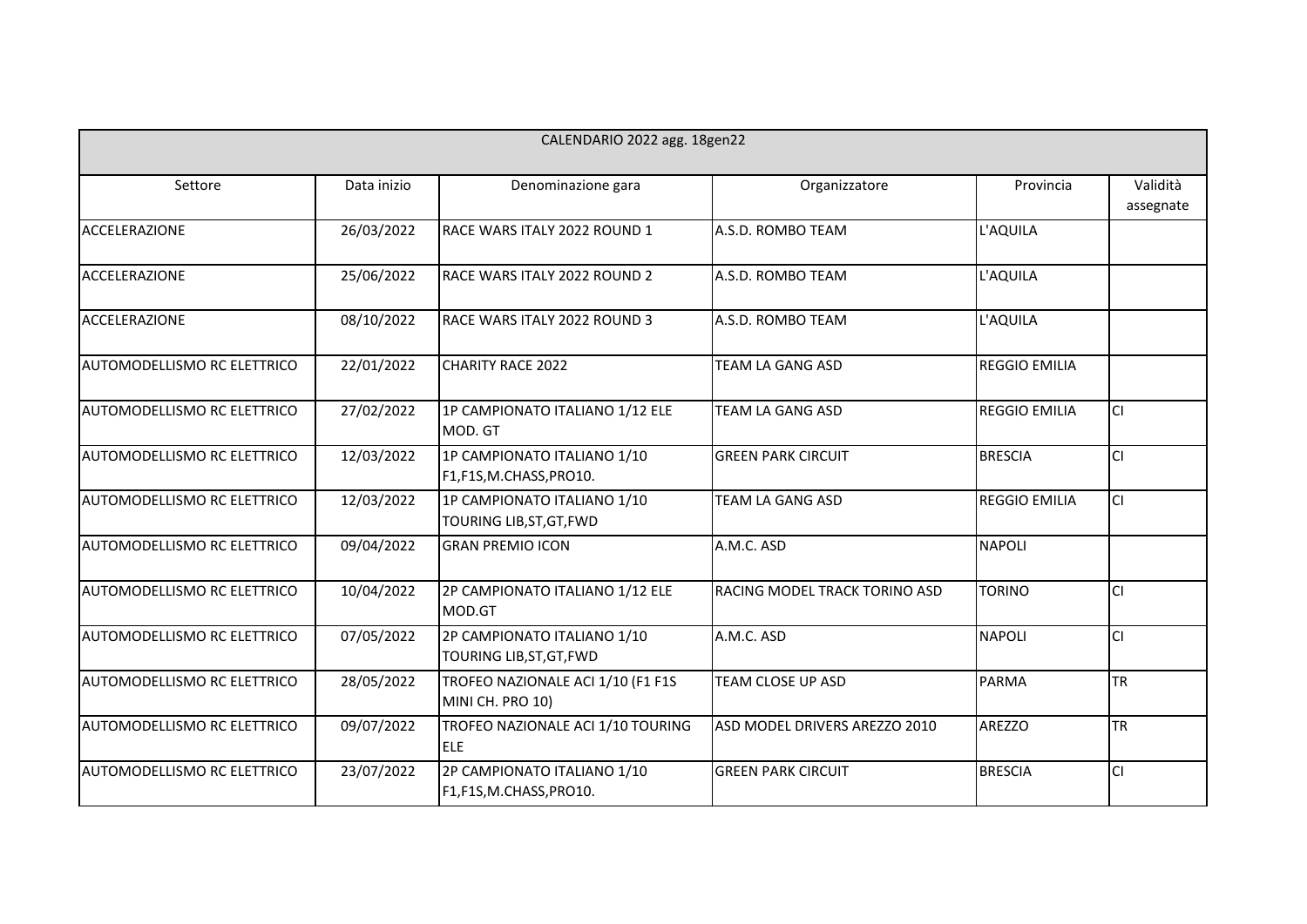| CALENDARIO 2022 agg. 18gen22 | | | | | |
|---|---|---|---|---|---|
| Settore | Data inizio | Denominazione gara | Organizzatore | Provincia | Validità assegnate |
| ACCELERAZIONE | 26/03/2022 | RACE WARS ITALY 2022 ROUND 1 | A.S.D. ROMBO TEAM | L'AQUILA | |
| ACCELERAZIONE | 25/06/2022 | RACE WARS ITALY 2022 ROUND 2 | A.S.D. ROMBO TEAM | L'AQUILA | |
| ACCELERAZIONE | 08/10/2022 | RACE WARS ITALY 2022 ROUND 3 | A.S.D. ROMBO TEAM | L'AQUILA | |
| AUTOMODELLISMO RC ELETTRICO | 22/01/2022 | CHARITY RACE 2022 | TEAM LA GANG ASD | REGGIO EMILIA | |
| AUTOMODELLISMO RC ELETTRICO | 27/02/2022 | 1P CAMPIONATO ITALIANO 1/12 ELE MOD. GT | TEAM LA GANG ASD | REGGIO EMILIA | CI |
| AUTOMODELLISMO RC ELETTRICO | 12/03/2022 | 1P CAMPIONATO ITALIANO 1/10 F1,F1S,M.CHASS,PRO10. | GREEN PARK CIRCUIT | BRESCIA | CI |
| AUTOMODELLISMO RC ELETTRICO | 12/03/2022 | 1P CAMPIONATO ITALIANO 1/10 TOURING LIB,ST,GT,FWD | TEAM LA GANG ASD | REGGIO EMILIA | CI |
| AUTOMODELLISMO RC ELETTRICO | 09/04/2022 | GRAN PREMIO ICON | A.M.C. ASD | NAPOLI | |
| AUTOMODELLISMO RC ELETTRICO | 10/04/2022 | 2P CAMPIONATO ITALIANO 1/12 ELE MOD.GT | RACING MODEL TRACK TORINO ASD | TORINO | CI |
| AUTOMODELLISMO RC ELETTRICO | 07/05/2022 | 2P CAMPIONATO ITALIANO 1/10 TOURING LIB,ST,GT,FWD | A.M.C. ASD | NAPOLI | CI |
| AUTOMODELLISMO RC ELETTRICO | 28/05/2022 | TROFEO NAZIONALE ACI 1/10 (F1 F1S MINI CH. PRO 10) | TEAM CLOSE UP ASD | PARMA | TR |
| AUTOMODELLISMO RC ELETTRICO | 09/07/2022 | TROFEO NAZIONALE ACI 1/10 TOURING ELE | ASD MODEL DRIVERS AREZZO 2010 | AREZZO | TR |
| AUTOMODELLISMO RC ELETTRICO | 23/07/2022 | 2P CAMPIONATO ITALIANO 1/10 F1,F1S,M.CHASS,PRO10. | GREEN PARK CIRCUIT | BRESCIA | CI |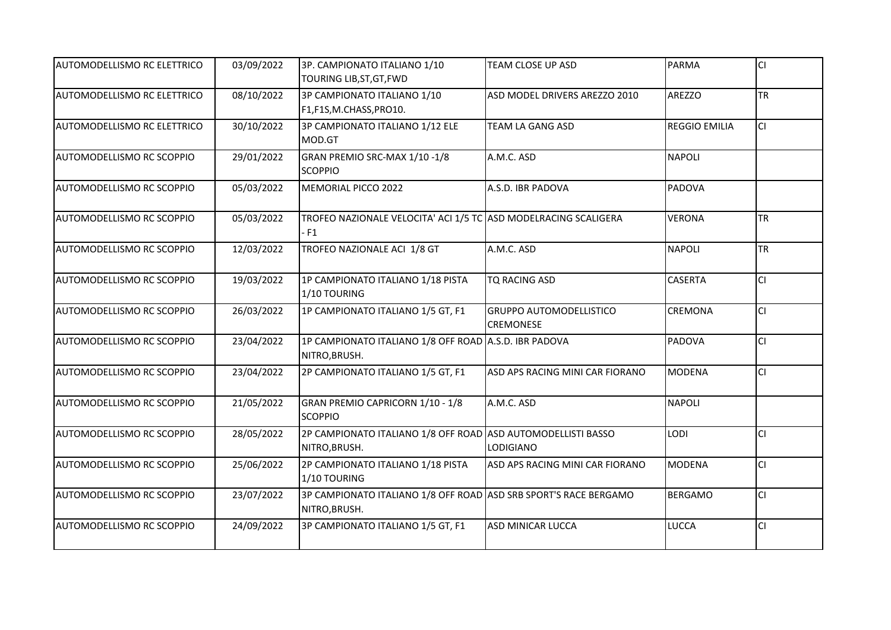| | | | | | |
|---|---|---|---|---|---|
| AUTOMODELLISMO RC ELETTRICO | 03/09/2022 | 3P. CAMPIONATO ITALIANO 1/10 TOURING LIB,ST,GT,FWD | TEAM CLOSE UP ASD | PARMA | CI |
| AUTOMODELLISMO RC ELETTRICO | 08/10/2022 | 3P CAMPIONATO ITALIANO 1/10 F1,F1S,M.CHASS,PRO10. | ASD MODEL DRIVERS AREZZO 2010 | AREZZO | TR |
| AUTOMODELLISMO RC ELETTRICO | 30/10/2022 | 3P CAMPIONATO ITALIANO 1/12 ELE MOD.GT | TEAM LA GANG ASD | REGGIO EMILIA | CI |
| AUTOMODELLISMO RC SCOPPIO | 29/01/2022 | GRAN PREMIO SRC-MAX 1/10 -1/8 SCOPPIO | A.M.C. ASD | NAPOLI | |
| AUTOMODELLISMO RC SCOPPIO | 05/03/2022 | MEMORIAL PICCO 2022 | A.S.D. IBR PADOVA | PADOVA | |
| AUTOMODELLISMO RC SCOPPIO | 05/03/2022 | TROFEO NAZIONALE VELOCITA' ACI 1/5 TC - F1 | ASD MODELRACING SCALIGERA | VERONA | TR |
| AUTOMODELLISMO RC SCOPPIO | 12/03/2022 | TROFEO NAZIONALE ACI 1/8 GT | A.M.C. ASD | NAPOLI | TR |
| AUTOMODELLISMO RC SCOPPIO | 19/03/2022 | 1P CAMPIONATO ITALIANO 1/18 PISTA 1/10 TOURING | TQ RACING ASD | CASERTA | CI |
| AUTOMODELLISMO RC SCOPPIO | 26/03/2022 | 1P CAMPIONATO ITALIANO 1/5 GT, F1 | GRUPPO AUTOMODELLISTICO CREMONESE | CREMONA | CI |
| AUTOMODELLISMO RC SCOPPIO | 23/04/2022 | 1P CAMPIONATO ITALIANO 1/8 OFF ROAD NITRO,BRUSH. | A.S.D. IBR PADOVA | PADOVA | CI |
| AUTOMODELLISMO RC SCOPPIO | 23/04/2022 | 2P CAMPIONATO ITALIANO 1/5 GT, F1 | ASD APS RACING MINI CAR FIORANO | MODENA | CI |
| AUTOMODELLISMO RC SCOPPIO | 21/05/2022 | GRAN PREMIO CAPRICORN 1/10 - 1/8 SCOPPIO | A.M.C. ASD | NAPOLI | |
| AUTOMODELLISMO RC SCOPPIO | 28/05/2022 | 2P CAMPIONATO ITALIANO 1/8 OFF ROAD NITRO,BRUSH. | ASD AUTOMODELLISTI BASSO LODIGIANO | LODI | CI |
| AUTOMODELLISMO RC SCOPPIO | 25/06/2022 | 2P CAMPIONATO ITALIANO 1/18 PISTA 1/10 TOURING | ASD APS RACING MINI CAR FIORANO | MODENA | CI |
| AUTOMODELLISMO RC SCOPPIO | 23/07/2022 | 3P CAMPIONATO ITALIANO 1/8 OFF ROAD NITRO,BRUSH. | ASD SRB SPORT'S RACE BERGAMO | BERGAMO | CI |
| AUTOMODELLISMO RC SCOPPIO | 24/09/2022 | 3P CAMPIONATO ITALIANO 1/5 GT, F1 | ASD MINICAR LUCCA | LUCCA | CI |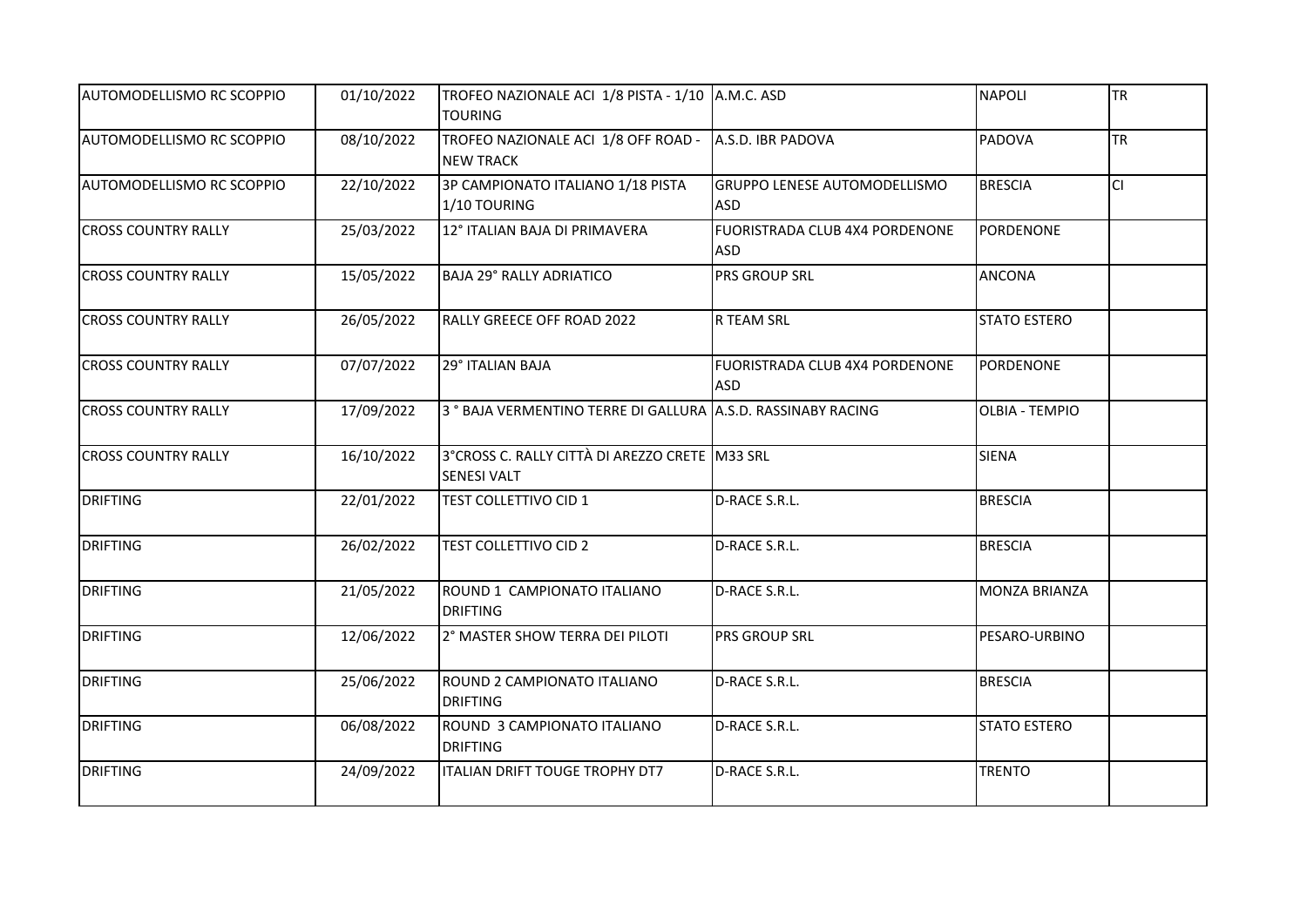| | | | | | |
|---|---|---|---|---|---|
| AUTOMODELLISMO RC SCOPPIO | 01/10/2022 | TROFEO NAZIONALE ACI 1/8 PISTA - 1/10 TOURING | A.M.C. ASD | NAPOLI | TR |
| AUTOMODELLISMO RC SCOPPIO | 08/10/2022 | TROFEO NAZIONALE ACI 1/8 OFF ROAD - NEW TRACK | A.S.D. IBR PADOVA | PADOVA | TR |
| AUTOMODELLISMO RC SCOPPIO | 22/10/2022 | 3P CAMPIONATO ITALIANO 1/18 PISTA 1/10 TOURING | GRUPPO LENESE AUTOMODELLISMO ASD | BRESCIA | CI |
| CROSS COUNTRY RALLY | 25/03/2022 | 12° ITALIAN BAJA DI PRIMAVERA | FUORISTRADA CLUB 4X4 PORDENONE ASD | PORDENONE | |
| CROSS COUNTRY RALLY | 15/05/2022 | BAJA 29° RALLY ADRIATICO | PRS GROUP SRL | ANCONA | |
| CROSS COUNTRY RALLY | 26/05/2022 | RALLY GREECE OFF ROAD 2022 | R TEAM SRL | STATO ESTERO | |
| CROSS COUNTRY RALLY | 07/07/2022 | 29° ITALIAN BAJA | FUORISTRADA CLUB 4X4 PORDENONE ASD | PORDENONE | |
| CROSS COUNTRY RALLY | 17/09/2022 | 3 ° BAJA VERMENTINO TERRE DI GALLURA | A.S.D. RASSINABY RACING | OLBIA - TEMPIO | |
| CROSS COUNTRY RALLY | 16/10/2022 | 3°CROSS C. RALLY CITTÀ DI AREZZO CRETE SENESI VALT | M33 SRL | SIENA | |
| DRIFTING | 22/01/2022 | TEST COLLETTIVO CID 1 | D-RACE S.R.L. | BRESCIA | |
| DRIFTING | 26/02/2022 | TEST COLLETTIVO CID 2 | D-RACE S.R.L. | BRESCIA | |
| DRIFTING | 21/05/2022 | ROUND 1 CAMPIONATO ITALIANO DRIFTING | D-RACE S.R.L. | MONZA BRIANZA | |
| DRIFTING | 12/06/2022 | 2° MASTER SHOW TERRA DEI PILOTI | PRS GROUP SRL | PESARO-URBINO | |
| DRIFTING | 25/06/2022 | ROUND 2 CAMPIONATO ITALIANO DRIFTING | D-RACE S.R.L. | BRESCIA | |
| DRIFTING | 06/08/2022 | ROUND 3 CAMPIONATO ITALIANO DRIFTING | D-RACE S.R.L. | STATO ESTERO | |
| DRIFTING | 24/09/2022 | ITALIAN DRIFT TOUGE TROPHY DT7 | D-RACE S.R.L. | TRENTO | |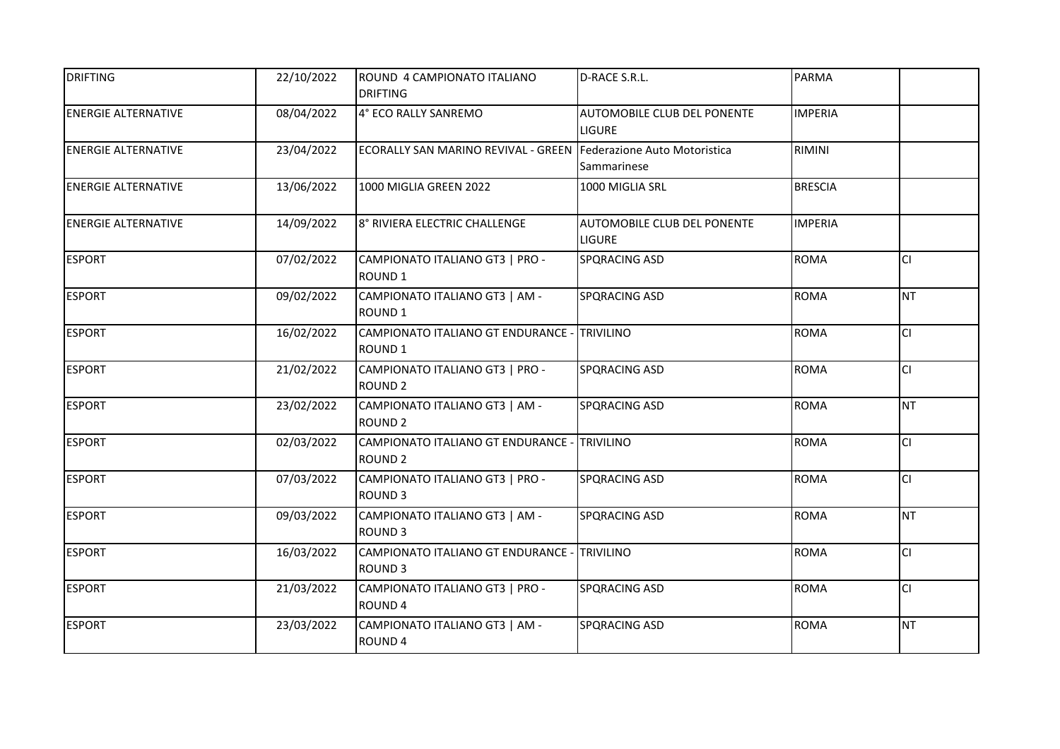| | | | | | |
|---|---|---|---|---|---|
| DRIFTING | 22/10/2022 | ROUND 4 CAMPIONATO ITALIANO DRIFTING | D-RACE S.R.L. | PARMA | |
| ENERGIE ALTERNATIVE | 08/04/2022 | 4° ECO RALLY SANREMO | AUTOMOBILE CLUB DEL PONENTE LIGURE | IMPERIA | |
| ENERGIE ALTERNATIVE | 23/04/2022 | ECORALLY SAN MARINO REVIVAL - GREEN | Federazione Auto Motoristica Sammarinese | RIMINI | |
| ENERGIE ALTERNATIVE | 13/06/2022 | 1000 MIGLIA GREEN 2022 | 1000 MIGLIA SRL | BRESCIA | |
| ENERGIE ALTERNATIVE | 14/09/2022 | 8° RIVIERA ELECTRIC CHALLENGE | AUTOMOBILE CLUB DEL PONENTE LIGURE | IMPERIA | |
| ESPORT | 07/02/2022 | CAMPIONATO ITALIANO GT3 \| PRO - ROUND 1 | SPQRACING ASD | ROMA | CI |
| ESPORT | 09/02/2022 | CAMPIONATO ITALIANO GT3 \| AM - ROUND 1 | SPQRACING ASD | ROMA | NT |
| ESPORT | 16/02/2022 | CAMPIONATO ITALIANO GT ENDURANCE - ROUND 1 | TRIVILINO | ROMA | CI |
| ESPORT | 21/02/2022 | CAMPIONATO ITALIANO GT3 \| PRO - ROUND 2 | SPQRACING ASD | ROMA | CI |
| ESPORT | 23/02/2022 | CAMPIONATO ITALIANO GT3 \| AM - ROUND 2 | SPQRACING ASD | ROMA | NT |
| ESPORT | 02/03/2022 | CAMPIONATO ITALIANO GT ENDURANCE - ROUND 2 | TRIVILINO | ROMA | CI |
| ESPORT | 07/03/2022 | CAMPIONATO ITALIANO GT3 \| PRO - ROUND 3 | SPQRACING ASD | ROMA | CI |
| ESPORT | 09/03/2022 | CAMPIONATO ITALIANO GT3 \| AM - ROUND 3 | SPQRACING ASD | ROMA | NT |
| ESPORT | 16/03/2022 | CAMPIONATO ITALIANO GT ENDURANCE - ROUND 3 | TRIVILINO | ROMA | CI |
| ESPORT | 21/03/2022 | CAMPIONATO ITALIANO GT3 \| PRO - ROUND 4 | SPQRACING ASD | ROMA | CI |
| ESPORT | 23/03/2022 | CAMPIONATO ITALIANO GT3 \| AM - ROUND 4 | SPQRACING ASD | ROMA | NT |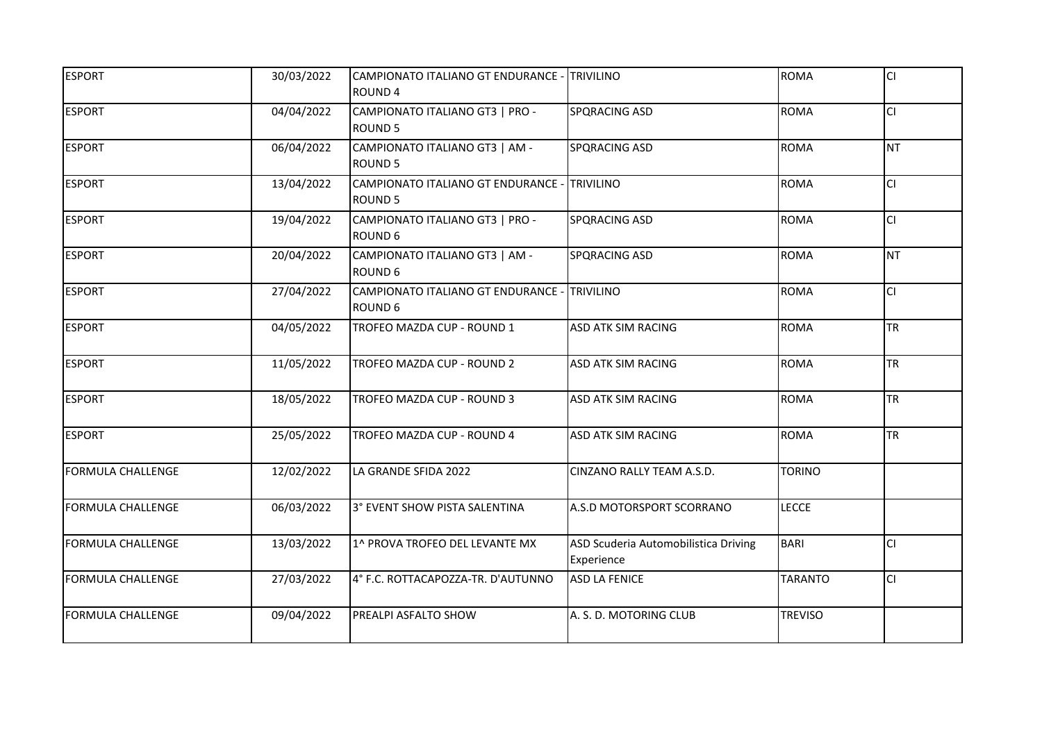| | | | | | |
|---|---|---|---|---|---|
| ESPORT | 30/03/2022 | CAMPIONATO ITALIANO GT ENDURANCE - ROUND 4 | TRIVILINO | ROMA | CI |
| ESPORT | 04/04/2022 | CAMPIONATO ITALIANO GT3 \| PRO - ROUND 5 | SPQRACING ASD | ROMA | CI |
| ESPORT | 06/04/2022 | CAMPIONATO ITALIANO GT3 \| AM - ROUND 5 | SPQRACING ASD | ROMA | NT |
| ESPORT | 13/04/2022 | CAMPIONATO ITALIANO GT ENDURANCE - ROUND 5 | TRIVILINO | ROMA | CI |
| ESPORT | 19/04/2022 | CAMPIONATO ITALIANO GT3 \| PRO - ROUND 6 | SPQRACING ASD | ROMA | CI |
| ESPORT | 20/04/2022 | CAMPIONATO ITALIANO GT3 \| AM - ROUND 6 | SPQRACING ASD | ROMA | NT |
| ESPORT | 27/04/2022 | CAMPIONATO ITALIANO GT ENDURANCE - ROUND 6 | TRIVILINO | ROMA | CI |
| ESPORT | 04/05/2022 | TROFEO MAZDA CUP - ROUND 1 | ASD ATK SIM RACING | ROMA | TR |
| ESPORT | 11/05/2022 | TROFEO MAZDA CUP - ROUND 2 | ASD ATK SIM RACING | ROMA | TR |
| ESPORT | 18/05/2022 | TROFEO MAZDA CUP - ROUND 3 | ASD ATK SIM RACING | ROMA | TR |
| ESPORT | 25/05/2022 | TROFEO MAZDA CUP - ROUND 4 | ASD ATK SIM RACING | ROMA | TR |
| FORMULA CHALLENGE | 12/02/2022 | LA GRANDE SFIDA 2022 | CINZANO RALLY TEAM A.S.D. | TORINO | |
| FORMULA CHALLENGE | 06/03/2022 | 3° EVENT SHOW PISTA SALENTINA | A.S.D MOTORSPORT SCORRANO | LECCE | |
| FORMULA CHALLENGE | 13/03/2022 | 1^ PROVA TROFEO DEL LEVANTE MX | ASD Scuderia Automobilistica Driving Experience | BARI | CI |
| FORMULA CHALLENGE | 27/03/2022 | 4° F.C. ROTTACAPOZZA-TR. D'AUTUNNO | ASD LA FENICE | TARANTO | CI |
| FORMULA CHALLENGE | 09/04/2022 | PREALPI ASFALTO SHOW | A. S. D. MOTORING CLUB | TREVISO | |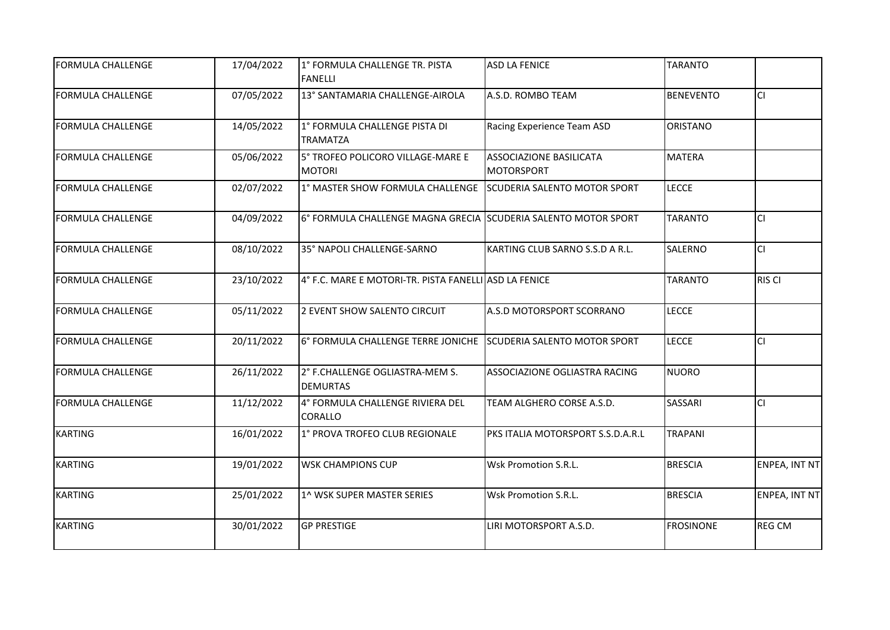| | | | | | |
|---|---|---|---|---|---|
| FORMULA CHALLENGE | 17/04/2022 | 1° FORMULA CHALLENGE TR. PISTA FANELLI | ASD LA FENICE | TARANTO | |
| FORMULA CHALLENGE | 07/05/2022 | 13° SANTAMARIA CHALLENGE-AIROLA | A.S.D. ROMBO TEAM | BENEVENTO | CI |
| FORMULA CHALLENGE | 14/05/2022 | 1° FORMULA CHALLENGE PISTA DI TRAMATZA | Racing Experience Team ASD | ORISTANO | |
| FORMULA CHALLENGE | 05/06/2022 | 5° TROFEO POLICORO VILLAGE-MARE E MOTORI | ASSOCIAZIONE BASILICATA MOTORSPORT | MATERA | |
| FORMULA CHALLENGE | 02/07/2022 | 1° MASTER SHOW FORMULA CHALLENGE | SCUDERIA SALENTO MOTOR SPORT | LECCE | |
| FORMULA CHALLENGE | 04/09/2022 | 6° FORMULA CHALLENGE MAGNA GRECIA | SCUDERIA SALENTO MOTOR SPORT | TARANTO | CI |
| FORMULA CHALLENGE | 08/10/2022 | 35° NAPOLI CHALLENGE-SARNO | KARTING CLUB SARNO S.S.D A R.L. | SALERNO | CI |
| FORMULA CHALLENGE | 23/10/2022 | 4° F.C. MARE E MOTORI-TR. PISTA FANELLI | ASD LA FENICE | TARANTO | RIS CI |
| FORMULA CHALLENGE | 05/11/2022 | 2 EVENT SHOW SALENTO CIRCUIT | A.S.D MOTORSPORT SCORRANO | LECCE | |
| FORMULA CHALLENGE | 20/11/2022 | 6° FORMULA CHALLENGE TERRE JONICHE | SCUDERIA SALENTO MOTOR SPORT | LECCE | CI |
| FORMULA CHALLENGE | 26/11/2022 | 2° F.CHALLENGE OGLIASTRA-MEM S. DEMURTAS | ASSOCIAZIONE OGLIASTRA RACING | NUORO | |
| FORMULA CHALLENGE | 11/12/2022 | 4° FORMULA CHALLENGE RIVIERA DEL CORALLO | TEAM ALGHERO CORSE A.S.D. | SASSARI | CI |
| KARTING | 16/01/2022 | 1° PROVA TROFEO CLUB REGIONALE | PKS ITALIA MOTORSPORT S.S.D.A.R.L | TRAPANI | |
| KARTING | 19/01/2022 | WSK CHAMPIONS CUP | Wsk Promotion S.R.L. | BRESCIA | ENPEA, INT NT |
| KARTING | 25/01/2022 | 1^ WSK SUPER MASTER SERIES | Wsk Promotion S.R.L. | BRESCIA | ENPEA, INT NT |
| KARTING | 30/01/2022 | GP PRESTIGE | LIRI MOTORSPORT A.S.D. | FROSINONE | REG CM |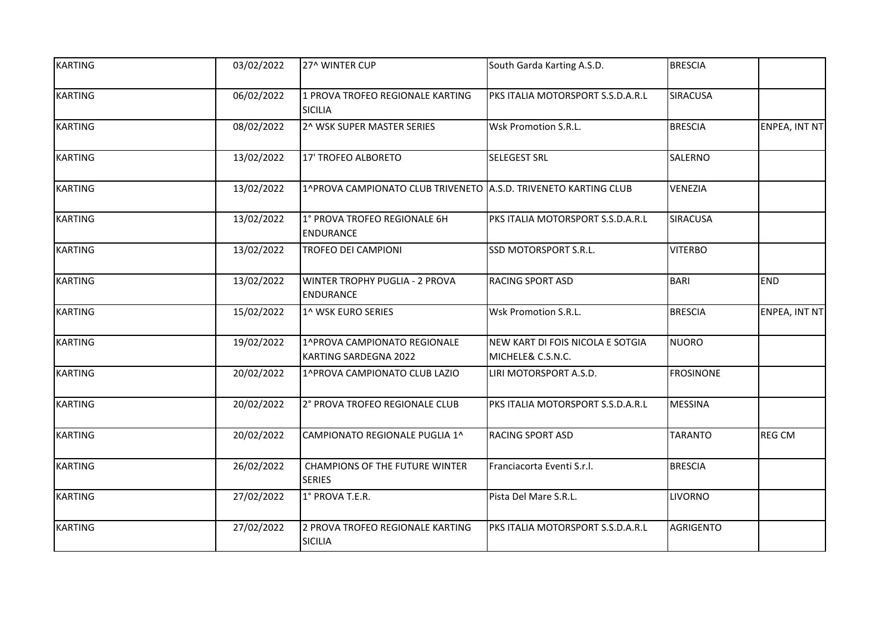| | | | | | |
|---|---|---|---|---|---|
| KARTING | 03/02/2022 | 27^ WINTER CUP | South Garda Karting A.S.D. | BRESCIA | |
| KARTING | 06/02/2022 | 1 PROVA TROFEO REGIONALE KARTING SICILIA | PKS ITALIA MOTORSPORT S.S.D.A.R.L | SIRACUSA | |
| KARTING | 08/02/2022 | 2^ WSK SUPER MASTER SERIES | Wsk Promotion S.R.L. | BRESCIA | ENPEA, INT NT |
| KARTING | 13/02/2022 | 17' TROFEO ALBORETO | SELEGEST SRL | SALERNO | |
| KARTING | 13/02/2022 | 1^PROVA CAMPIONATO CLUB TRIVENETO | A.S.D. TRIVENETO KARTING CLUB | VENEZIA | |
| KARTING | 13/02/2022 | 1° PROVA TROFEO REGIONALE 6H ENDURANCE | PKS ITALIA MOTORSPORT S.S.D.A.R.L | SIRACUSA | |
| KARTING | 13/02/2022 | TROFEO DEI CAMPIONI | SSD MOTORSPORT S.R.L. | VITERBO | |
| KARTING | 13/02/2022 | WINTER TROPHY PUGLIA - 2 PROVA ENDURANCE | RACING SPORT ASD | BARI | END |
| KARTING | 15/02/2022 | 1^ WSK EURO SERIES | Wsk Promotion S.R.L. | BRESCIA | ENPEA, INT NT |
| KARTING | 19/02/2022 | 1^PROVA CAMPIONATO REGIONALE KARTING SARDEGNA 2022 | NEW KART DI FOIS NICOLA E SOTGIA MICHELE& C.S.N.C. | NUORO | |
| KARTING | 20/02/2022 | 1^PROVA CAMPIONATO CLUB LAZIO | LIRI MOTORSPORT A.S.D. | FROSINONE | |
| KARTING | 20/02/2022 | 2° PROVA TROFEO REGIONALE CLUB | PKS ITALIA MOTORSPORT S.S.D.A.R.L | MESSINA | |
| KARTING | 20/02/2022 | CAMPIONATO REGIONALE PUGLIA 1^ | RACING SPORT ASD | TARANTO | REG CM |
| KARTING | 26/02/2022 | CHAMPIONS OF THE FUTURE WINTER SERIES | Franciacorta Eventi S.r.l. | BRESCIA | |
| KARTING | 27/02/2022 | 1° PROVA T.E.R. | Pista Del Mare S.R.L. | LIVORNO | |
| KARTING | 27/02/2022 | 2 PROVA TROFEO REGIONALE KARTING SICILIA | PKS ITALIA MOTORSPORT S.S.D.A.R.L | AGRIGENTO | |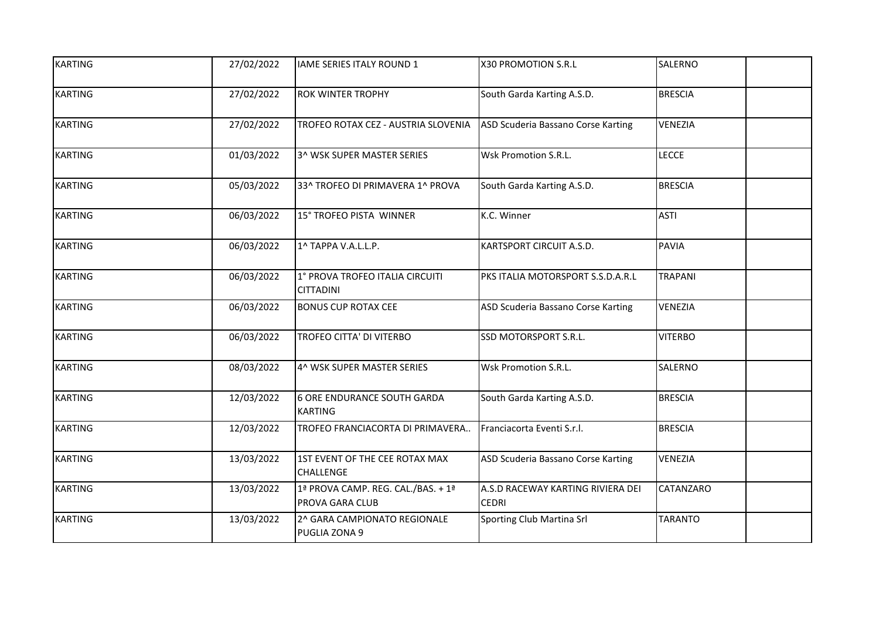| | | | | | |
|---|---|---|---|---|---|
| KARTING | 27/02/2022 | IAME SERIES ITALY ROUND 1 | X30 PROMOTION S.R.L | SALERNO | |
| KARTING | 27/02/2022 | ROK WINTER TROPHY | South Garda Karting A.S.D. | BRESCIA | |
| KARTING | 27/02/2022 | TROFEO ROTAX CEZ - AUSTRIA SLOVENIA | ASD Scuderia Bassano Corse Karting | VENEZIA | |
| KARTING | 01/03/2022 | 3^ WSK SUPER MASTER SERIES | Wsk Promotion S.R.L. | LECCE | |
| KARTING | 05/03/2022 | 33^ TROFEO DI PRIMAVERA 1^ PROVA | South Garda Karting A.S.D. | BRESCIA | |
| KARTING | 06/03/2022 | 15° TROFEO PISTA WINNER | K.C. Winner | ASTI | |
| KARTING | 06/03/2022 | 1^ TAPPA V.A.L.L.P. | KARTSPORT CIRCUIT A.S.D. | PAVIA | |
| KARTING | 06/03/2022 | 1° PROVA TROFEO ITALIA CIRCUITI CITTADINI | PKS ITALIA MOTORSPORT S.S.D.A.R.L | TRAPANI | |
| KARTING | 06/03/2022 | BONUS CUP ROTAX CEE | ASD Scuderia Bassano Corse Karting | VENEZIA | |
| KARTING | 06/03/2022 | TROFEO CITTA' DI VITERBO | SSD MOTORSPORT S.R.L. | VITERBO | |
| KARTING | 08/03/2022 | 4^ WSK SUPER MASTER SERIES | Wsk Promotion S.R.L. | SALERNO | |
| KARTING | 12/03/2022 | 6 ORE ENDURANCE SOUTH GARDA KARTING | South Garda Karting A.S.D. | BRESCIA | |
| KARTING | 12/03/2022 | TROFEO FRANCIACORTA DI PRIMAVERA.. | Franciacorta Eventi S.r.l. | BRESCIA | |
| KARTING | 13/03/2022 | 1ST EVENT OF THE CEE ROTAX MAX CHALLENGE | ASD Scuderia Bassano Corse Karting | VENEZIA | |
| KARTING | 13/03/2022 | 1ª PROVA CAMP. REG. CAL./BAS. + 1ª PROVA GARA CLUB | A.S.D RACEWAY KARTING RIVIERA DEI CEDRI | CATANZARO | |
| KARTING | 13/03/2022 | 2^ GARA CAMPIONATO REGIONALE PUGLIA ZONA 9 | Sporting Club Martina Srl | TARANTO | |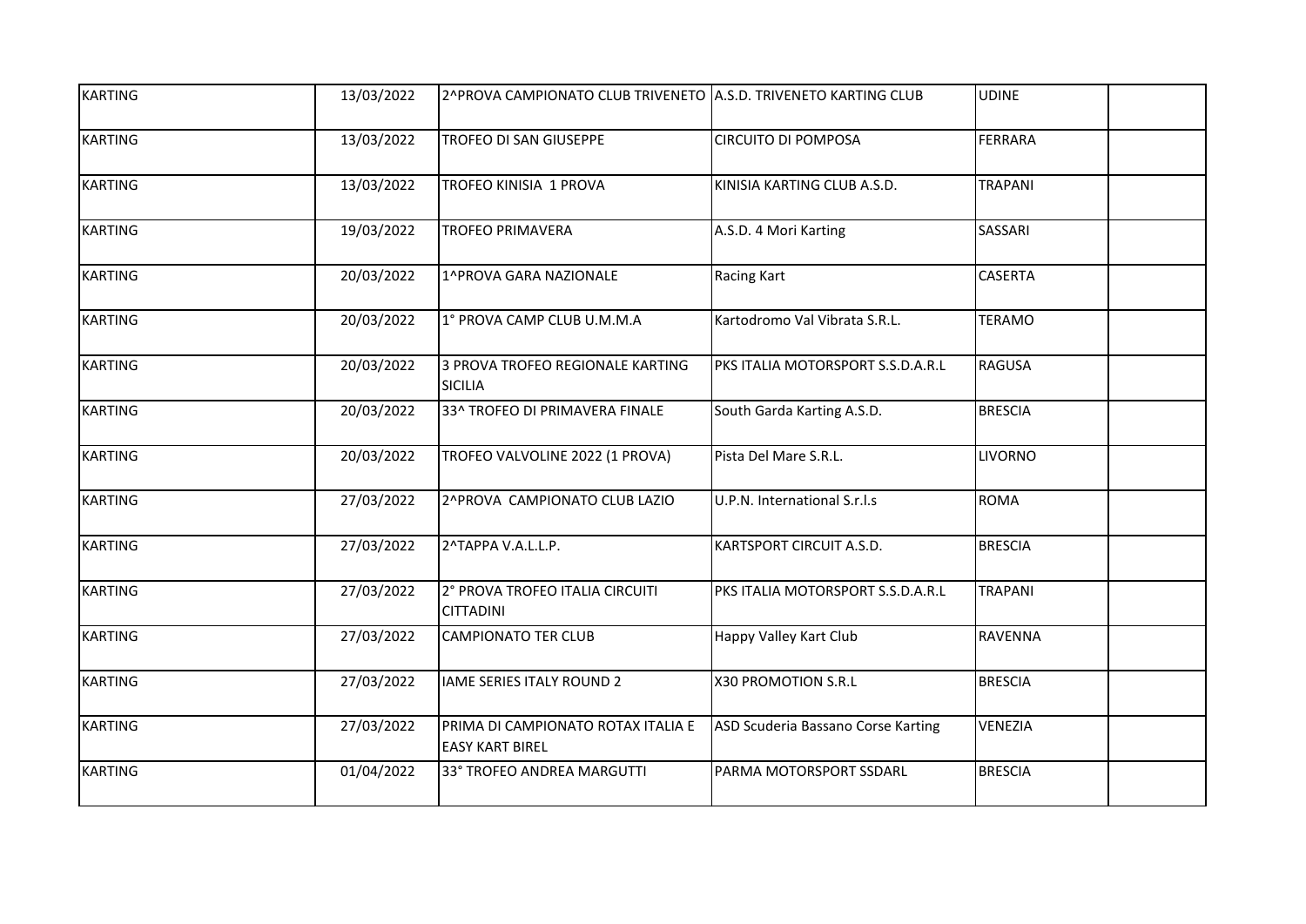| KARTING | 13/03/2022 | 2^PROVA CAMPIONATO CLUB TRIVENETO | A.S.D. TRIVENETO KARTING CLUB | UDINE | |
|---|---|---|---|---|---|
| KARTING | 13/03/2022 | TROFEO DI SAN GIUSEPPE | CIRCUITO DI POMPOSA | FERRARA | |
| KARTING | 13/03/2022 | TROFEO KINISIA 1 PROVA | KINISIA KARTING CLUB A.S.D. | TRAPANI | |
| KARTING | 19/03/2022 | TROFEO PRIMAVERA | A.S.D. 4 Mori Karting | SASSARI | |
| KARTING | 20/03/2022 | 1^PROVA GARA NAZIONALE | Racing Kart | CASERTA | |
| KARTING | 20/03/2022 | 1° PROVA CAMP CLUB U.M.M.A | Kartodromo Val Vibrata S.R.L. | TERAMO | |
| KARTING | 20/03/2022 | 3 PROVA TROFEO REGIONALE KARTING SICILIA | PKS ITALIA MOTORSPORT S.S.D.A.R.L | RAGUSA | |
| KARTING | 20/03/2022 | 33^ TROFEO DI PRIMAVERA FINALE | South Garda Karting A.S.D. | BRESCIA | |
| KARTING | 20/03/2022 | TROFEO VALVOLINE 2022 (1 PROVA) | Pista Del Mare S.R.L. | LIVORNO | |
| KARTING | 27/03/2022 | 2^PROVA CAMPIONATO CLUB LAZIO | U.P.N. International S.r.l.s | ROMA | |
| KARTING | 27/03/2022 | 2^TAPPA V.A.L.L.P. | KARTSPORT CIRCUIT A.S.D. | BRESCIA | |
| KARTING | 27/03/2022 | 2° PROVA TROFEO ITALIA CIRCUITI CITTADINI | PKS ITALIA MOTORSPORT S.S.D.A.R.L | TRAPANI | |
| KARTING | 27/03/2022 | CAMPIONATO TER CLUB | Happy Valley Kart Club | RAVENNA | |
| KARTING | 27/03/2022 | IAME SERIES ITALY ROUND 2 | X30 PROMOTION S.R.L | BRESCIA | |
| KARTING | 27/03/2022 | PRIMA DI CAMPIONATO ROTAX ITALIA E EASY KART BIREL | ASD Scuderia Bassano Corse Karting | VENEZIA | |
| KARTING | 01/04/2022 | 33° TROFEO ANDREA MARGUTTI | PARMA MOTORSPORT SSDARL | BRESCIA | |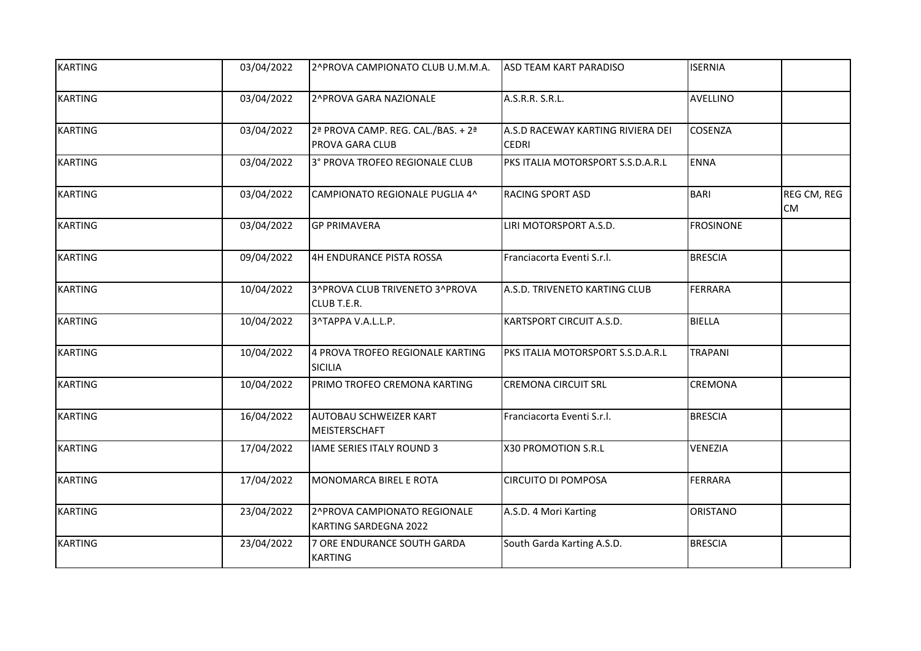| | | | | | |
|---|---|---|---|---|---|
| KARTING | 03/04/2022 | 2^PROVA CAMPIONATO CLUB U.M.M.A. | ASD TEAM KART PARADISO | ISERNIA | |
| KARTING | 03/04/2022 | 2^PROVA GARA NAZIONALE | A.S.R.R. S.R.L. | AVELLINO | |
| KARTING | 03/04/2022 | 2ª PROVA CAMP. REG. CAL./BAS. + 2ª PROVA GARA CLUB | A.S.D RACEWAY KARTING RIVIERA DEI CEDRI | COSENZA | |
| KARTING | 03/04/2022 | 3° PROVA TROFEO REGIONALE CLUB | PKS ITALIA MOTORSPORT S.S.D.A.R.L | ENNA | |
| KARTING | 03/04/2022 | CAMPIONATO REGIONALE PUGLIA 4^ | RACING SPORT ASD | BARI | REG CM, REG CM |
| KARTING | 03/04/2022 | GP PRIMAVERA | LIRI MOTORSPORT A.S.D. | FROSINONE | |
| KARTING | 09/04/2022 | 4H ENDURANCE PISTA ROSSA | Franciacorta Eventi S.r.l. | BRESCIA | |
| KARTING | 10/04/2022 | 3^PROVA CLUB TRIVENETO 3^PROVA CLUB T.E.R. | A.S.D. TRIVENETO KARTING CLUB | FERRARA | |
| KARTING | 10/04/2022 | 3^TAPPA V.A.L.L.P. | KARTSPORT CIRCUIT A.S.D. | BIELLA | |
| KARTING | 10/04/2022 | 4 PROVA TROFEO REGIONALE KARTING SICILIA | PKS ITALIA MOTORSPORT S.S.D.A.R.L | TRAPANI | |
| KARTING | 10/04/2022 | PRIMO TROFEO CREMONA KARTING | CREMONA CIRCUIT SRL | CREMONA | |
| KARTING | 16/04/2022 | AUTOBAU SCHWEIZER KART MEISTERSCHAFT | Franciacorta Eventi S.r.l. | BRESCIA | |
| KARTING | 17/04/2022 | IAME SERIES ITALY ROUND 3 | X30 PROMOTION S.R.L | VENEZIA | |
| KARTING | 17/04/2022 | MONOMARCA BIREL E ROTA | CIRCUITO DI POMPOSA | FERRARA | |
| KARTING | 23/04/2022 | 2^PROVA CAMPIONATO REGIONALE KARTING SARDEGNA 2022 | A.S.D. 4 Mori Karting | ORISTANO | |
| KARTING | 23/04/2022 | 7 ORE ENDURANCE SOUTH GARDA KARTING | South Garda Karting A.S.D. | BRESCIA | |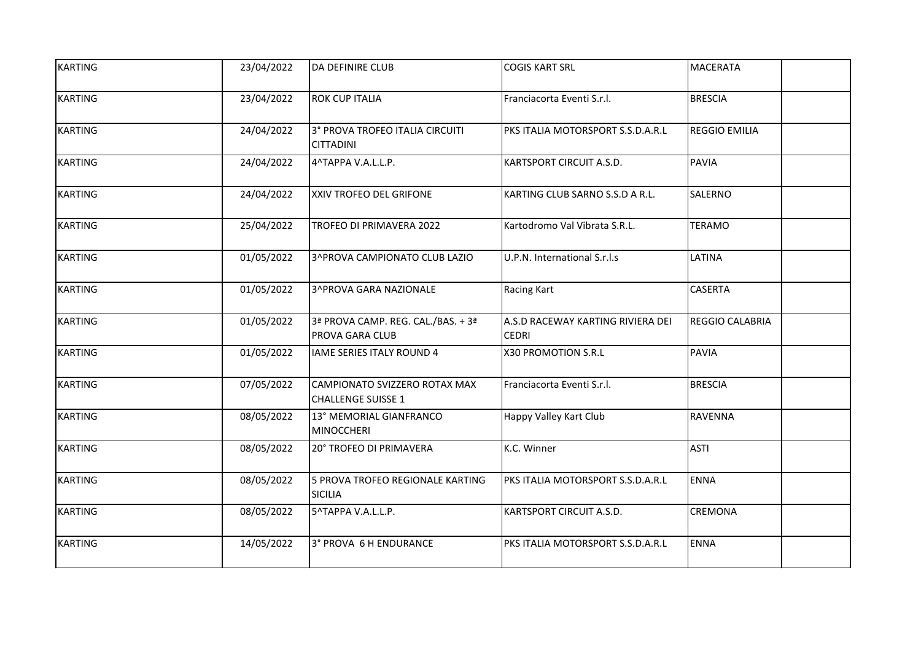| | | | | | |
|---|---|---|---|---|---|
| KARTING | 23/04/2022 | DA DEFINIRE CLUB | COGIS KART SRL | MACERATA | |
| KARTING | 23/04/2022 | ROK CUP ITALIA | Franciacorta Eventi S.r.l. | BRESCIA | |
| KARTING | 24/04/2022 | 3° PROVA TROFEO ITALIA CIRCUITI CITTADINI | PKS ITALIA MOTORSPORT S.S.D.A.R.L | REGGIO EMILIA | |
| KARTING | 24/04/2022 | 4^TAPPA V.A.L.L.P. | KARTSPORT CIRCUIT A.S.D. | PAVIA | |
| KARTING | 24/04/2022 | XXIV TROFEO DEL GRIFONE | KARTING CLUB SARNO S.S.D A R.L. | SALERNO | |
| KARTING | 25/04/2022 | TROFEO DI PRIMAVERA 2022 | Kartodromo Val Vibrata S.R.L. | TERAMO | |
| KARTING | 01/05/2022 | 3^PROVA CAMPIONATO CLUB LAZIO | U.P.N. International S.r.l.s | LATINA | |
| KARTING | 01/05/2022 | 3^PROVA GARA NAZIONALE | Racing Kart | CASERTA | |
| KARTING | 01/05/2022 | 3ª PROVA CAMP. REG. CAL./BAS. + 3ª PROVA GARA CLUB | A.S.D RACEWAY KARTING RIVIERA DEI CEDRI | REGGIO CALABRIA | |
| KARTING | 01/05/2022 | IAME SERIES ITALY ROUND 4 | X30 PROMOTION S.R.L | PAVIA | |
| KARTING | 07/05/2022 | CAMPIONATO SVIZZERO ROTAX MAX CHALLENGE SUISSE 1 | Franciacorta Eventi S.r.l. | BRESCIA | |
| KARTING | 08/05/2022 | 13° MEMORIAL GIANFRANCO MINOCCHERI | Happy Valley Kart Club | RAVENNA | |
| KARTING | 08/05/2022 | 20° TROFEO DI PRIMAVERA | K.C. Winner | ASTI | |
| KARTING | 08/05/2022 | 5 PROVA TROFEO REGIONALE KARTING SICILIA | PKS ITALIA MOTORSPORT S.S.D.A.R.L | ENNA | |
| KARTING | 08/05/2022 | 5^TAPPA V.A.L.L.P. | KARTSPORT CIRCUIT A.S.D. | CREMONA | |
| KARTING | 14/05/2022 | 3° PROVA 6 H ENDURANCE | PKS ITALIA MOTORSPORT S.S.D.A.R.L | ENNA | |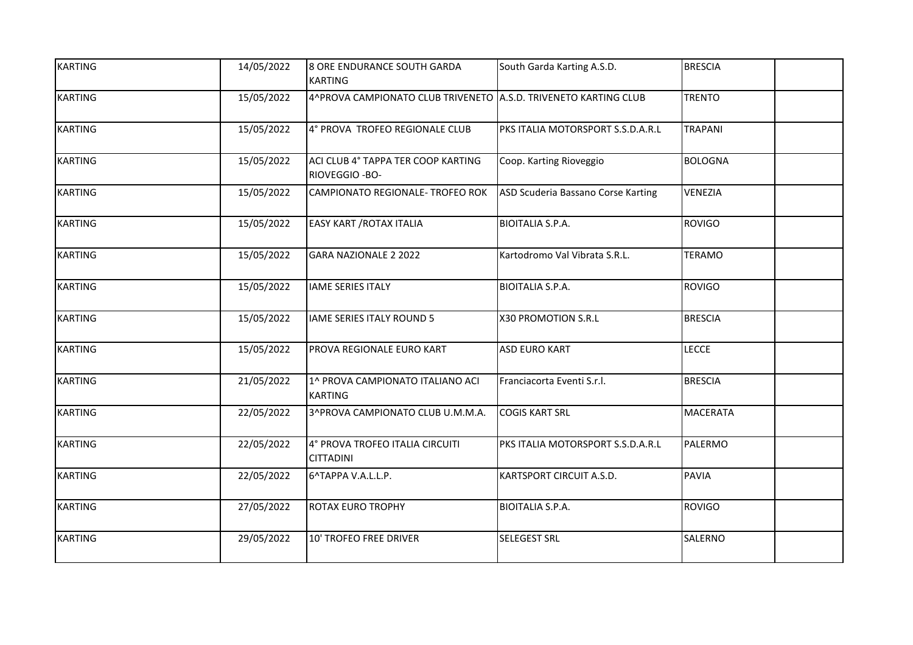| KARTING | 14/05/2022 | 8 ORE ENDURANCE SOUTH GARDA KARTING | South Garda Karting A.S.D. | BRESCIA | |
|---|---|---|---|---|---|
| KARTING | 15/05/2022 | 4^PROVA CAMPIONATO CLUB TRIVENETO | A.S.D. TRIVENETO KARTING CLUB | TRENTO | |
| KARTING | 15/05/2022 | 4° PROVA TROFEO REGIONALE CLUB | PKS ITALIA MOTORSPORT S.S.D.A.R.L | TRAPANI | |
| KARTING | 15/05/2022 | ACI CLUB 4° TAPPA TER COOP KARTING RIOVEGGIO -BO- | Coop. Karting Rioveggio | BOLOGNA | |
| KARTING | 15/05/2022 | CAMPIONATO REGIONALE- TROFEO ROK | ASD Scuderia Bassano Corse Karting | VENEZIA | |
| KARTING | 15/05/2022 | EASY KART /ROTAX ITALIA | BIOITALIA S.P.A. | ROVIGO | |
| KARTING | 15/05/2022 | GARA NAZIONALE 2 2022 | Kartodromo Val Vibrata S.R.L. | TERAMO | |
| KARTING | 15/05/2022 | IAME SERIES ITALY | BIOITALIA S.P.A. | ROVIGO | |
| KARTING | 15/05/2022 | IAME SERIES ITALY ROUND 5 | X30 PROMOTION S.R.L | BRESCIA | |
| KARTING | 15/05/2022 | PROVA REGIONALE EURO KART | ASD EURO KART | LECCE | |
| KARTING | 21/05/2022 | 1^ PROVA CAMPIONATO ITALIANO ACI KARTING | Franciacorta Eventi S.r.l. | BRESCIA | |
| KARTING | 22/05/2022 | 3^PROVA CAMPIONATO CLUB U.M.M.A. | COGIS KART SRL | MACERATA | |
| KARTING | 22/05/2022 | 4° PROVA TROFEO ITALIA CIRCUITI CITTADINI | PKS ITALIA MOTORSPORT S.S.D.A.R.L | PALERMO | |
| KARTING | 22/05/2022 | 6^TAPPA V.A.L.L.P. | KARTSPORT CIRCUIT A.S.D. | PAVIA | |
| KARTING | 27/05/2022 | ROTAX EURO TROPHY | BIOITALIA S.P.A. | ROVIGO | |
| KARTING | 29/05/2022 | 10' TROFEO FREE DRIVER | SELEGEST SRL | SALERNO | |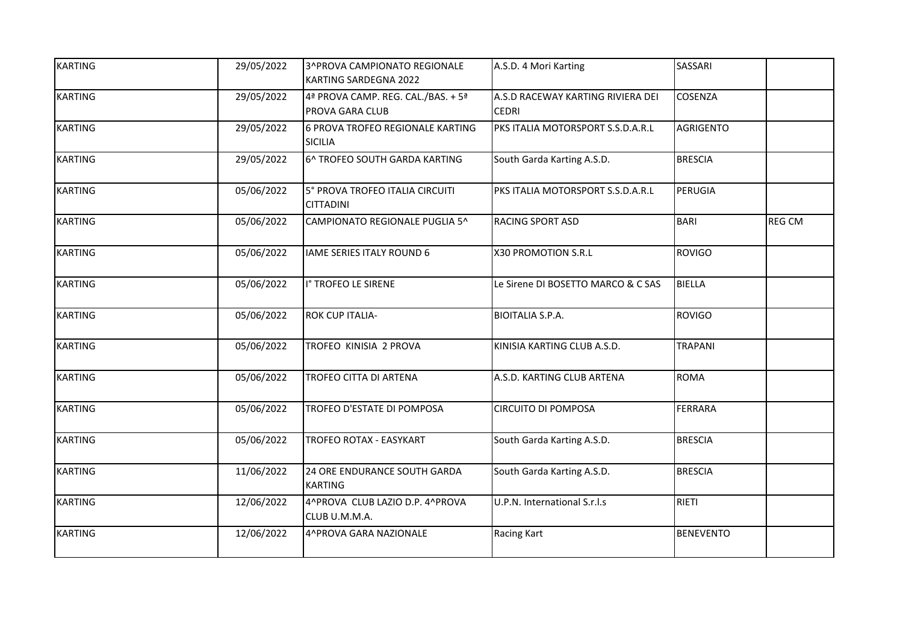| KARTING | 29/05/2022 | 3^PROVA CAMPIONATO REGIONALE KARTING SARDEGNA 2022 | A.S.D. 4 Mori Karting | SASSARI | |
|---|---|---|---|---|---|
| KARTING | 29/05/2022 | 4ª PROVA CAMP. REG. CAL./BAS. + 5ª PROVA GARA CLUB | A.S.D RACEWAY KARTING RIVIERA DEI CEDRI | COSENZA | |
| KARTING | 29/05/2022 | 6 PROVA TROFEO REGIONALE KARTING SICILIA | PKS ITALIA MOTORSPORT S.S.D.A.R.L | AGRIGENTO | |
| KARTING | 29/05/2022 | 6^ TROFEO SOUTH GARDA KARTING | South Garda Karting A.S.D. | BRESCIA | |
| KARTING | 05/06/2022 | 5° PROVA TROFEO ITALIA CIRCUITI CITTADINI | PKS ITALIA MOTORSPORT S.S.D.A.R.L | PERUGIA | |
| KARTING | 05/06/2022 | CAMPIONATO REGIONALE PUGLIA 5^ | RACING SPORT ASD | BARI | REG CM |
| KARTING | 05/06/2022 | IAME SERIES ITALY ROUND 6 | X30 PROMOTION S.R.L | ROVIGO | |
| KARTING | 05/06/2022 | I° TROFEO LE SIRENE | Le Sirene DI BOSETTO MARCO & C SAS | BIELLA | |
| KARTING | 05/06/2022 | ROK CUP ITALIA- | BIOITALIA S.P.A. | ROVIGO | |
| KARTING | 05/06/2022 | TROFEO KINISIA 2 PROVA | KINISIA KARTING CLUB A.S.D. | TRAPANI | |
| KARTING | 05/06/2022 | TROFEO CITTA DI ARTENA | A.S.D. KARTING CLUB ARTENA | ROMA | |
| KARTING | 05/06/2022 | TROFEO D'ESTATE DI POMPOSA | CIRCUITO DI POMPOSA | FERRARA | |
| KARTING | 05/06/2022 | TROFEO ROTAX - EASYKART | South Garda Karting A.S.D. | BRESCIA | |
| KARTING | 11/06/2022 | 24 ORE ENDURANCE SOUTH GARDA KARTING | South Garda Karting A.S.D. | BRESCIA | |
| KARTING | 12/06/2022 | 4^PROVA CLUB LAZIO D.P. 4^PROVA CLUB U.M.M.A. | U.P.N. International S.r.l.s | RIETI | |
| KARTING | 12/06/2022 | 4^PROVA GARA NAZIONALE | Racing Kart | BENEVENTO | |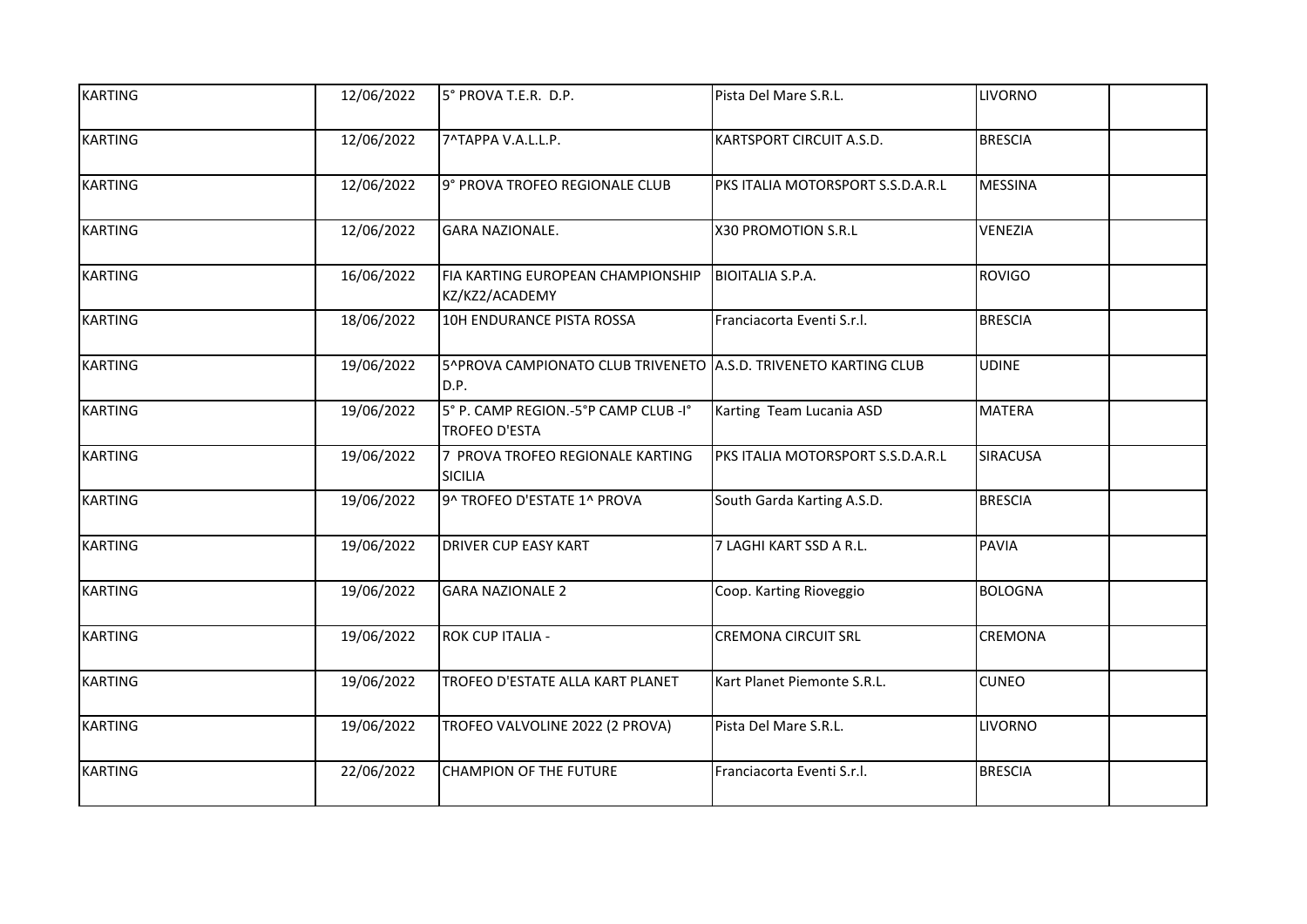| | | | | | |
|---|---|---|---|---|---|
| KARTING | 12/06/2022 | 5° PROVA T.E.R. D.P. | Pista Del Mare S.R.L. | LIVORNO | |
| KARTING | 12/06/2022 | 7^TAPPA V.A.L.L.P. | KARTSPORT CIRCUIT A.S.D. | BRESCIA | |
| KARTING | 12/06/2022 | 9° PROVA TROFEO REGIONALE CLUB | PKS ITALIA MOTORSPORT S.S.D.A.R.L | MESSINA | |
| KARTING | 12/06/2022 | GARA NAZIONALE. | X30 PROMOTION S.R.L | VENEZIA | |
| KARTING | 16/06/2022 | FIA KARTING EUROPEAN CHAMPIONSHIP KZ/KZ2/ACADEMY | BIOITALIA S.P.A. | ROVIGO | |
| KARTING | 18/06/2022 | 10H ENDURANCE PISTA ROSSA | Franciacorta Eventi S.r.l. | BRESCIA | |
| KARTING | 19/06/2022 | 5^PROVA CAMPIONATO CLUB TRIVENETO D.P. | A.S.D. TRIVENETO KARTING CLUB | UDINE | |
| KARTING | 19/06/2022 | 5° P. CAMP REGION.-5°P CAMP CLUB -I° TROFEO D'ESTA | Karting Team Lucania ASD | MATERA | |
| KARTING | 19/06/2022 | 7 PROVA TROFEO REGIONALE KARTING SICILIA | PKS ITALIA MOTORSPORT S.S.D.A.R.L | SIRACUSA | |
| KARTING | 19/06/2022 | 9^ TROFEO D'ESTATE 1^ PROVA | South Garda Karting A.S.D. | BRESCIA | |
| KARTING | 19/06/2022 | DRIVER CUP EASY KART | 7 LAGHI KART SSD A R.L. | PAVIA | |
| KARTING | 19/06/2022 | GARA NAZIONALE 2 | Coop. Karting Rioveggio | BOLOGNA | |
| KARTING | 19/06/2022 | ROK CUP ITALIA - | CREMONA CIRCUIT SRL | CREMONA | |
| KARTING | 19/06/2022 | TROFEO D'ESTATE ALLA KART PLANET | Kart Planet Piemonte S.R.L. | CUNEO | |
| KARTING | 19/06/2022 | TROFEO VALVOLINE 2022 (2 PROVA) | Pista Del Mare S.R.L. | LIVORNO | |
| KARTING | 22/06/2022 | CHAMPION OF THE FUTURE | Franciacorta Eventi S.r.l. | BRESCIA | |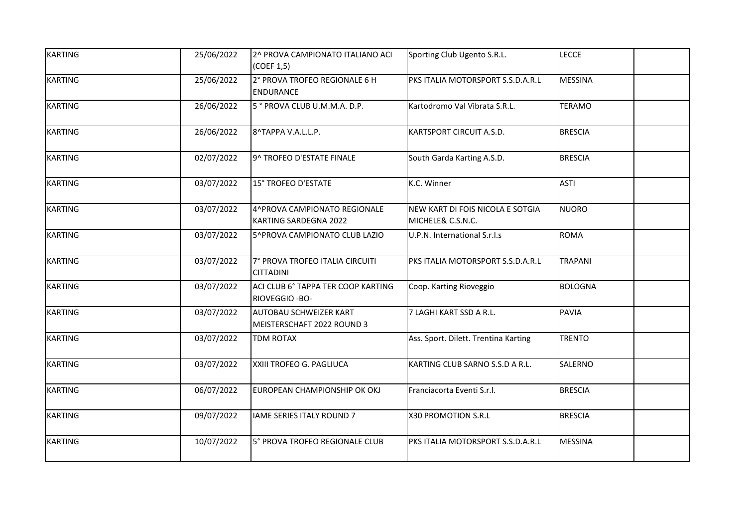| | | | | | |
|---|---|---|---|---|---|
| KARTING | 25/06/2022 | 2^ PROVA CAMPIONATO ITALIANO ACI (COEF 1,5) | Sporting Club Ugento S.R.L. | LECCE | |
| KARTING | 25/06/2022 | 2° PROVA TROFEO REGIONALE 6 H ENDURANCE | PKS ITALIA MOTORSPORT S.S.D.A.R.L | MESSINA | |
| KARTING | 26/06/2022 | 5 ° PROVA CLUB U.M.M.A. D.P. | Kartodromo Val Vibrata S.R.L. | TERAMO | |
| KARTING | 26/06/2022 | 8^TAPPA V.A.L.L.P. | KARTSPORT CIRCUIT A.S.D. | BRESCIA | |
| KARTING | 02/07/2022 | 9^ TROFEO D'ESTATE FINALE | South Garda Karting A.S.D. | BRESCIA | |
| KARTING | 03/07/2022 | 15° TROFEO D'ESTATE | K.C. Winner | ASTI | |
| KARTING | 03/07/2022 | 4^PROVA CAMPIONATO REGIONALE KARTING SARDEGNA 2022 | NEW KART DI FOIS NICOLA E SOTGIA MICHELE& C.S.N.C. | NUORO | |
| KARTING | 03/07/2022 | 5^PROVA CAMPIONATO CLUB LAZIO | U.P.N. International S.r.l.s | ROMA | |
| KARTING | 03/07/2022 | 7° PROVA TROFEO ITALIA CIRCUITI CITTADINI | PKS ITALIA MOTORSPORT S.S.D.A.R.L | TRAPANI | |
| KARTING | 03/07/2022 | ACI CLUB 6° TAPPA TER COOP KARTING RIOVEGGIO -BO- | Coop. Karting Rioveggio | BOLOGNA | |
| KARTING | 03/07/2022 | AUTOBAU SCHWEIZER KART MEISTERSCHAFT 2022 ROUND 3 | 7 LAGHI KART SSD A R.L. | PAVIA | |
| KARTING | 03/07/2022 | TDM ROTAX | Ass. Sport. Dilett. Trentina Karting | TRENTO | |
| KARTING | 03/07/2022 | XXIII TROFEO G. PAGLIUCA | KARTING CLUB SARNO S.S.D A R.L. | SALERNO | |
| KARTING | 06/07/2022 | EUROPEAN CHAMPIONSHIP OK OKJ | Franciacorta Eventi S.r.l. | BRESCIA | |
| KARTING | 09/07/2022 | IAME SERIES ITALY ROUND 7 | X30 PROMOTION S.R.L | BRESCIA | |
| KARTING | 10/07/2022 | 5° PROVA TROFEO REGIONALE CLUB | PKS ITALIA MOTORSPORT S.S.D.A.R.L | MESSINA | |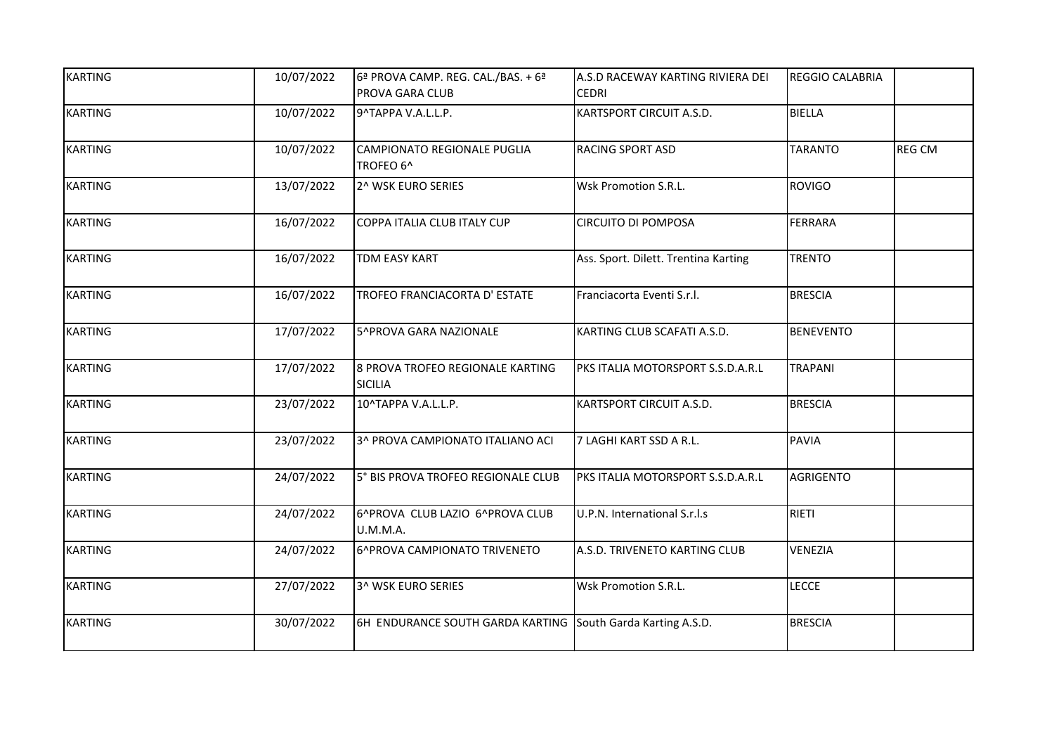| KARTING | 10/07/2022 | 6ª PROVA CAMP. REG. CAL./BAS. + 6ª PROVA GARA CLUB | A.S.D RACEWAY KARTING RIVIERA DEI CEDRI | REGGIO CALABRIA | |
|---|---|---|---|---|---|
| KARTING | 10/07/2022 | 9^TAPPA V.A.L.L.P. | KARTSPORT CIRCUIT A.S.D. | BIELLA | |
| KARTING | 10/07/2022 | CAMPIONATO REGIONALE PUGLIA TROFEO 6^ | RACING SPORT ASD | TARANTO | REG CM |
| KARTING | 13/07/2022 | 2^ WSK EURO SERIES | Wsk Promotion S.R.L. | ROVIGO | |
| KARTING | 16/07/2022 | COPPA ITALIA CLUB ITALY CUP | CIRCUITO DI POMPOSA | FERRARA | |
| KARTING | 16/07/2022 | TDM EASY KART | Ass. Sport. Dilett. Trentina Karting | TRENTO | |
| KARTING | 16/07/2022 | TROFEO FRANCIACORTA D' ESTATE | Franciacorta Eventi S.r.l. | BRESCIA | |
| KARTING | 17/07/2022 | 5^PROVA GARA NAZIONALE | KARTING CLUB SCAFATI A.S.D. | BENEVENTO | |
| KARTING | 17/07/2022 | 8 PROVA TROFEO REGIONALE KARTING SICILIA | PKS ITALIA MOTORSPORT S.S.D.A.R.L | TRAPANI | |
| KARTING | 23/07/2022 | 10^TAPPA V.A.L.L.P. | KARTSPORT CIRCUIT A.S.D. | BRESCIA | |
| KARTING | 23/07/2022 | 3^ PROVA CAMPIONATO ITALIANO ACI | 7 LAGHI KART SSD A R.L. | PAVIA | |
| KARTING | 24/07/2022 | 5° BIS PROVA TROFEO REGIONALE CLUB | PKS ITALIA MOTORSPORT S.S.D.A.R.L | AGRIGENTO | |
| KARTING | 24/07/2022 | 6^PROVA CLUB LAZIO 6^PROVA CLUB U.M.M.A. | U.P.N. International S.r.l.s | RIETI | |
| KARTING | 24/07/2022 | 6^PROVA CAMPIONATO TRIVENETO | A.S.D. TRIVENETO KARTING CLUB | VENEZIA | |
| KARTING | 27/07/2022 | 3^ WSK EURO SERIES | Wsk Promotion S.R.L. | LECCE | |
| KARTING | 30/07/2022 | 6H ENDURANCE SOUTH GARDA KARTING | South Garda Karting A.S.D. | BRESCIA | |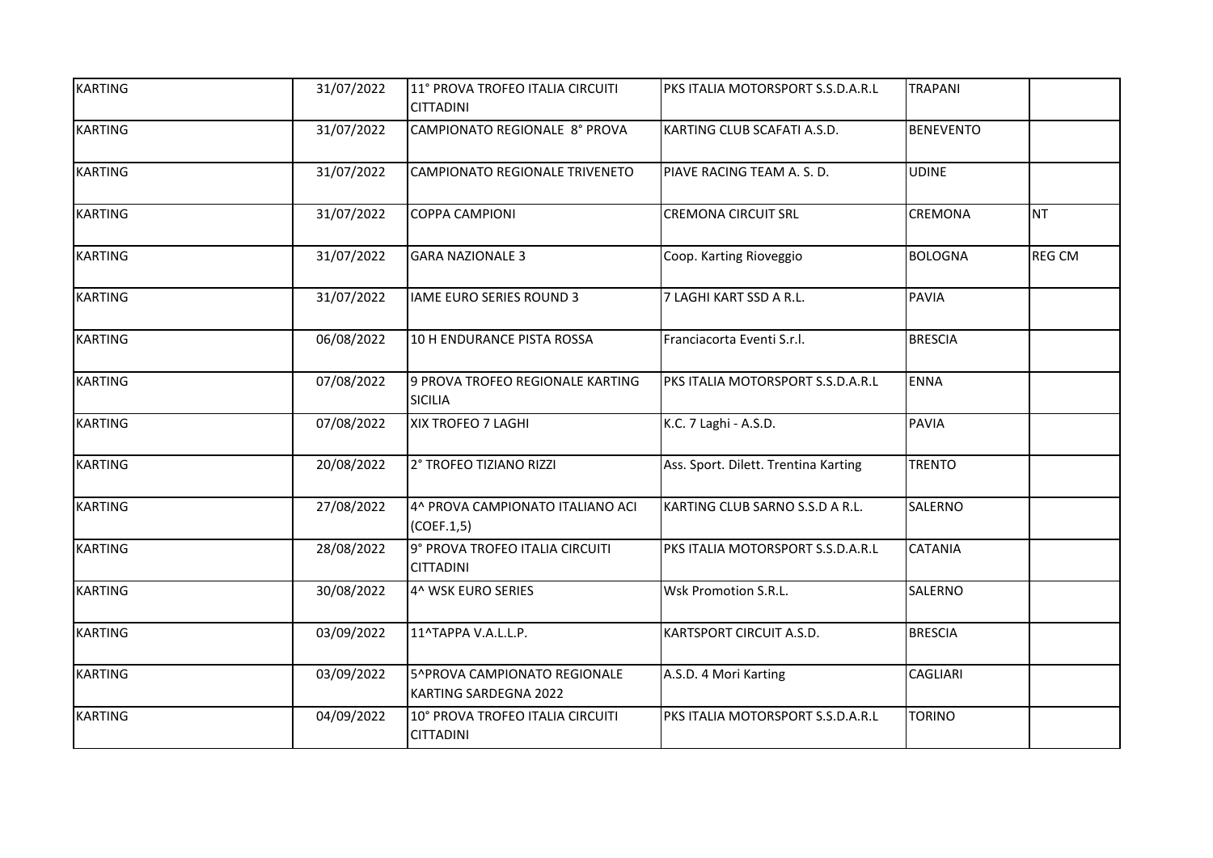| | | | | | |
|---|---|---|---|---|---|
| KARTING | 31/07/2022 | 11° PROVA TROFEO ITALIA CIRCUITI CITTADINI | PKS ITALIA MOTORSPORT S.S.D.A.R.L | TRAPANI | |
| KARTING | 31/07/2022 | CAMPIONATO REGIONALE 8° PROVA | KARTING CLUB SCAFATI A.S.D. | BENEVENTO | |
| KARTING | 31/07/2022 | CAMPIONATO REGIONALE TRIVENETO | PIAVE RACING TEAM A. S. D. | UDINE | |
| KARTING | 31/07/2022 | COPPA CAMPIONI | CREMONA CIRCUIT SRL | CREMONA | NT |
| KARTING | 31/07/2022 | GARA NAZIONALE 3 | Coop. Karting Rioveggio | BOLOGNA | REG CM |
| KARTING | 31/07/2022 | IAME EURO SERIES ROUND 3 | 7 LAGHI KART SSD A R.L. | PAVIA | |
| KARTING | 06/08/2022 | 10 H ENDURANCE PISTA ROSSA | Franciacorta Eventi S.r.l. | BRESCIA | |
| KARTING | 07/08/2022 | 9 PROVA TROFEO REGIONALE KARTING SICILIA | PKS ITALIA MOTORSPORT S.S.D.A.R.L | ENNA | |
| KARTING | 07/08/2022 | XIX TROFEO 7 LAGHI | K.C. 7 Laghi - A.S.D. | PAVIA | |
| KARTING | 20/08/2022 | 2° TROFEO TIZIANO RIZZI | Ass. Sport. Dilett. Trentina Karting | TRENTO | |
| KARTING | 27/08/2022 | 4^ PROVA CAMPIONATO ITALIANO ACI (COEF.1,5) | KARTING CLUB SARNO S.S.D A R.L. | SALERNO | |
| KARTING | 28/08/2022 | 9° PROVA TROFEO ITALIA CIRCUITI CITTADINI | PKS ITALIA MOTORSPORT S.S.D.A.R.L | CATANIA | |
| KARTING | 30/08/2022 | 4^ WSK EURO SERIES | Wsk Promotion S.R.L. | SALERNO | |
| KARTING | 03/09/2022 | 11^TAPPA V.A.L.L.P. | KARTSPORT CIRCUIT A.S.D. | BRESCIA | |
| KARTING | 03/09/2022 | 5^PROVA CAMPIONATO REGIONALE KARTING SARDEGNA 2022 | A.S.D. 4 Mori Karting | CAGLIARI | |
| KARTING | 04/09/2022 | 10° PROVA TROFEO ITALIA CIRCUITI CITTADINI | PKS ITALIA MOTORSPORT S.S.D.A.R.L | TORINO | |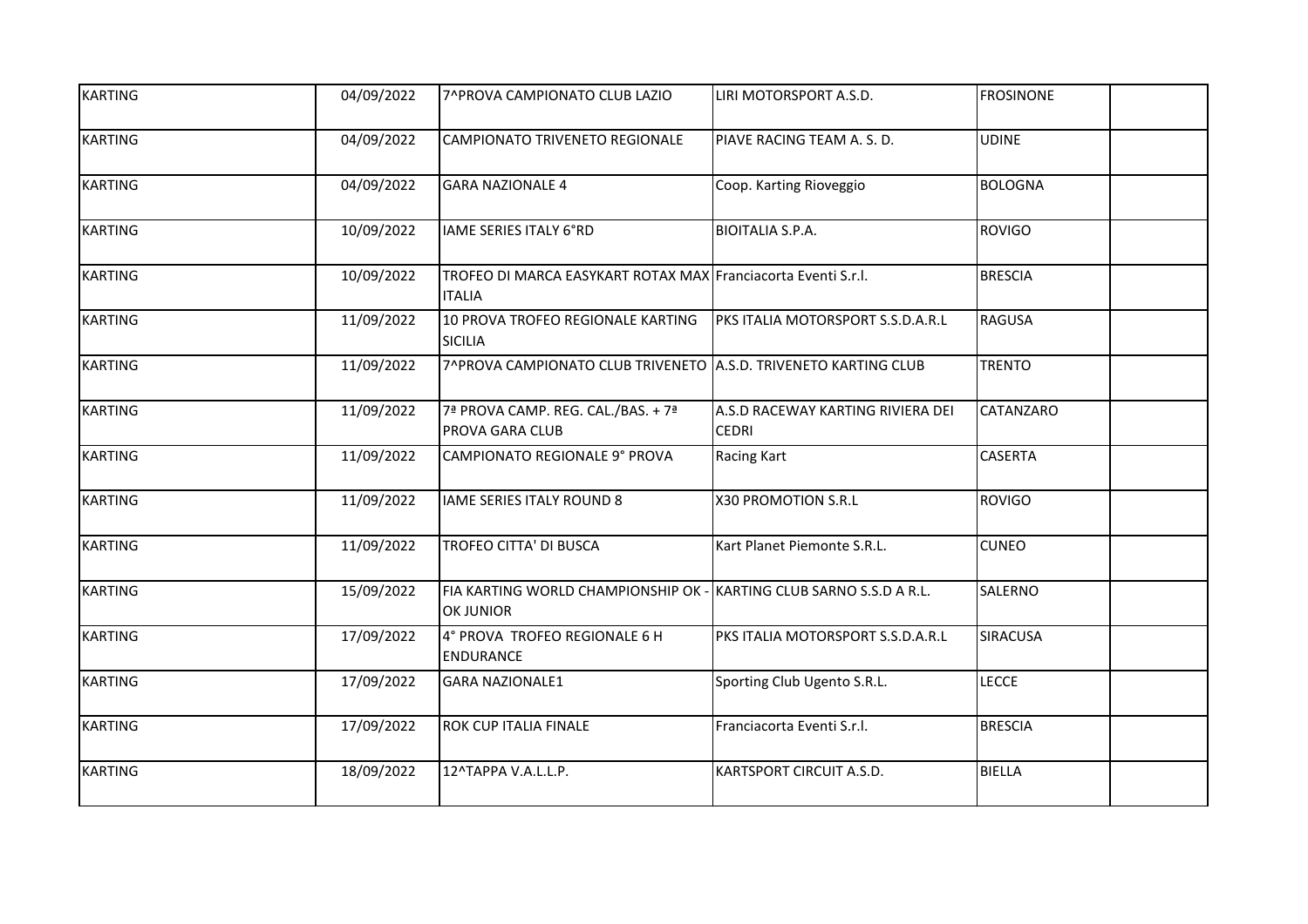| | | | | | |
|---|---|---|---|---|---|
| KARTING | 04/09/2022 | 7^PROVA CAMPIONATO CLUB LAZIO | LIRI MOTORSPORT A.S.D. | FROSINONE | |
| KARTING | 04/09/2022 | CAMPIONATO TRIVENETO REGIONALE | PIAVE RACING TEAM A. S. D. | UDINE | |
| KARTING | 04/09/2022 | GARA NAZIONALE 4 | Coop. Karting Rioveggio | BOLOGNA | |
| KARTING | 10/09/2022 | IAME SERIES ITALY 6°RD | BIOITALIA S.P.A. | ROVIGO | |
| KARTING | 10/09/2022 | TROFEO DI MARCA EASYKART ROTAX MAX ITALIA | Franciacorta Eventi S.r.l. | BRESCIA | |
| KARTING | 11/09/2022 | 10 PROVA TROFEO REGIONALE KARTING SICILIA | PKS ITALIA MOTORSPORT S.S.D.A.R.L | RAGUSA | |
| KARTING | 11/09/2022 | 7^PROVA CAMPIONATO CLUB TRIVENETO | A.S.D. TRIVENETO KARTING CLUB | TRENTO | |
| KARTING | 11/09/2022 | 7ª PROVA CAMP. REG. CAL./BAS. + 7ª PROVA GARA CLUB | A.S.D RACEWAY KARTING RIVIERA DEI CEDRI | CATANZARO | |
| KARTING | 11/09/2022 | CAMPIONATO REGIONALE 9° PROVA | Racing Kart | CASERTA | |
| KARTING | 11/09/2022 | IAME SERIES ITALY ROUND 8 | X30 PROMOTION S.R.L | ROVIGO | |
| KARTING | 11/09/2022 | TROFEO CITTA' DI BUSCA | Kart Planet Piemonte S.R.L. | CUNEO | |
| KARTING | 15/09/2022 | FIA KARTING WORLD CHAMPIONSHIP OK - OK JUNIOR | KARTING CLUB SARNO S.S.D A R.L. | SALERNO | |
| KARTING | 17/09/2022 | 4° PROVA TROFEO REGIONALE 6 H ENDURANCE | PKS ITALIA MOTORSPORT S.S.D.A.R.L | SIRACUSA | |
| KARTING | 17/09/2022 | GARA NAZIONALE1 | Sporting Club Ugento S.R.L. | LECCE | |
| KARTING | 17/09/2022 | ROK CUP ITALIA FINALE | Franciacorta Eventi S.r.l. | BRESCIA | |
| KARTING | 18/09/2022 | 12^TAPPA V.A.L.L.P. | KARTSPORT CIRCUIT A.S.D. | BIELLA | |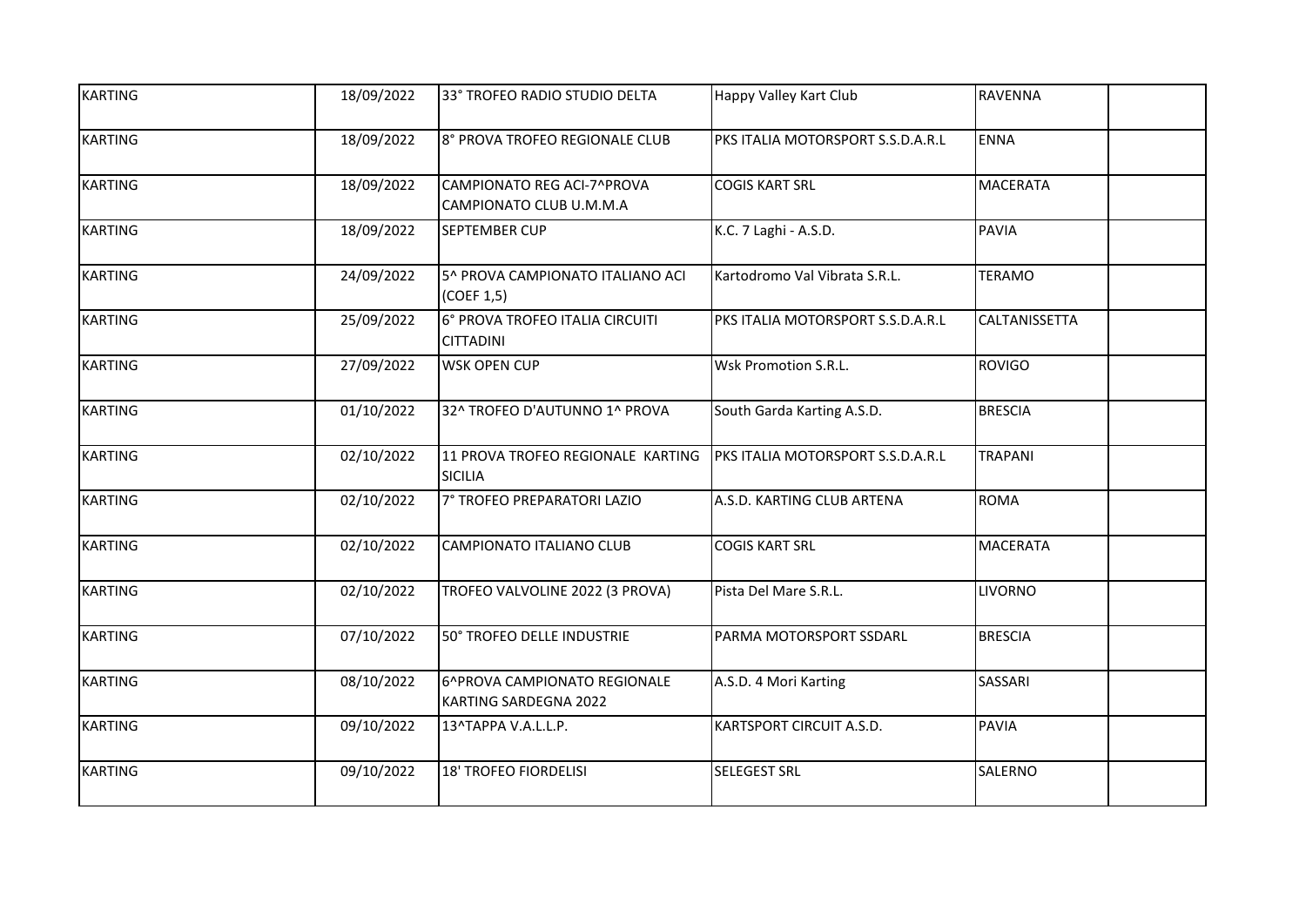| | | | | | |
|---|---|---|---|---|---|
| KARTING | 18/09/2022 | 33° TROFEO RADIO STUDIO DELTA | Happy Valley Kart Club | RAVENNA | |
| KARTING | 18/09/2022 | 8° PROVA TROFEO REGIONALE CLUB | PKS ITALIA MOTORSPORT S.S.D.A.R.L | ENNA | |
| KARTING | 18/09/2022 | CAMPIONATO REG ACI-7^PROVA CAMPIONATO CLUB U.M.M.A | COGIS KART SRL | MACERATA | |
| KARTING | 18/09/2022 | SEPTEMBER CUP | K.C. 7 Laghi - A.S.D. | PAVIA | |
| KARTING | 24/09/2022 | 5^ PROVA CAMPIONATO ITALIANO ACI (COEF 1,5) | Kartodromo Val Vibrata S.R.L. | TERAMO | |
| KARTING | 25/09/2022 | 6° PROVA TROFEO ITALIA CIRCUITI CITTADINI | PKS ITALIA MOTORSPORT S.S.D.A.R.L | CALTANISSETTA | |
| KARTING | 27/09/2022 | WSK OPEN CUP | Wsk Promotion S.R.L. | ROVIGO | |
| KARTING | 01/10/2022 | 32^ TROFEO D'AUTUNNO 1^ PROVA | South Garda Karting A.S.D. | BRESCIA | |
| KARTING | 02/10/2022 | 11 PROVA TROFEO REGIONALE KARTING SICILIA | PKS ITALIA MOTORSPORT S.S.D.A.R.L | TRAPANI | |
| KARTING | 02/10/2022 | 7° TROFEO PREPARATORI LAZIO | A.S.D. KARTING CLUB ARTENA | ROMA | |
| KARTING | 02/10/2022 | CAMPIONATO ITALIANO CLUB | COGIS KART SRL | MACERATA | |
| KARTING | 02/10/2022 | TROFEO VALVOLINE 2022 (3 PROVA) | Pista Del Mare S.R.L. | LIVORNO | |
| KARTING | 07/10/2022 | 50° TROFEO DELLE INDUSTRIE | PARMA MOTORSPORT SSDARL | BRESCIA | |
| KARTING | 08/10/2022 | 6^PROVA CAMPIONATO REGIONALE KARTING SARDEGNA 2022 | A.S.D. 4 Mori Karting | SASSARI | |
| KARTING | 09/10/2022 | 13^TAPPA V.A.L.L.P. | KARTSPORT CIRCUIT A.S.D. | PAVIA | |
| KARTING | 09/10/2022 | 18' TROFEO FIORDELISI | SELEGEST SRL | SALERNO | |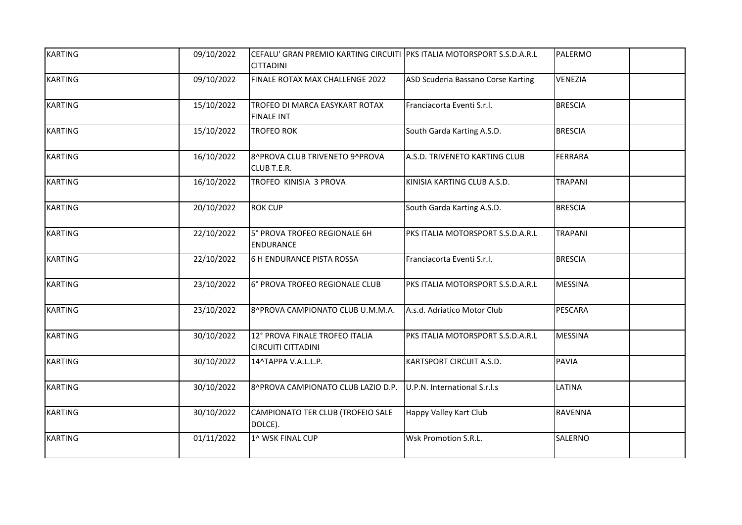| KARTING | 09/10/2022 | CEFALU' GRAN PREMIO KARTING CIRCUITI CITTADINI | PKS ITALIA MOTORSPORT S.S.D.A.R.L | PALERMO | |
|---|---|---|---|---|---|
| KARTING | 09/10/2022 | FINALE ROTAX MAX CHALLENGE 2022 | ASD Scuderia Bassano Corse Karting | VENEZIA | |
| KARTING | 15/10/2022 | TROFEO DI MARCA EASYKART ROTAX FINALE INT | Franciacorta Eventi S.r.l. | BRESCIA | |
| KARTING | 15/10/2022 | TROFEO ROK | South Garda Karting A.S.D. | BRESCIA | |
| KARTING | 16/10/2022 | 8^PROVA CLUB TRIVENETO 9^PROVA CLUB T.E.R. | A.S.D. TRIVENETO KARTING CLUB | FERRARA | |
| KARTING | 16/10/2022 | TROFEO KINISIA 3 PROVA | KINISIA KARTING CLUB A.S.D. | TRAPANI | |
| KARTING | 20/10/2022 | ROK CUP | South Garda Karting A.S.D. | BRESCIA | |
| KARTING | 22/10/2022 | 5° PROVA TROFEO REGIONALE 6H ENDURANCE | PKS ITALIA MOTORSPORT S.S.D.A.R.L | TRAPANI | |
| KARTING | 22/10/2022 | 6 H ENDURANCE PISTA ROSSA | Franciacorta Eventi S.r.l. | BRESCIA | |
| KARTING | 23/10/2022 | 6° PROVA TROFEO REGIONALE CLUB | PKS ITALIA MOTORSPORT S.S.D.A.R.L | MESSINA | |
| KARTING | 23/10/2022 | 8^PROVA CAMPIONATO CLUB U.M.M.A. | A.s.d. Adriatico Motor Club | PESCARA | |
| KARTING | 30/10/2022 | 12° PROVA FINALE TROFEO ITALIA CIRCUITI CITTADINI | PKS ITALIA MOTORSPORT S.S.D.A.R.L | MESSINA | |
| KARTING | 30/10/2022 | 14^TAPPA V.A.L.L.P. | KARTSPORT CIRCUIT A.S.D. | PAVIA | |
| KARTING | 30/10/2022 | 8^PROVA CAMPIONATO CLUB LAZIO D.P. | U.P.N. International S.r.l.s | LATINA | |
| KARTING | 30/10/2022 | CAMPIONATO TER CLUB (TROFEIO SALE DOLCE). | Happy Valley Kart Club | RAVENNA | |
| KARTING | 01/11/2022 | 1^ WSK FINAL CUP | Wsk Promotion S.R.L. | SALERNO | |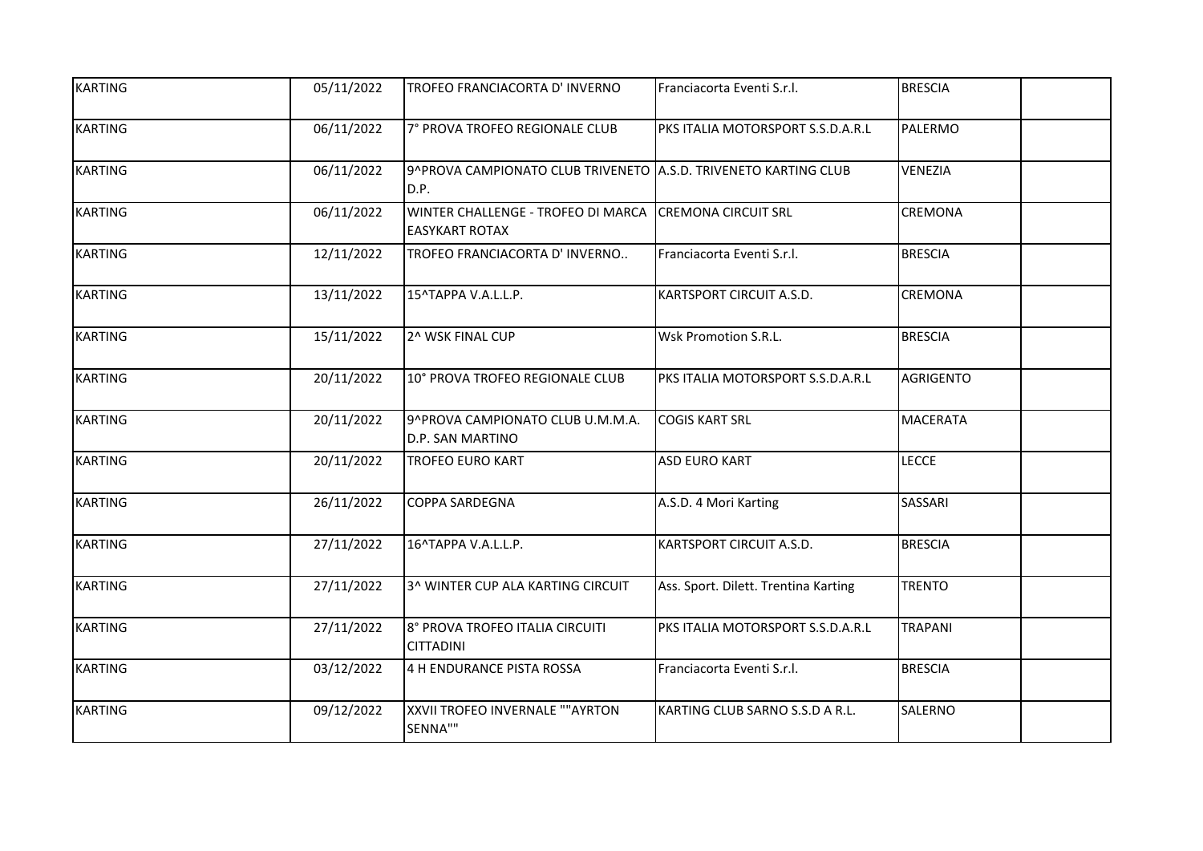| | | | | | |
|---|---|---|---|---|---|
| KARTING | 05/11/2022 | TROFEO FRANCIACORTA D' INVERNO | Franciacorta Eventi S.r.l. | BRESCIA | |
| KARTING | 06/11/2022 | 7° PROVA TROFEO REGIONALE CLUB | PKS ITALIA MOTORSPORT S.S.D.A.R.L | PALERMO | |
| KARTING | 06/11/2022 | 9^PROVA CAMPIONATO CLUB TRIVENETO D.P. | A.S.D. TRIVENETO KARTING CLUB | VENEZIA | |
| KARTING | 06/11/2022 | WINTER CHALLENGE - TROFEO DI MARCA EASYKART ROTAX | CREMONA CIRCUIT SRL | CREMONA | |
| KARTING | 12/11/2022 | TROFEO FRANCIACORTA D' INVERNO.. | Franciacorta Eventi S.r.l. | BRESCIA | |
| KARTING | 13/11/2022 | 15^TAPPA V.A.L.L.P. | KARTSPORT CIRCUIT A.S.D. | CREMONA | |
| KARTING | 15/11/2022 | 2^ WSK FINAL CUP | Wsk Promotion S.R.L. | BRESCIA | |
| KARTING | 20/11/2022 | 10° PROVA TROFEO REGIONALE CLUB | PKS ITALIA MOTORSPORT S.S.D.A.R.L | AGRIGENTO | |
| KARTING | 20/11/2022 | 9^PROVA CAMPIONATO CLUB U.M.M.A. D.P. SAN MARTINO | COGIS KART SRL | MACERATA | |
| KARTING | 20/11/2022 | TROFEO EURO KART | ASD EURO KART | LECCE | |
| KARTING | 26/11/2022 | COPPA SARDEGNA | A.S.D. 4 Mori Karting | SASSARI | |
| KARTING | 27/11/2022 | 16^TAPPA V.A.L.L.P. | KARTSPORT CIRCUIT A.S.D. | BRESCIA | |
| KARTING | 27/11/2022 | 3^ WINTER CUP ALA KARTING CIRCUIT | Ass. Sport. Dilett. Trentina Karting | TRENTO | |
| KARTING | 27/11/2022 | 8° PROVA TROFEO ITALIA CIRCUITI CITTADINI | PKS ITALIA MOTORSPORT S.S.D.A.R.L | TRAPANI | |
| KARTING | 03/12/2022 | 4 H ENDURANCE PISTA ROSSA | Franciacorta Eventi S.r.l. | BRESCIA | |
| KARTING | 09/12/2022 | XXVII TROFEO INVERNALE ""AYRTON SENNA"" | KARTING CLUB SARNO S.S.D A R.L. | SALERNO | |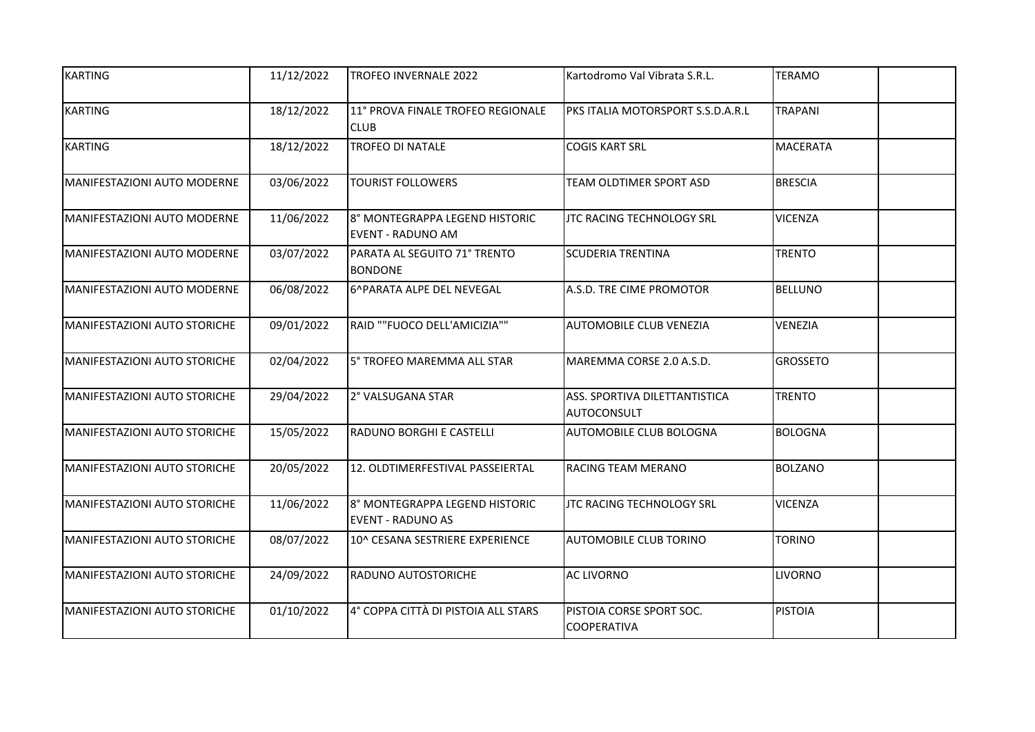| | | | | | |
|---|---|---|---|---|---|
| KARTING | 11/12/2022 | TROFEO INVERNALE 2022 | Kartodromo Val Vibrata S.R.L. | TERAMO | |
| KARTING | 18/12/2022 | 11° PROVA FINALE TROFEO REGIONALE CLUB | PKS ITALIA MOTORSPORT S.S.D.A.R.L | TRAPANI | |
| KARTING | 18/12/2022 | TROFEO DI NATALE | COGIS KART SRL | MACERATA | |
| MANIFESTAZIONI AUTO MODERNE | 03/06/2022 | TOURIST FOLLOWERS | TEAM OLDTIMER SPORT ASD | BRESCIA | |
| MANIFESTAZIONI AUTO MODERNE | 11/06/2022 | 8° MONTEGRAPPA LEGEND HISTORIC EVENT - RADUNO AM | JTC RACING TECHNOLOGY SRL | VICENZA | |
| MANIFESTAZIONI AUTO MODERNE | 03/07/2022 | PARATA AL SEGUITO 71° TRENTO BONDONE | SCUDERIA TRENTINA | TRENTO | |
| MANIFESTAZIONI AUTO MODERNE | 06/08/2022 | 6^PARATA ALPE DEL NEVEGAL | A.S.D. TRE CIME PROMOTOR | BELLUNO | |
| MANIFESTAZIONI AUTO STORICHE | 09/01/2022 | RAID ""FUOCO DELL'AMICIZIA"" | AUTOMOBILE CLUB VENEZIA | VENEZIA | |
| MANIFESTAZIONI AUTO STORICHE | 02/04/2022 | 5° TROFEO MAREMMA ALL STAR | MAREMMA CORSE 2.0 A.S.D. | GROSSETO | |
| MANIFESTAZIONI AUTO STORICHE | 29/04/2022 | 2° VALSUGANA STAR | ASS. SPORTIVA DILETTANTISTICA AUTOCONSULT | TRENTO | |
| MANIFESTAZIONI AUTO STORICHE | 15/05/2022 | RADUNO BORGHI E CASTELLI | AUTOMOBILE CLUB BOLOGNA | BOLOGNA | |
| MANIFESTAZIONI AUTO STORICHE | 20/05/2022 | 12. OLDTIMERFESTIVAL PASSEIERTAL | RACING TEAM MERANO | BOLZANO | |
| MANIFESTAZIONI AUTO STORICHE | 11/06/2022 | 8° MONTEGRAPPA LEGEND HISTORIC EVENT - RADUNO AS | JTC RACING TECHNOLOGY SRL | VICENZA | |
| MANIFESTAZIONI AUTO STORICHE | 08/07/2022 | 10^ CESANA SESTRIERE EXPERIENCE | AUTOMOBILE CLUB TORINO | TORINO | |
| MANIFESTAZIONI AUTO STORICHE | 24/09/2022 | RADUNO AUTOSTORICHE | AC LIVORNO | LIVORNO | |
| MANIFESTAZIONI AUTO STORICHE | 01/10/2022 | 4° COPPA CITTÀ DI PISTOIA ALL STARS | PISTOIA CORSE SPORT SOC. COOPERATIVA | PISTOIA | |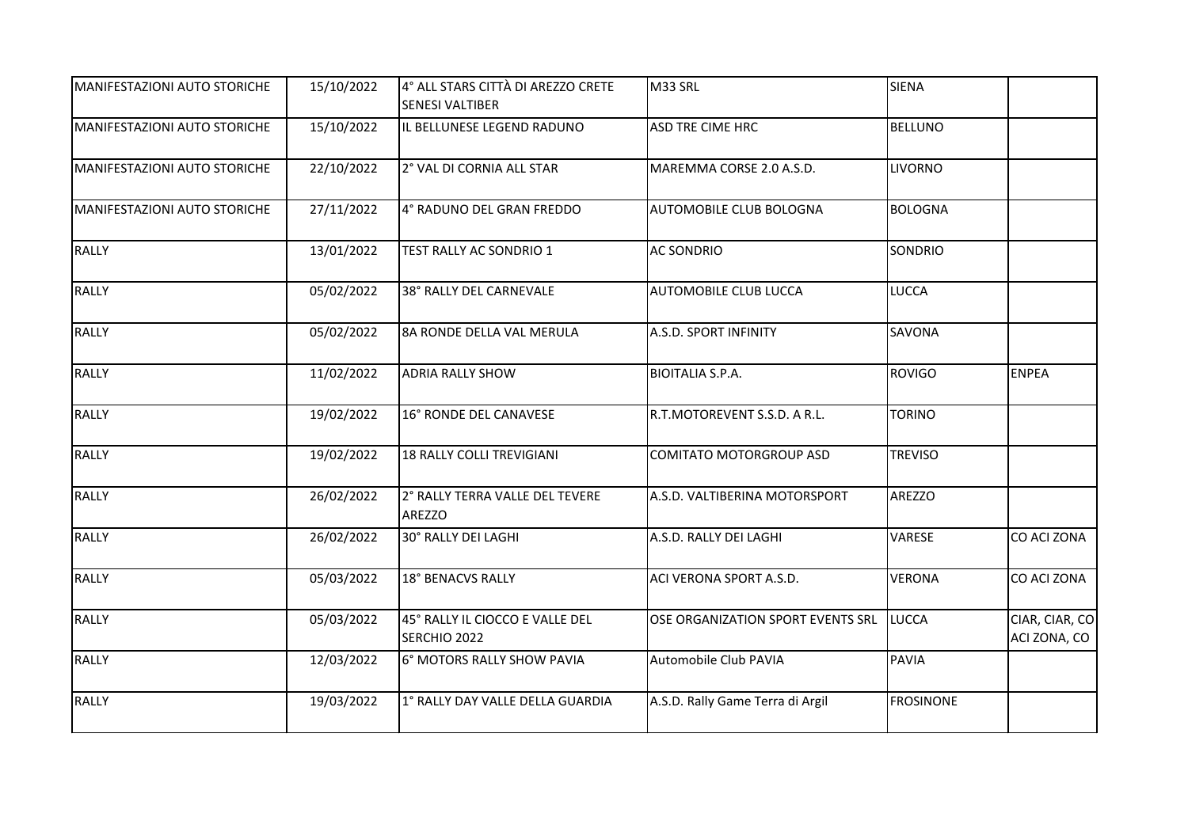| MANIFESTAZIONI AUTO STORICHE | 15/10/2022 | 4° ALL STARS CITTÀ DI AREZZO CRETE SENESI VALTIBER | M33 SRL | SIENA | |
|---|---|---|---|---|---|
| MANIFESTAZIONI AUTO STORICHE | 15/10/2022 | IL BELLUNESE LEGEND RADUNO | ASD TRE CIME HRC | BELLUNO | |
| MANIFESTAZIONI AUTO STORICHE | 22/10/2022 | 2° VAL DI CORNIA ALL STAR | MAREMMA CORSE 2.0 A.S.D. | LIVORNO | |
| MANIFESTAZIONI AUTO STORICHE | 27/11/2022 | 4° RADUNO DEL GRAN FREDDO | AUTOMOBILE CLUB BOLOGNA | BOLOGNA | |
| RALLY | 13/01/2022 | TEST RALLY AC SONDRIO 1 | AC SONDRIO | SONDRIO | |
| RALLY | 05/02/2022 | 38° RALLY DEL CARNEVALE | AUTOMOBILE CLUB LUCCA | LUCCA | |
| RALLY | 05/02/2022 | 8A RONDE DELLA VAL MERULA | A.S.D. SPORT INFINITY | SAVONA | |
| RALLY | 11/02/2022 | ADRIA RALLY SHOW | BIOITALIA S.P.A. | ROVIGO | ENPEA |
| RALLY | 19/02/2022 | 16° RONDE DEL CANAVESE | R.T.MOTOREVENT S.S.D. A R.L. | TORINO | |
| RALLY | 19/02/2022 | 18 RALLY COLLI TREVIGIANI | COMITATO MOTORGROUP ASD | TREVISO | |
| RALLY | 26/02/2022 | 2° RALLY TERRA VALLE DEL TEVERE AREZZO | A.S.D. VALTIBERINA MOTORSPORT | AREZZO | |
| RALLY | 26/02/2022 | 30° RALLY DEI LAGHI | A.S.D. RALLY DEI LAGHI | VARESE | CO ACI ZONA |
| RALLY | 05/03/2022 | 18° BENACVS RALLY | ACI VERONA SPORT A.S.D. | VERONA | CO ACI ZONA |
| RALLY | 05/03/2022 | 45° RALLY IL CIOCCO E VALLE DEL SERCHIO 2022 | OSE ORGANIZATION SPORT EVENTS SRL | LUCCA | CIAR, CIAR, CO ACI ZONA, CO |
| RALLY | 12/03/2022 | 6° MOTORS RALLY SHOW PAVIA | Automobile Club PAVIA | PAVIA | |
| RALLY | 19/03/2022 | 1° RALLY DAY VALLE DELLA GUARDIA | A.S.D. Rally Game Terra di Argil | FROSINONE | |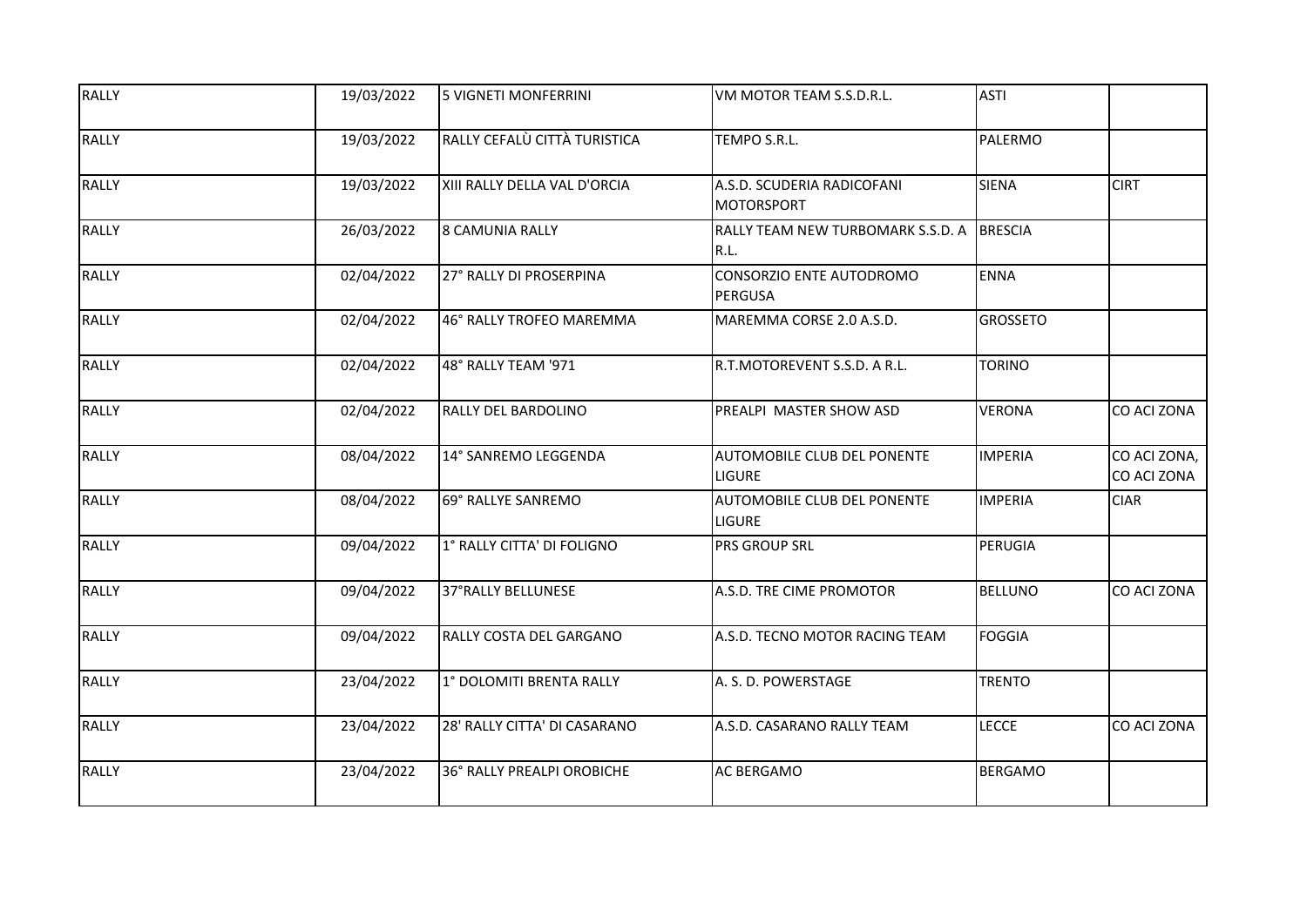| RALLY | 19/03/2022 | 5 VIGNETI MONFERRINI | VM MOTOR TEAM S.S.D.R.L. | ASTI | |
|---|---|---|---|---|---|
| RALLY | 19/03/2022 | RALLY CEFALÙ CITTÀ TURISTICA | TEMPO S.R.L. | PALERMO | |
| RALLY | 19/03/2022 | XIII RALLY DELLA VAL D'ORCIA | A.S.D. SCUDERIA RADICOFANI MOTORSPORT | SIENA | CIRT |
| RALLY | 26/03/2022 | 8 CAMUNIA RALLY | RALLY TEAM NEW TURBOMARK S.S.D. A R.L. | BRESCIA | |
| RALLY | 02/04/2022 | 27° RALLY DI PROSERPINA | CONSORZIO ENTE AUTODROMO PERGUSA | ENNA | |
| RALLY | 02/04/2022 | 46° RALLY TROFEO MAREMMA | MAREMMA CORSE 2.0 A.S.D. | GROSSETO | |
| RALLY | 02/04/2022 | 48° RALLY TEAM '971 | R.T.MOTOREVENT S.S.D. A R.L. | TORINO | |
| RALLY | 02/04/2022 | RALLY DEL BARDOLINO | PREALPI MASTER SHOW ASD | VERONA | CO ACI ZONA |
| RALLY | 08/04/2022 | 14° SANREMO LEGGENDA | AUTOMOBILE CLUB DEL PONENTE LIGURE | IMPERIA | CO ACI ZONA, CO ACI ZONA |
| RALLY | 08/04/2022 | 69° RALLYE SANREMO | AUTOMOBILE CLUB DEL PONENTE LIGURE | IMPERIA | CIAR |
| RALLY | 09/04/2022 | 1° RALLY CITTA' DI FOLIGNO | PRS GROUP SRL | PERUGIA | |
| RALLY | 09/04/2022 | 37°RALLY BELLUNESE | A.S.D. TRE CIME PROMOTOR | BELLUNO | CO ACI ZONA |
| RALLY | 09/04/2022 | RALLY COSTA DEL GARGANO | A.S.D. TECNO MOTOR RACING TEAM | FOGGIA | |
| RALLY | 23/04/2022 | 1° DOLOMITI BRENTA RALLY | A. S. D. POWERSTAGE | TRENTO | |
| RALLY | 23/04/2022 | 28' RALLY CITTA' DI CASARANO | A.S.D. CASARANO RALLY TEAM | LECCE | CO ACI ZONA |
| RALLY | 23/04/2022 | 36° RALLY PREALPI OROBICHE | AC BERGAMO | BERGAMO | |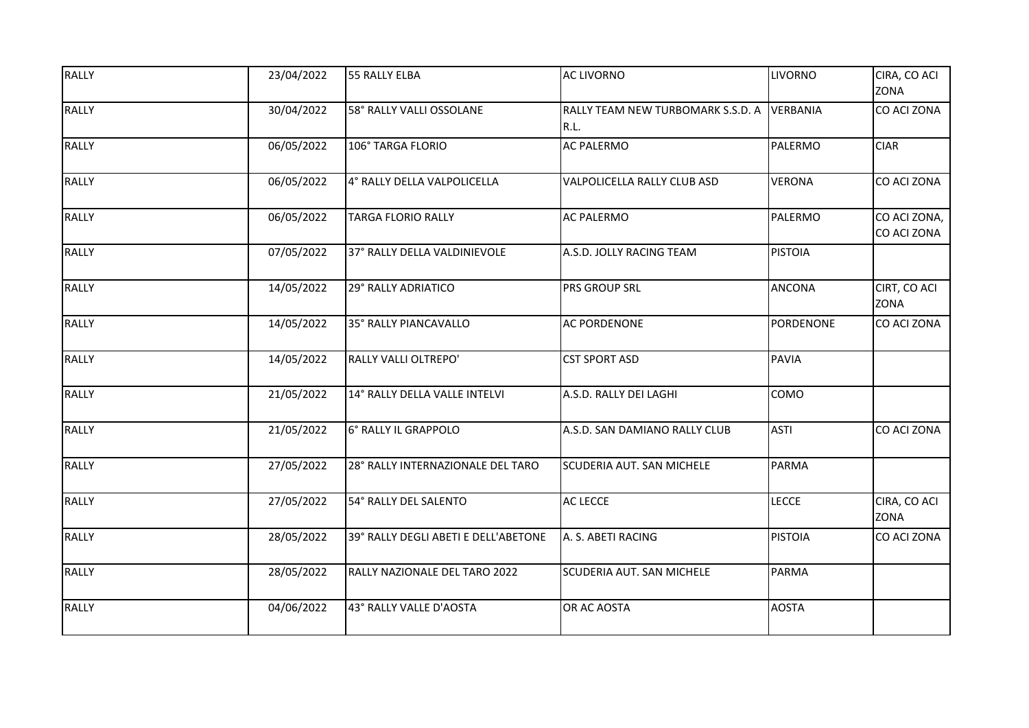| RALLY | 23/04/2022 | 55 RALLY ELBA | AC LIVORNO | LIVORNO | CIRA, CO ACI ZONA |
|---|---|---|---|---|---|
| RALLY | 30/04/2022 | 58° RALLY VALLI OSSOLANE | RALLY TEAM NEW TURBOMARK S.S.D. A R.L. | VERBANIA | CO ACI ZONA |
| RALLY | 06/05/2022 | 106° TARGA FLORIO | AC PALERMO | PALERMO | CIAR |
| RALLY | 06/05/2022 | 4° RALLY DELLA VALPOLICELLA | VALPOLICELLA RALLY CLUB ASD | VERONA | CO ACI ZONA |
| RALLY | 06/05/2022 | TARGA FLORIO RALLY | AC PALERMO | PALERMO | CO ACI ZONA, CO ACI ZONA |
| RALLY | 07/05/2022 | 37° RALLY DELLA VALDINIEVOLE | A.S.D. JOLLY RACING TEAM | PISTOIA | |
| RALLY | 14/05/2022 | 29° RALLY ADRIATICO | PRS GROUP SRL | ANCONA | CIRT, CO ACI ZONA |
| RALLY | 14/05/2022 | 35° RALLY PIANCAVALLO | AC PORDENONE | PORDENONE | CO ACI ZONA |
| RALLY | 14/05/2022 | RALLY VALLI OLTREPO' | CST SPORT ASD | PAVIA | |
| RALLY | 21/05/2022 | 14° RALLY DELLA VALLE INTELVI | A.S.D. RALLY DEI LAGHI | COMO | |
| RALLY | 21/05/2022 | 6° RALLY IL GRAPPOLO | A.S.D. SAN DAMIANO RALLY CLUB | ASTI | CO ACI ZONA |
| RALLY | 27/05/2022 | 28° RALLY INTERNAZIONALE DEL TARO | SCUDERIA AUT. SAN MICHELE | PARMA | |
| RALLY | 27/05/2022 | 54° RALLY DEL SALENTO | AC LECCE | LECCE | CIRA, CO ACI ZONA |
| RALLY | 28/05/2022 | 39° RALLY DEGLI ABETI E DELL'ABETONE | A. S. ABETI RACING | PISTOIA | CO ACI ZONA |
| RALLY | 28/05/2022 | RALLY NAZIONALE DEL TARO 2022 | SCUDERIA AUT. SAN MICHELE | PARMA | |
| RALLY | 04/06/2022 | 43° RALLY VALLE D'AOSTA | OR AC AOSTA | AOSTA | |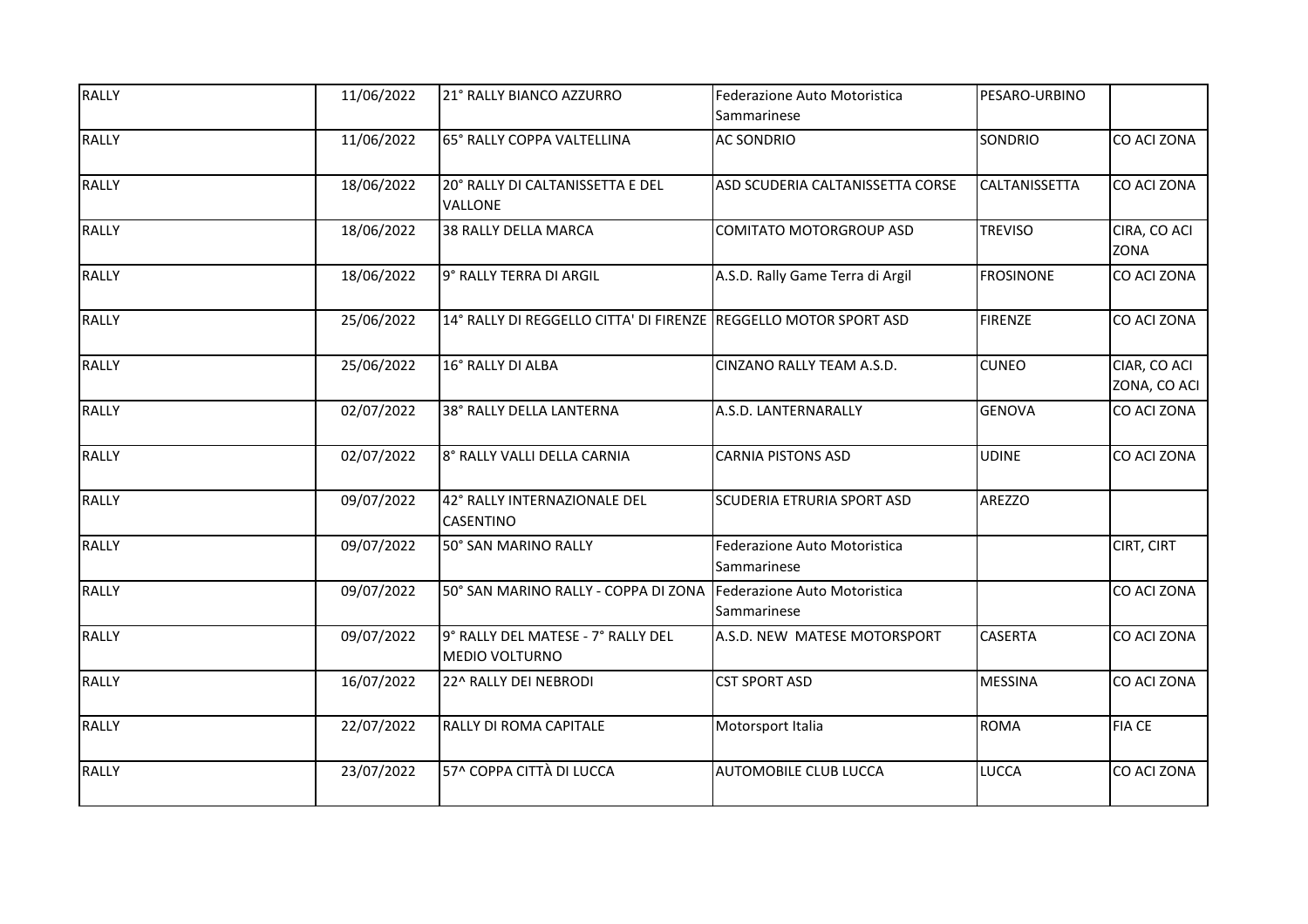| RALLY | 11/06/2022 | 21° RALLY BIANCO AZZURRO | Federazione Auto Motoristica Sammarinese | PESARO-URBINO | |
|---|---|---|---|---|---|
| RALLY | 11/06/2022 | 65° RALLY COPPA VALTELLINA | AC SONDRIO | SONDRIO | CO ACI ZONA |
| RALLY | 18/06/2022 | 20° RALLY DI CALTANISSETTA E DEL VALLONE | ASD SCUDERIA CALTANISSETTA CORSE | CALTANISSETTA | CO ACI ZONA |
| RALLY | 18/06/2022 | 38 RALLY DELLA MARCA | COMITATO MOTORGROUP ASD | TREVISO | CIRA, CO ACI ZONA |
| RALLY | 18/06/2022 | 9° RALLY TERRA DI ARGIL | A.S.D. Rally Game Terra di Argil | FROSINONE | CO ACI ZONA |
| RALLY | 25/06/2022 | 14° RALLY DI REGGELLO CITTA' DI FIRENZE | REGGELLO MOTOR SPORT ASD | FIRENZE | CO ACI ZONA |
| RALLY | 25/06/2022 | 16° RALLY DI ALBA | CINZANO RALLY TEAM A.S.D. | CUNEO | CIAR, CO ACI ZONA, CO ACI |
| RALLY | 02/07/2022 | 38° RALLY DELLA LANTERNA | A.S.D. LANTERNARALLY | GENOVA | CO ACI ZONA |
| RALLY | 02/07/2022 | 8° RALLY VALLI DELLA CARNIA | CARNIA PISTONS ASD | UDINE | CO ACI ZONA |
| RALLY | 09/07/2022 | 42° RALLY INTERNAZIONALE DEL CASENTINO | SCUDERIA ETRURIA SPORT ASD | AREZZO | |
| RALLY | 09/07/2022 | 50° SAN MARINO RALLY | Federazione Auto Motoristica Sammarinese | | CIRT, CIRT |
| RALLY | 09/07/2022 | 50° SAN MARINO RALLY - COPPA DI ZONA | Federazione Auto Motoristica Sammarinese | | CO ACI ZONA |
| RALLY | 09/07/2022 | 9° RALLY DEL MATESE - 7° RALLY DEL MEDIO VOLTURNO | A.S.D. NEW MATESE MOTORSPORT | CASERTA | CO ACI ZONA |
| RALLY | 16/07/2022 | 22^ RALLY DEI NEBRODI | CST SPORT ASD | MESSINA | CO ACI ZONA |
| RALLY | 22/07/2022 | RALLY DI ROMA CAPITALE | Motorsport Italia | ROMA | FIA CE |
| RALLY | 23/07/2022 | 57^ COPPA CITTÀ DI LUCCA | AUTOMOBILE CLUB LUCCA | LUCCA | CO ACI ZONA |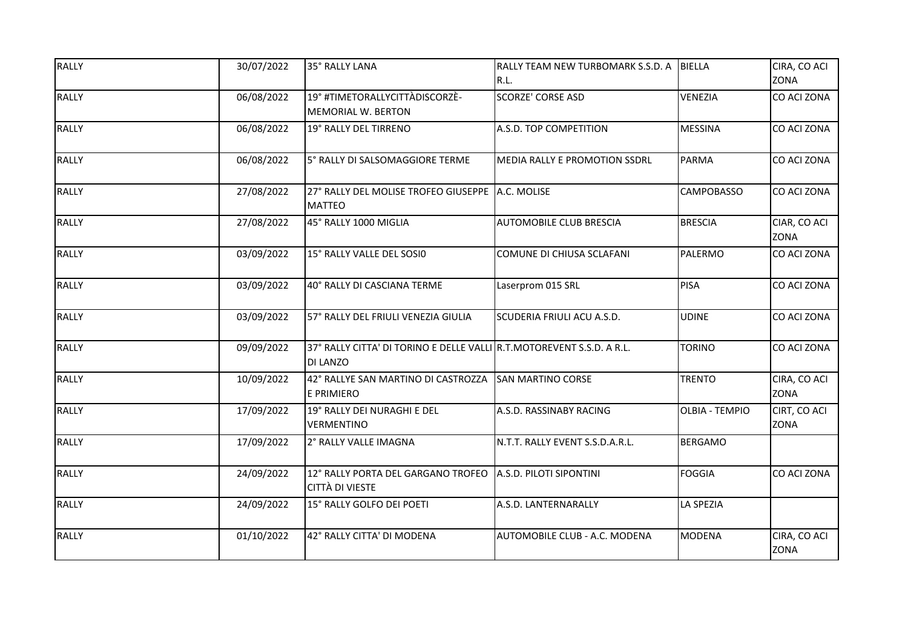| | | | | | |
|---|---|---|---|---|---|
| RALLY | 30/07/2022 | 35° RALLY LANA | RALLY TEAM NEW TURBOMARK S.S.D. A R.L. | BIELLA | CIRA, CO ACI ZONA |
| RALLY | 06/08/2022 | 19° #TIMETORALLYCITTÀDISCORZÈ-MEMORIAL W. BERTON | SCORZE' CORSE ASD | VENEZIA | CO ACI ZONA |
| RALLY | 06/08/2022 | 19° RALLY DEL TIRRENO | A.S.D. TOP COMPETITION | MESSINA | CO ACI ZONA |
| RALLY | 06/08/2022 | 5° RALLY DI SALSOMAGGIORE TERME | MEDIA RALLY E PROMOTION SSDRL | PARMA | CO ACI ZONA |
| RALLY | 27/08/2022 | 27° RALLY DEL MOLISE TROFEO GIUSEPPE MATTEO | A.C. MOLISE | CAMPOBASSO | CO ACI ZONA |
| RALLY | 27/08/2022 | 45° RALLY 1000 MIGLIA | AUTOMOBILE CLUB BRESCIA | BRESCIA | CIAR, CO ACI ZONA |
| RALLY | 03/09/2022 | 15° RALLY VALLE DEL SOSI0 | COMUNE DI CHIUSA SCLAFANI | PALERMO | CO ACI ZONA |
| RALLY | 03/09/2022 | 40° RALLY DI CASCIANA TERME | Laserprom 015 SRL | PISA | CO ACI ZONA |
| RALLY | 03/09/2022 | 57° RALLY DEL FRIULI VENEZIA GIULIA | SCUDERIA FRIULI ACU A.S.D. | UDINE | CO ACI ZONA |
| RALLY | 09/09/2022 | 37° RALLY CITTA' DI TORINO E DELLE VALLI DI LANZO | R.T.MOTOREVENT S.S.D. A R.L. | TORINO | CO ACI ZONA |
| RALLY | 10/09/2022 | 42° RALLYE SAN MARTINO DI CASTROZZA E PRIMIERO | SAN MARTINO CORSE | TRENTO | CIRA, CO ACI ZONA |
| RALLY | 17/09/2022 | 19° RALLY DEI NURAGHI E DEL VERMENTINO | A.S.D. RASSINABY RACING | OLBIA - TEMPIO | CIRT, CO ACI ZONA |
| RALLY | 17/09/2022 | 2° RALLY VALLE IMAGNA | N.T.T. RALLY EVENT S.S.D.A.R.L. | BERGAMO | |
| RALLY | 24/09/2022 | 12° RALLY PORTA DEL GARGANO TROFEO CITTÀ DI VIESTE | A.S.D. PILOTI SIPONTINI | FOGGIA | CO ACI ZONA |
| RALLY | 24/09/2022 | 15° RALLY GOLFO DEI POETI | A.S.D. LANTERNARALLY | LA SPEZIA | |
| RALLY | 01/10/2022 | 42° RALLY CITTA' DI MODENA | AUTOMOBILE CLUB - A.C. MODENA | MODENA | CIRA, CO ACI ZONA |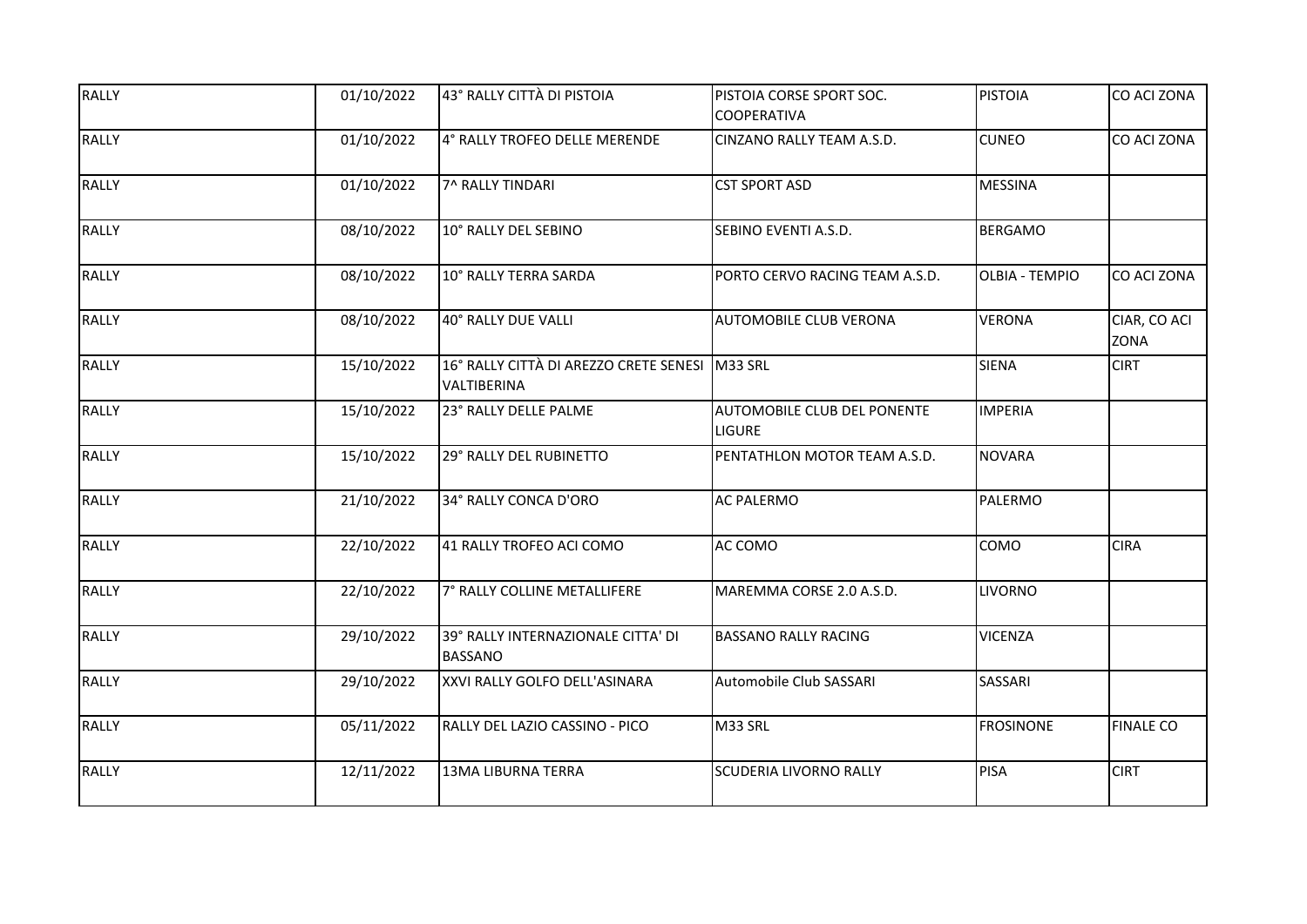| RALLY | 01/10/2022 | 43° RALLY CITTÀ DI PISTOIA | PISTOIA CORSE SPORT SOC. COOPERATIVA | PISTOIA | CO ACI ZONA |
|---|---|---|---|---|---|
| RALLY | 01/10/2022 | 4° RALLY TROFEO DELLE MERENDE | CINZANO RALLY TEAM A.S.D. | CUNEO | CO ACI ZONA |
| RALLY | 01/10/2022 | 7^ RALLY TINDARI | CST SPORT ASD | MESSINA | |
| RALLY | 08/10/2022 | 10° RALLY DEL SEBINO | SEBINO EVENTI A.S.D. | BERGAMO | |
| RALLY | 08/10/2022 | 10° RALLY TERRA SARDA | PORTO CERVO RACING TEAM A.S.D. | OLBIA - TEMPIO | CO ACI ZONA |
| RALLY | 08/10/2022 | 40° RALLY DUE VALLI | AUTOMOBILE CLUB VERONA | VERONA | CIAR, CO ACI ZONA |
| RALLY | 15/10/2022 | 16° RALLY CITTÀ DI AREZZO CRETE SENESI VALTIBERINA | M33 SRL | SIENA | CIRT |
| RALLY | 15/10/2022 | 23° RALLY DELLE PALME | AUTOMOBILE CLUB DEL PONENTE LIGURE | IMPERIA | |
| RALLY | 15/10/2022 | 29° RALLY DEL RUBINETTO | PENTATHLON MOTOR TEAM A.S.D. | NOVARA | |
| RALLY | 21/10/2022 | 34° RALLY CONCA D'ORO | AC PALERMO | PALERMO | |
| RALLY | 22/10/2022 | 41 RALLY TROFEO ACI COMO | AC COMO | COMO | CIRA |
| RALLY | 22/10/2022 | 7° RALLY COLLINE METALLIFERE | MAREMMA CORSE 2.0 A.S.D. | LIVORNO | |
| RALLY | 29/10/2022 | 39° RALLY INTERNAZIONALE CITTA' DI BASSANO | BASSANO RALLY RACING | VICENZA | |
| RALLY | 29/10/2022 | XXVI RALLY GOLFO DELL'ASINARA | Automobile Club SASSARI | SASSARI | |
| RALLY | 05/11/2022 | RALLY DEL LAZIO CASSINO - PICO | M33 SRL | FROSINONE | FINALE CO |
| RALLY | 12/11/2022 | 13MA LIBURNA TERRA | SCUDERIA LIVORNO RALLY | PISA | CIRT |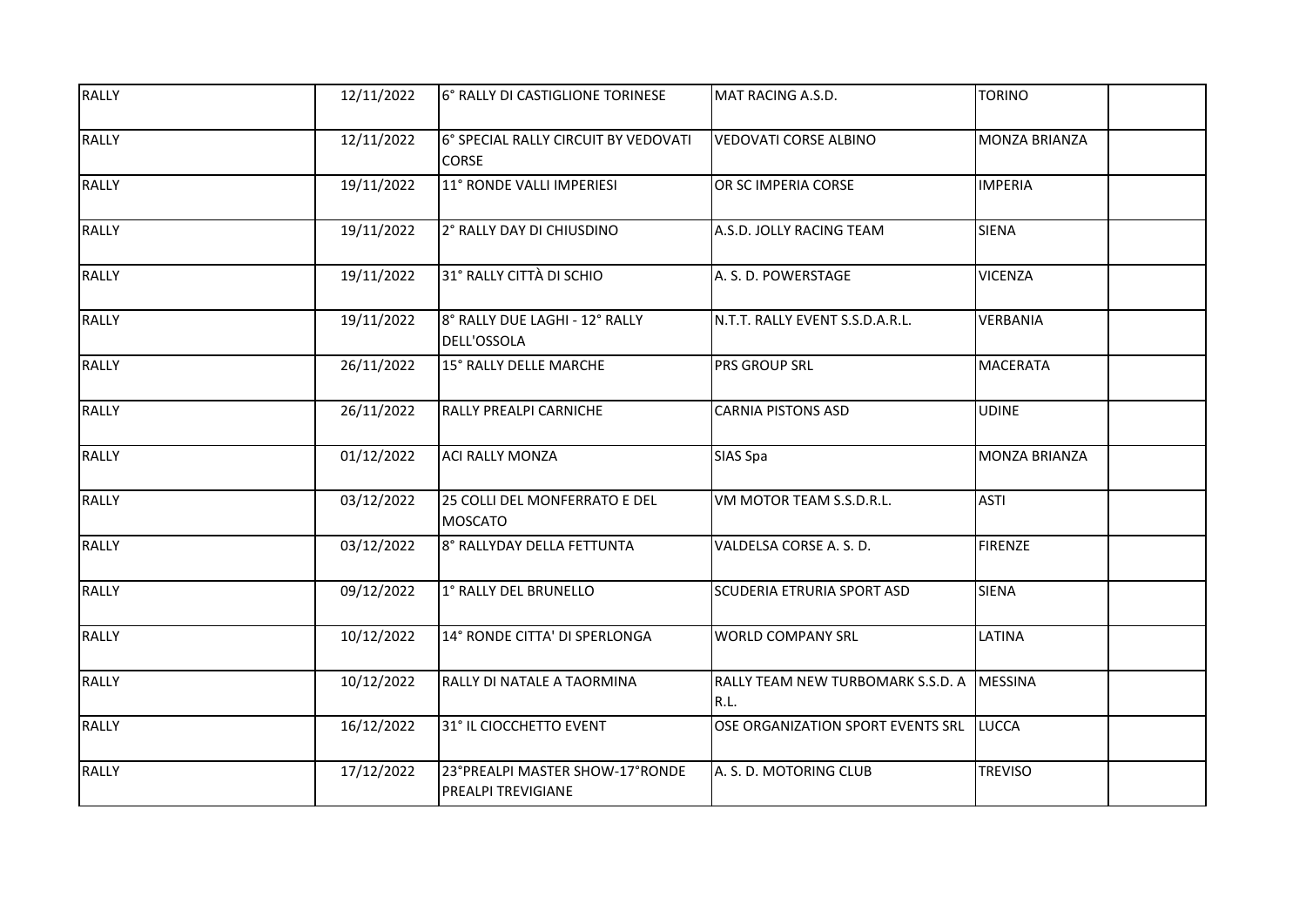| | | | | | |
|---|---|---|---|---|---|
| RALLY | 12/11/2022 | 6° RALLY DI CASTIGLIONE TORINESE | MAT RACING A.S.D. | TORINO | |
| RALLY | 12/11/2022 | 6° SPECIAL RALLY CIRCUIT BY VEDOVATI CORSE | VEDOVATI CORSE ALBINO | MONZA BRIANZA | |
| RALLY | 19/11/2022 | 11° RONDE VALLI IMPERIESI | OR SC IMPERIA CORSE | IMPERIA | |
| RALLY | 19/11/2022 | 2° RALLY DAY DI CHIUSDINO | A.S.D. JOLLY RACING TEAM | SIENA | |
| RALLY | 19/11/2022 | 31° RALLY CITTÀ DI SCHIO | A. S. D. POWERSTAGE | VICENZA | |
| RALLY | 19/11/2022 | 8° RALLY DUE LAGHI - 12° RALLY DELL'OSSOLA | N.T.T. RALLY EVENT S.S.D.A.R.L. | VERBANIA | |
| RALLY | 26/11/2022 | 15° RALLY DELLE MARCHE | PRS GROUP SRL | MACERATA | |
| RALLY | 26/11/2022 | RALLY PREALPI CARNICHE | CARNIA PISTONS ASD | UDINE | |
| RALLY | 01/12/2022 | ACI RALLY MONZA | SIAS Spa | MONZA BRIANZA | |
| RALLY | 03/12/2022 | 25 COLLI DEL MONFERRATO E DEL MOSCATO | VM MOTOR TEAM S.S.D.R.L. | ASTI | |
| RALLY | 03/12/2022 | 8° RALLYDAY DELLA FETTUNTA | VALDELSA CORSE A. S. D. | FIRENZE | |
| RALLY | 09/12/2022 | 1° RALLY DEL BRUNELLO | SCUDERIA ETRURIA SPORT ASD | SIENA | |
| RALLY | 10/12/2022 | 14° RONDE CITTA' DI SPERLONGA | WORLD COMPANY SRL | LATINA | |
| RALLY | 10/12/2022 | RALLY DI NATALE A TAORMINA | RALLY TEAM NEW TURBOMARK S.S.D. A R.L. | MESSINA | |
| RALLY | 16/12/2022 | 31° IL CIOCCHETTO EVENT | OSE ORGANIZATION SPORT EVENTS SRL | LUCCA | |
| RALLY | 17/12/2022 | 23°PREALPI MASTER SHOW-17°RONDE PREALPI TREVIGIANE | A. S. D. MOTORING CLUB | TREVISO | |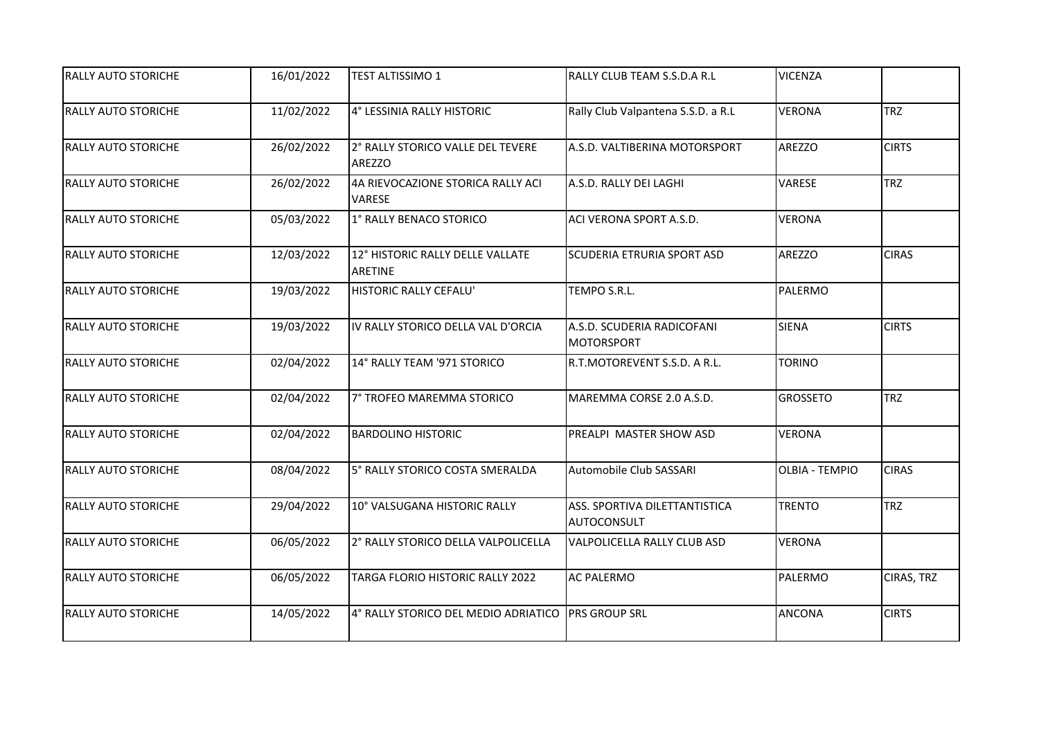| | | | | | |
|---|---|---|---|---|---|
| RALLY AUTO STORICHE | 16/01/2022 | TEST ALTISSIMO 1 | RALLY CLUB TEAM S.S.D.A R.L | VICENZA | |
| RALLY AUTO STORICHE | 11/02/2022 | 4° LESSINIA RALLY HISTORIC | Rally Club Valpantena S.S.D. a R.L | VERONA | TRZ |
| RALLY AUTO STORICHE | 26/02/2022 | 2° RALLY STORICO VALLE DEL TEVERE AREZZO | A.S.D. VALTIBERINA MOTORSPORT | AREZZO | CIRTS |
| RALLY AUTO STORICHE | 26/02/2022 | 4A RIEVOCAZIONE STORICA RALLY ACI VARESE | A.S.D. RALLY DEI LAGHI | VARESE | TRZ |
| RALLY AUTO STORICHE | 05/03/2022 | 1° RALLY BENACO STORICO | ACI VERONA SPORT A.S.D. | VERONA | |
| RALLY AUTO STORICHE | 12/03/2022 | 12° HISTORIC RALLY DELLE VALLATE ARETINE | SCUDERIA ETRURIA SPORT ASD | AREZZO | CIRAS |
| RALLY AUTO STORICHE | 19/03/2022 | HISTORIC RALLY CEFALU' | TEMPO S.R.L. | PALERMO | |
| RALLY AUTO STORICHE | 19/03/2022 | IV RALLY STORICO DELLA VAL D'ORCIA | A.S.D. SCUDERIA RADICOFANI MOTORSPORT | SIENA | CIRTS |
| RALLY AUTO STORICHE | 02/04/2022 | 14° RALLY TEAM '971 STORICO | R.T.MOTOREVENT S.S.D. A R.L. | TORINO | |
| RALLY AUTO STORICHE | 02/04/2022 | 7° TROFEO MAREMMA STORICO | MAREMMA CORSE 2.0 A.S.D. | GROSSETO | TRZ |
| RALLY AUTO STORICHE | 02/04/2022 | BARDOLINO HISTORIC | PREALPI MASTER SHOW ASD | VERONA | |
| RALLY AUTO STORICHE | 08/04/2022 | 5° RALLY STORICO COSTA SMERALDA | Automobile Club SASSARI | OLBIA - TEMPIO | CIRAS |
| RALLY AUTO STORICHE | 29/04/2022 | 10° VALSUGANA HISTORIC RALLY | ASS. SPORTIVA DILETTANTISTICA AUTOCONSULT | TRENTO | TRZ |
| RALLY AUTO STORICHE | 06/05/2022 | 2° RALLY STORICO DELLA VALPOLICELLA | VALPOLICELLA RALLY CLUB ASD | VERONA | |
| RALLY AUTO STORICHE | 06/05/2022 | TARGA FLORIO HISTORIC RALLY 2022 | AC PALERMO | PALERMO | CIRAS, TRZ |
| RALLY AUTO STORICHE | 14/05/2022 | 4° RALLY STORICO DEL MEDIO ADRIATICO | PRS GROUP SRL | ANCONA | CIRTS |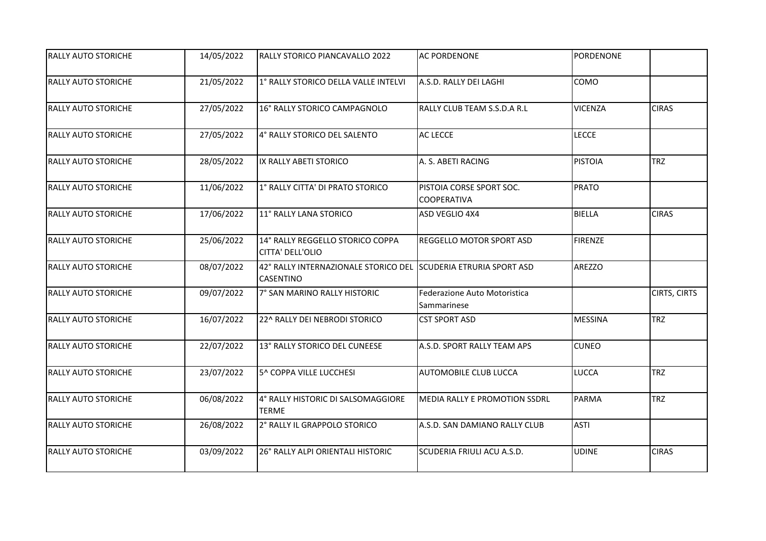| | | | | | |
|---|---|---|---|---|---|
| RALLY AUTO STORICHE | 14/05/2022 | RALLY STORICO PIANCAVALLO 2022 | AC PORDENONE | PORDENONE | |
| RALLY AUTO STORICHE | 21/05/2022 | 1° RALLY STORICO DELLA VALLE INTELVI | A.S.D. RALLY DEI LAGHI | COMO | |
| RALLY AUTO STORICHE | 27/05/2022 | 16° RALLY STORICO CAMPAGNOLO | RALLY CLUB TEAM S.S.D.A R.L | VICENZA | CIRAS |
| RALLY AUTO STORICHE | 27/05/2022 | 4° RALLY STORICO DEL SALENTO | AC LECCE | LECCE | |
| RALLY AUTO STORICHE | 28/05/2022 | IX RALLY ABETI STORICO | A. S. ABETI RACING | PISTOIA | TRZ |
| RALLY AUTO STORICHE | 11/06/2022 | 1° RALLY CITTA' DI PRATO STORICO | PISTOIA CORSE SPORT SOC. COOPERATIVA | PRATO | |
| RALLY AUTO STORICHE | 17/06/2022 | 11° RALLY LANA STORICO | ASD VEGLIO 4X4 | BIELLA | CIRAS |
| RALLY AUTO STORICHE | 25/06/2022 | 14° RALLY REGGELLO STORICO COPPA CITTA' DELL'OLIO | REGGELLO MOTOR SPORT ASD | FIRENZE | |
| RALLY AUTO STORICHE | 08/07/2022 | 42° RALLY INTERNAZIONALE STORICO DEL CASENTINO | SCUDERIA ETRURIA SPORT ASD | AREZZO | |
| RALLY AUTO STORICHE | 09/07/2022 | 7° SAN MARINO RALLY HISTORIC | Federazione Auto Motoristica Sammarinese | | CIRTS, CIRTS |
| RALLY AUTO STORICHE | 16/07/2022 | 22^ RALLY DEI NEBRODI STORICO | CST SPORT ASD | MESSINA | TRZ |
| RALLY AUTO STORICHE | 22/07/2022 | 13° RALLY STORICO DEL CUNEESE | A.S.D. SPORT RALLY TEAM APS | CUNEO | |
| RALLY AUTO STORICHE | 23/07/2022 | 5^ COPPA VILLE LUCCHESI | AUTOMOBILE CLUB LUCCA | LUCCA | TRZ |
| RALLY AUTO STORICHE | 06/08/2022 | 4° RALLY HISTORIC DI SALSOMAGGIORE TERME | MEDIA RALLY E PROMOTION SSDRL | PARMA | TRZ |
| RALLY AUTO STORICHE | 26/08/2022 | 2° RALLY IL GRAPPOLO STORICO | A.S.D. SAN DAMIANO RALLY CLUB | ASTI | |
| RALLY AUTO STORICHE | 03/09/2022 | 26° RALLY ALPI ORIENTALI HISTORIC | SCUDERIA FRIULI ACU A.S.D. | UDINE | CIRAS |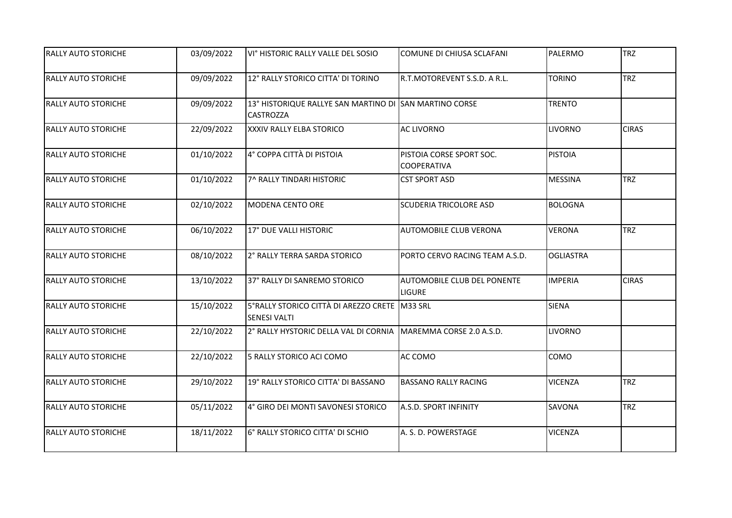| | | | | | |
|---|---|---|---|---|---|
| RALLY AUTO STORICHE | 03/09/2022 | VI° HISTORIC RALLY VALLE DEL SOSIO | COMUNE DI CHIUSA SCLAFANI | PALERMO | TRZ |
| RALLY AUTO STORICHE | 09/09/2022 | 12° RALLY STORICO CITTA' DI TORINO | R.T.MOTOREVENT S.S.D. A R.L. | TORINO | TRZ |
| RALLY AUTO STORICHE | 09/09/2022 | 13° HISTORIQUE RALLYE SAN MARTINO DI CASTROZZA | SAN MARTINO CORSE | TRENTO | |
| RALLY AUTO STORICHE | 22/09/2022 | XXXIV RALLY ELBA STORICO | AC LIVORNO | LIVORNO | CIRAS |
| RALLY AUTO STORICHE | 01/10/2022 | 4° COPPA CITTÀ DI PISTOIA | PISTOIA CORSE SPORT SOC. COOPERATIVA | PISTOIA | |
| RALLY AUTO STORICHE | 01/10/2022 | 7^ RALLY TINDARI HISTORIC | CST SPORT ASD | MESSINA | TRZ |
| RALLY AUTO STORICHE | 02/10/2022 | MODENA CENTO ORE | SCUDERIA TRICOLORE ASD | BOLOGNA | |
| RALLY AUTO STORICHE | 06/10/2022 | 17° DUE VALLI HISTORIC | AUTOMOBILE CLUB VERONA | VERONA | TRZ |
| RALLY AUTO STORICHE | 08/10/2022 | 2° RALLY TERRA SARDA STORICO | PORTO CERVO RACING TEAM A.S.D. | OGLIASTRA | |
| RALLY AUTO STORICHE | 13/10/2022 | 37° RALLY DI SANREMO STORICO | AUTOMOBILE CLUB DEL PONENTE LIGURE | IMPERIA | CIRAS |
| RALLY AUTO STORICHE | 15/10/2022 | 5°RALLY STORICO CITTÀ DI AREZZO CRETE SENESI VALTI | M33 SRL | SIENA | |
| RALLY AUTO STORICHE | 22/10/2022 | 2° RALLY HYSTORIC DELLA VAL DI CORNIA | MAREMMA CORSE 2.0 A.S.D. | LIVORNO | |
| RALLY AUTO STORICHE | 22/10/2022 | 5 RALLY STORICO ACI COMO | AC COMO | COMO | |
| RALLY AUTO STORICHE | 29/10/2022 | 19° RALLY STORICO CITTA' DI BASSANO | BASSANO RALLY RACING | VICENZA | TRZ |
| RALLY AUTO STORICHE | 05/11/2022 | 4° GIRO DEI MONTI SAVONESI STORICO | A.S.D. SPORT INFINITY | SAVONA | TRZ |
| RALLY AUTO STORICHE | 18/11/2022 | 6° RALLY STORICO CITTA' DI SCHIO | A. S. D. POWERSTAGE | VICENZA | |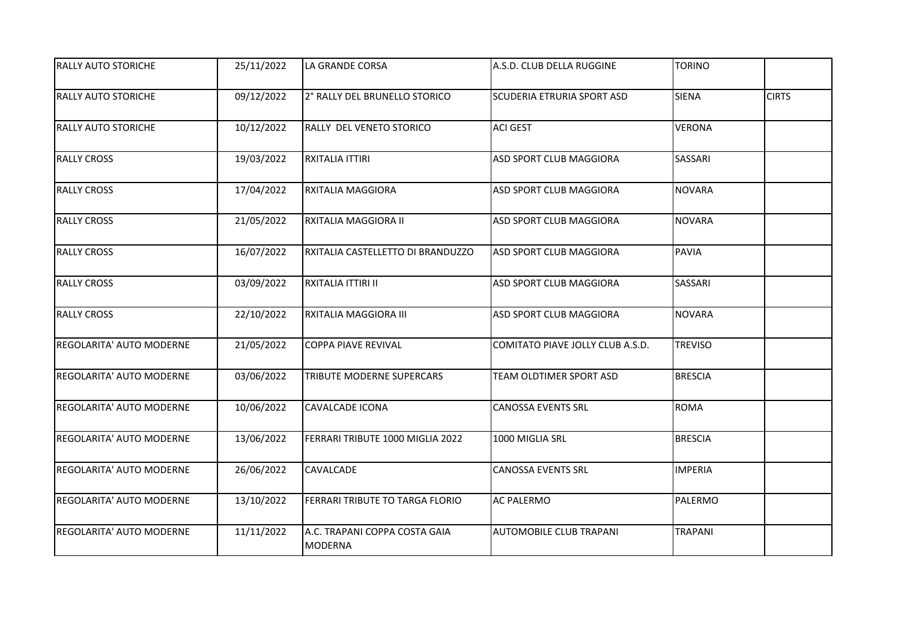| | | | | | |
|---|---|---|---|---|---|
| RALLY AUTO STORICHE | 25/11/2022 | LA GRANDE CORSA | A.S.D. CLUB DELLA RUGGINE | TORINO | |
| RALLY AUTO STORICHE | 09/12/2022 | 2° RALLY DEL BRUNELLO STORICO | SCUDERIA ETRURIA SPORT ASD | SIENA | CIRTS |
| RALLY AUTO STORICHE | 10/12/2022 | RALLY DEL VENETO STORICO | ACI GEST | VERONA | |
| RALLY CROSS | 19/03/2022 | RXITALIA ITTIRI | ASD SPORT CLUB MAGGIORA | SASSARI | |
| RALLY CROSS | 17/04/2022 | RXITALIA MAGGIORA | ASD SPORT CLUB MAGGIORA | NOVARA | |
| RALLY CROSS | 21/05/2022 | RXITALIA MAGGIORA II | ASD SPORT CLUB MAGGIORA | NOVARA | |
| RALLY CROSS | 16/07/2022 | RXITALIA CASTELLETTO DI BRANDUZZO | ASD SPORT CLUB MAGGIORA | PAVIA | |
| RALLY CROSS | 03/09/2022 | RXITALIA ITTIRI II | ASD SPORT CLUB MAGGIORA | SASSARI | |
| RALLY CROSS | 22/10/2022 | RXITALIA MAGGIORA III | ASD SPORT CLUB MAGGIORA | NOVARA | |
| REGOLARITA' AUTO MODERNE | 21/05/2022 | COPPA PIAVE REVIVAL | COMITATO PIAVE JOLLY CLUB A.S.D. | TREVISO | |
| REGOLARITA' AUTO MODERNE | 03/06/2022 | TRIBUTE MODERNE SUPERCARS | TEAM OLDTIMER SPORT ASD | BRESCIA | |
| REGOLARITA' AUTO MODERNE | 10/06/2022 | CAVALCADE ICONA | CANOSSA EVENTS SRL | ROMA | |
| REGOLARITA' AUTO MODERNE | 13/06/2022 | FERRARI TRIBUTE 1000 MIGLIA 2022 | 1000 MIGLIA SRL | BRESCIA | |
| REGOLARITA' AUTO MODERNE | 26/06/2022 | CAVALCADE | CANOSSA EVENTS SRL | IMPERIA | |
| REGOLARITA' AUTO MODERNE | 13/10/2022 | FERRARI TRIBUTE TO TARGA FLORIO | AC PALERMO | PALERMO | |
| REGOLARITA' AUTO MODERNE | 11/11/2022 | A.C. TRAPANI COPPA COSTA GAIA MODERNA | AUTOMOBILE CLUB TRAPANI | TRAPANI | |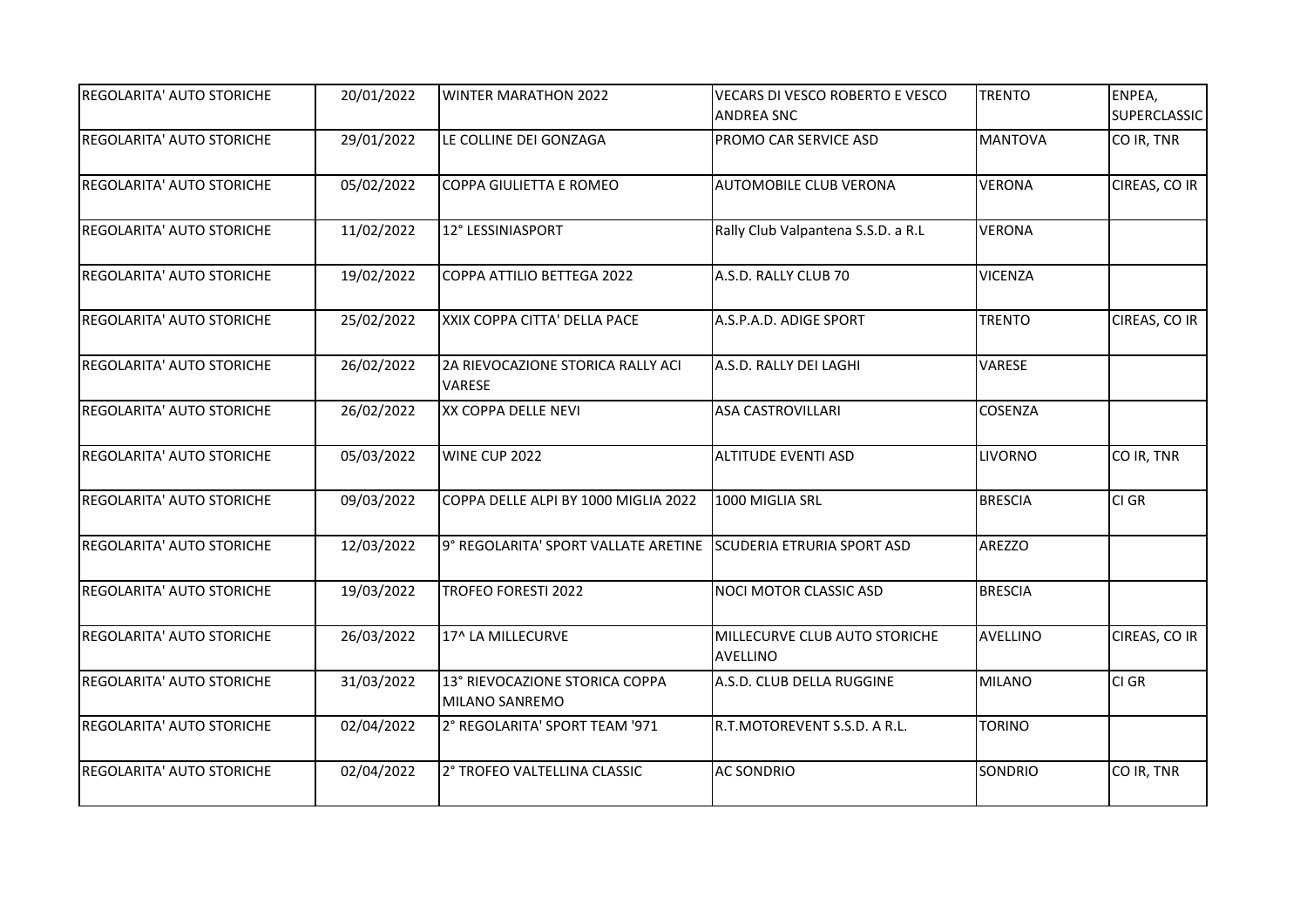| | | | | | |
|---|---|---|---|---|---|
| REGOLARITA' AUTO STORICHE | 20/01/2022 | WINTER MARATHON 2022 | VECARS DI VESCO ROBERTO E VESCO ANDREA SNC | TRENTO | ENPEA, SUPERCLASSIC |
| REGOLARITA' AUTO STORICHE | 29/01/2022 | LE COLLINE DEI GONZAGA | PROMO CAR SERVICE ASD | MANTOVA | CO IR, TNR |
| REGOLARITA' AUTO STORICHE | 05/02/2022 | COPPA GIULIETTA E ROMEO | AUTOMOBILE CLUB VERONA | VERONA | CIREAS, CO IR |
| REGOLARITA' AUTO STORICHE | 11/02/2022 | 12° LESSINIASPORT | Rally Club Valpantena S.S.D. a R.L | VERONA | |
| REGOLARITA' AUTO STORICHE | 19/02/2022 | COPPA ATTILIO BETTEGA 2022 | A.S.D. RALLY CLUB 70 | VICENZA | |
| REGOLARITA' AUTO STORICHE | 25/02/2022 | XXIX COPPA CITTA' DELLA PACE | A.S.P.A.D. ADIGE SPORT | TRENTO | CIREAS, CO IR |
| REGOLARITA' AUTO STORICHE | 26/02/2022 | 2A RIEVOCAZIONE STORICA RALLY ACI VARESE | A.S.D. RALLY DEI LAGHI | VARESE | |
| REGOLARITA' AUTO STORICHE | 26/02/2022 | XX COPPA DELLE NEVI | ASA CASTROVILLARI | COSENZA | |
| REGOLARITA' AUTO STORICHE | 05/03/2022 | WINE CUP 2022 | ALTITUDE EVENTI ASD | LIVORNO | CO IR, TNR |
| REGOLARITA' AUTO STORICHE | 09/03/2022 | COPPA DELLE ALPI BY 1000 MIGLIA 2022 | 1000 MIGLIA SRL | BRESCIA | CI GR |
| REGOLARITA' AUTO STORICHE | 12/03/2022 | 9° REGOLARITA' SPORT VALLATE ARETINE | SCUDERIA ETRURIA SPORT ASD | AREZZO | |
| REGOLARITA' AUTO STORICHE | 19/03/2022 | TROFEO FORESTI 2022 | NOCI MOTOR CLASSIC ASD | BRESCIA | |
| REGOLARITA' AUTO STORICHE | 26/03/2022 | 17^ LA MILLECURVE | MILLECURVE CLUB AUTO STORICHE AVELLINO | AVELLINO | CIREAS, CO IR |
| REGOLARITA' AUTO STORICHE | 31/03/2022 | 13° RIEVOCAZIONE STORICA COPPA MILANO SANREMO | A.S.D. CLUB DELLA RUGGINE | MILANO | CI GR |
| REGOLARITA' AUTO STORICHE | 02/04/2022 | 2° REGOLARITA' SPORT TEAM '971 | R.T.MOTOREVENT S.S.D. A R.L. | TORINO | |
| REGOLARITA' AUTO STORICHE | 02/04/2022 | 2° TROFEO VALTELLINA CLASSIC | AC SONDRIO | SONDRIO | CO IR, TNR |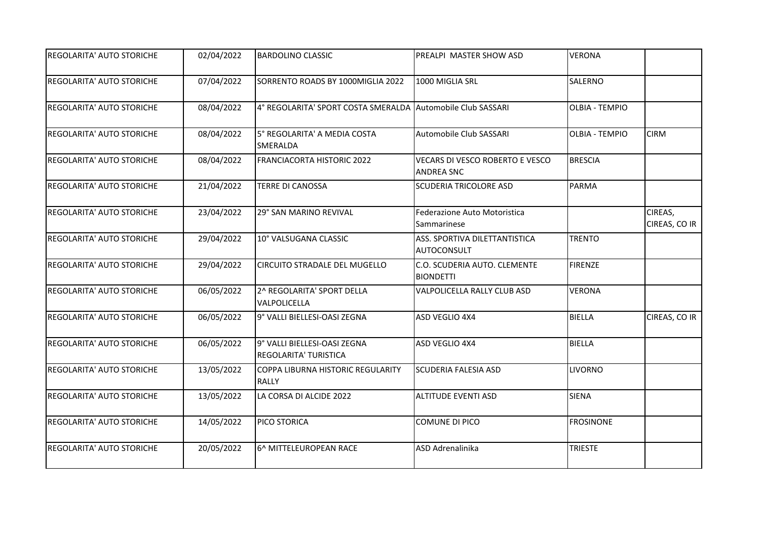| | | | | | |
|---|---|---|---|---|---|
| REGOLARITA' AUTO STORICHE | 02/04/2022 | BARDOLINO CLASSIC | PREALPI MASTER SHOW ASD | VERONA | |
| REGOLARITA' AUTO STORICHE | 07/04/2022 | SORRENTO ROADS BY 1000MIGLIA 2022 | 1000 MIGLIA SRL | SALERNO | |
| REGOLARITA' AUTO STORICHE | 08/04/2022 | 4° REGOLARITA' SPORT COSTA SMERALDA | Automobile Club SASSARI | OLBIA - TEMPIO | |
| REGOLARITA' AUTO STORICHE | 08/04/2022 | 5° REGOLARITA' A MEDIA COSTA SMERALDA | Automobile Club SASSARI | OLBIA - TEMPIO | CIRM |
| REGOLARITA' AUTO STORICHE | 08/04/2022 | FRANCIACORTA HISTORIC 2022 | VECARS DI VESCO ROBERTO E VESCO ANDREA SNC | BRESCIA | |
| REGOLARITA' AUTO STORICHE | 21/04/2022 | TERRE DI CANOSSA | SCUDERIA TRICOLORE ASD | PARMA | |
| REGOLARITA' AUTO STORICHE | 23/04/2022 | 29° SAN MARINO REVIVAL | Federazione Auto Motoristica Sammarinese | | CIREAS, CIREAS, CO IR |
| REGOLARITA' AUTO STORICHE | 29/04/2022 | 10° VALSUGANA CLASSIC | ASS. SPORTIVA DILETTANTISTICA AUTOCONSULT | TRENTO | |
| REGOLARITA' AUTO STORICHE | 29/04/2022 | CIRCUITO STRADALE DEL MUGELLO | C.O. SCUDERIA AUTO. CLEMENTE BIONDETTI | FIRENZE | |
| REGOLARITA' AUTO STORICHE | 06/05/2022 | 2^ REGOLARITA' SPORT DELLA VALPOLICELLA | VALPOLICELLA RALLY CLUB ASD | VERONA | |
| REGOLARITA' AUTO STORICHE | 06/05/2022 | 9° VALLI BIELLESI-OASI ZEGNA | ASD VEGLIO 4X4 | BIELLA | CIREAS, CO IR |
| REGOLARITA' AUTO STORICHE | 06/05/2022 | 9° VALLI BIELLESI-OASI ZEGNA REGOLARITA' TURISTICA | ASD VEGLIO 4X4 | BIELLA | |
| REGOLARITA' AUTO STORICHE | 13/05/2022 | COPPA LIBURNA HISTORIC REGULARITY RALLY | SCUDERIA FALESIA ASD | LIVORNO | |
| REGOLARITA' AUTO STORICHE | 13/05/2022 | LA CORSA DI ALCIDE 2022 | ALTITUDE EVENTI ASD | SIENA | |
| REGOLARITA' AUTO STORICHE | 14/05/2022 | PICO STORICA | COMUNE DI PICO | FROSINONE | |
| REGOLARITA' AUTO STORICHE | 20/05/2022 | 6^ MITTELEUROPEAN RACE | ASD Adrenalinika | TRIESTE | |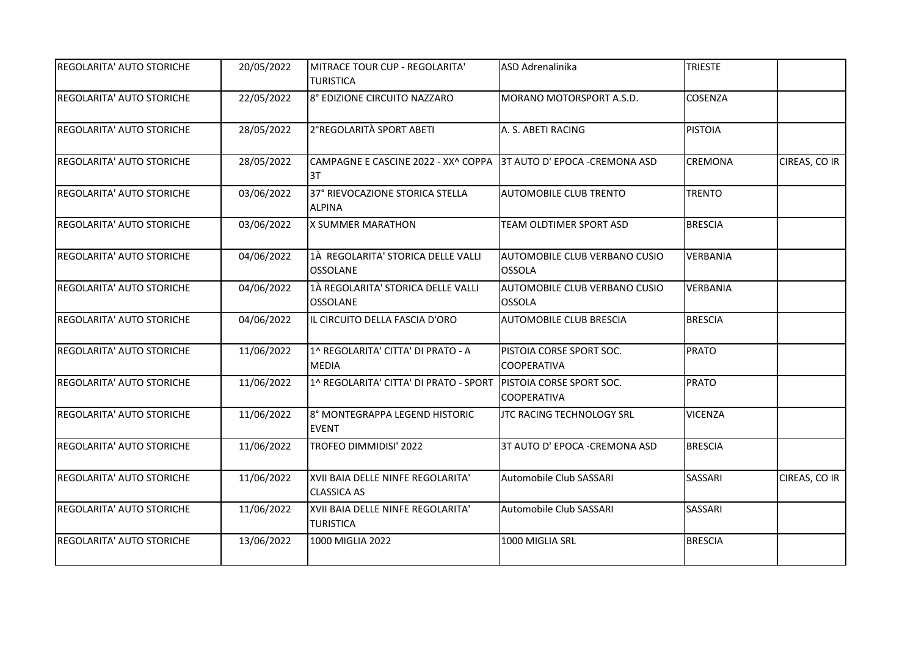| | | | | | |
|---|---|---|---|---|---|
| REGOLARITA' AUTO STORICHE | 20/05/2022 | MITRACE TOUR CUP - REGOLARITA' TURISTICA | ASD Adrenalinika | TRIESTE | |
| REGOLARITA' AUTO STORICHE | 22/05/2022 | 8° EDIZIONE CIRCUITO NAZZARO | MORANO MOTORSPORT A.S.D. | COSENZA | |
| REGOLARITA' AUTO STORICHE | 28/05/2022 | 2°REGOLARITÀ SPORT ABETI | A. S. ABETI RACING | PISTOIA | |
| REGOLARITA' AUTO STORICHE | 28/05/2022 | CAMPAGNE E CASCINE 2022 - XX^ COPPA 3T | 3T AUTO D' EPOCA -CREMONA ASD | CREMONA | CIREAS, CO IR |
| REGOLARITA' AUTO STORICHE | 03/06/2022 | 37° RIEVOCAZIONE STORICA STELLA ALPINA | AUTOMOBILE CLUB TRENTO | TRENTO | |
| REGOLARITA' AUTO STORICHE | 03/06/2022 | X SUMMER MARATHON | TEAM OLDTIMER SPORT ASD | BRESCIA | |
| REGOLARITA' AUTO STORICHE | 04/06/2022 | 1À REGOLARITA' STORICA DELLE VALLI OSSOLANE | AUTOMOBILE CLUB VERBANO CUSIO OSSOLA | VERBANIA | |
| REGOLARITA' AUTO STORICHE | 04/06/2022 | 1À REGOLARITA' STORICA DELLE VALLI OSSOLANE | AUTOMOBILE CLUB VERBANO CUSIO OSSOLA | VERBANIA | |
| REGOLARITA' AUTO STORICHE | 04/06/2022 | IL CIRCUITO DELLA FASCIA D'ORO | AUTOMOBILE CLUB BRESCIA | BRESCIA | |
| REGOLARITA' AUTO STORICHE | 11/06/2022 | 1^ REGOLARITA' CITTA' DI PRATO - A MEDIA | PISTOIA CORSE SPORT SOC. COOPERATIVA | PRATO | |
| REGOLARITA' AUTO STORICHE | 11/06/2022 | 1^ REGOLARITA' CITTA' DI PRATO - SPORT | PISTOIA CORSE SPORT SOC. COOPERATIVA | PRATO | |
| REGOLARITA' AUTO STORICHE | 11/06/2022 | 8° MONTEGRAPPA LEGEND HISTORIC EVENT | JTC RACING TECHNOLOGY SRL | VICENZA | |
| REGOLARITA' AUTO STORICHE | 11/06/2022 | TROFEO DIMMIDISI' 2022 | 3T AUTO D' EPOCA -CREMONA ASD | BRESCIA | |
| REGOLARITA' AUTO STORICHE | 11/06/2022 | XVII BAIA DELLE NINFE REGOLARITA' CLASSICA AS | Automobile Club SASSARI | SASSARI | CIREAS, CO IR |
| REGOLARITA' AUTO STORICHE | 11/06/2022 | XVII BAIA DELLE NINFE REGOLARITA' TURISTICA | Automobile Club SASSARI | SASSARI | |
| REGOLARITA' AUTO STORICHE | 13/06/2022 | 1000 MIGLIA 2022 | 1000 MIGLIA SRL | BRESCIA | |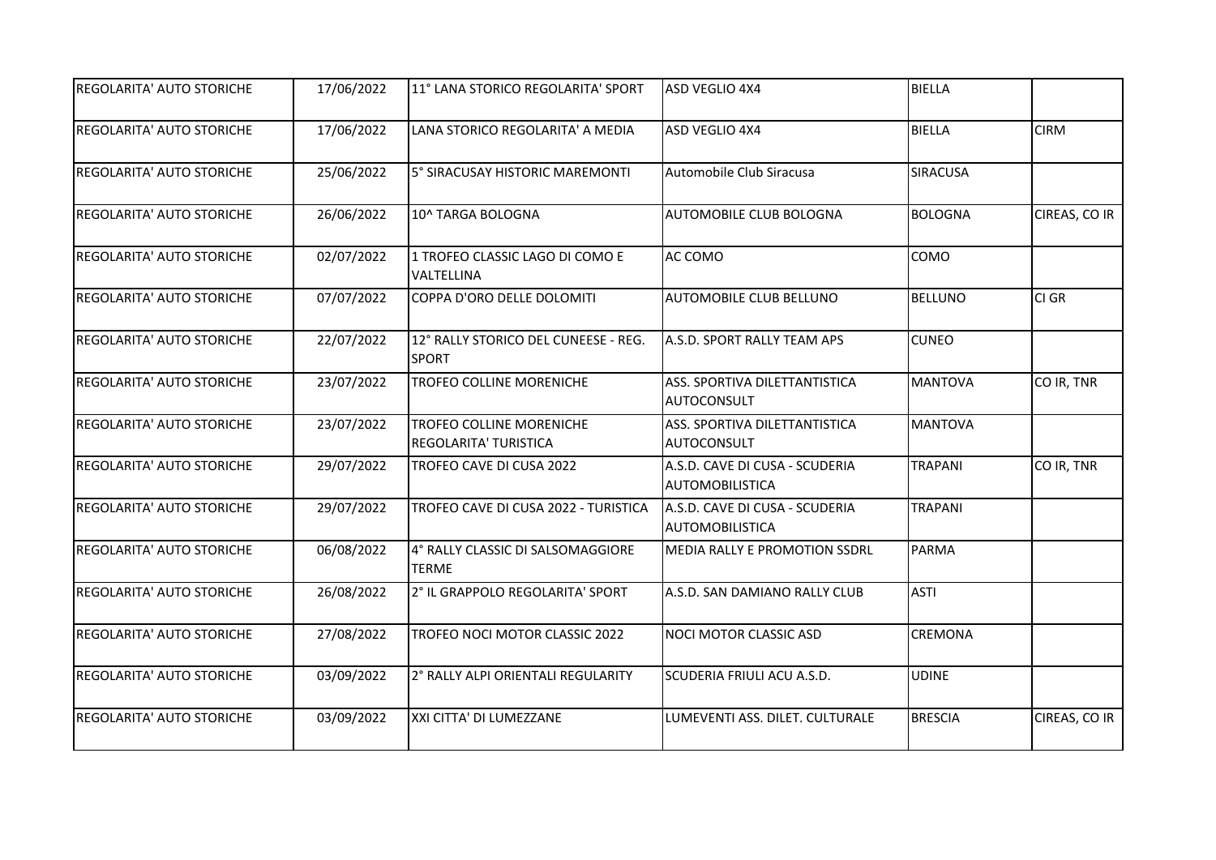| | | | | | |
|---|---|---|---|---|---|
| REGOLARITA' AUTO STORICHE | 17/06/2022 | 11° LANA STORICO REGOLARITA' SPORT | ASD VEGLIO 4X4 | BIELLA | |
| REGOLARITA' AUTO STORICHE | 17/06/2022 | LANA STORICO REGOLARITA' A MEDIA | ASD VEGLIO 4X4 | BIELLA | CIRM |
| REGOLARITA' AUTO STORICHE | 25/06/2022 | 5° SIRACUSAY HISTORIC MAREMONTI | Automobile Club Siracusa | SIRACUSA | |
| REGOLARITA' AUTO STORICHE | 26/06/2022 | 10^ TARGA BOLOGNA | AUTOMOBILE CLUB BOLOGNA | BOLOGNA | CIREAS, CO IR |
| REGOLARITA' AUTO STORICHE | 02/07/2022 | 1 TROFEO CLASSIC LAGO DI COMO E VALTELLINA | AC COMO | COMO | |
| REGOLARITA' AUTO STORICHE | 07/07/2022 | COPPA D'ORO DELLE DOLOMITI | AUTOMOBILE CLUB BELLUNO | BELLUNO | CI GR |
| REGOLARITA' AUTO STORICHE | 22/07/2022 | 12° RALLY STORICO DEL CUNEESE - REG. SPORT | A.S.D. SPORT RALLY TEAM APS | CUNEO | |
| REGOLARITA' AUTO STORICHE | 23/07/2022 | TROFEO COLLINE MORENICHE | ASS. SPORTIVA DILETTANTISTICA AUTOCONSULT | MANTOVA | CO IR, TNR |
| REGOLARITA' AUTO STORICHE | 23/07/2022 | TROFEO COLLINE MORENICHE REGOLARITA' TURISTICA | ASS. SPORTIVA DILETTANTISTICA AUTOCONSULT | MANTOVA | |
| REGOLARITA' AUTO STORICHE | 29/07/2022 | TROFEO CAVE DI CUSA 2022 | A.S.D. CAVE DI CUSA - SCUDERIA AUTOMOBILISTICA | TRAPANI | CO IR, TNR |
| REGOLARITA' AUTO STORICHE | 29/07/2022 | TROFEO CAVE DI CUSA 2022 - TURISTICA | A.S.D. CAVE DI CUSA - SCUDERIA AUTOMOBILISTICA | TRAPANI | |
| REGOLARITA' AUTO STORICHE | 06/08/2022 | 4° RALLY CLASSIC DI SALSOMAGGIORE TERME | MEDIA RALLY E PROMOTION SSDRL | PARMA | |
| REGOLARITA' AUTO STORICHE | 26/08/2022 | 2° IL GRAPPOLO REGOLARITA' SPORT | A.S.D. SAN DAMIANO RALLY CLUB | ASTI | |
| REGOLARITA' AUTO STORICHE | 27/08/2022 | TROFEO NOCI MOTOR CLASSIC 2022 | NOCI MOTOR CLASSIC ASD | CREMONA | |
| REGOLARITA' AUTO STORICHE | 03/09/2022 | 2° RALLY ALPI ORIENTALI REGULARITY | SCUDERIA FRIULI ACU A.S.D. | UDINE | |
| REGOLARITA' AUTO STORICHE | 03/09/2022 | XXI CITTA' DI LUMEZZANE | LUMEVENTI ASS. DILET. CULTURALE | BRESCIA | CIREAS, CO IR |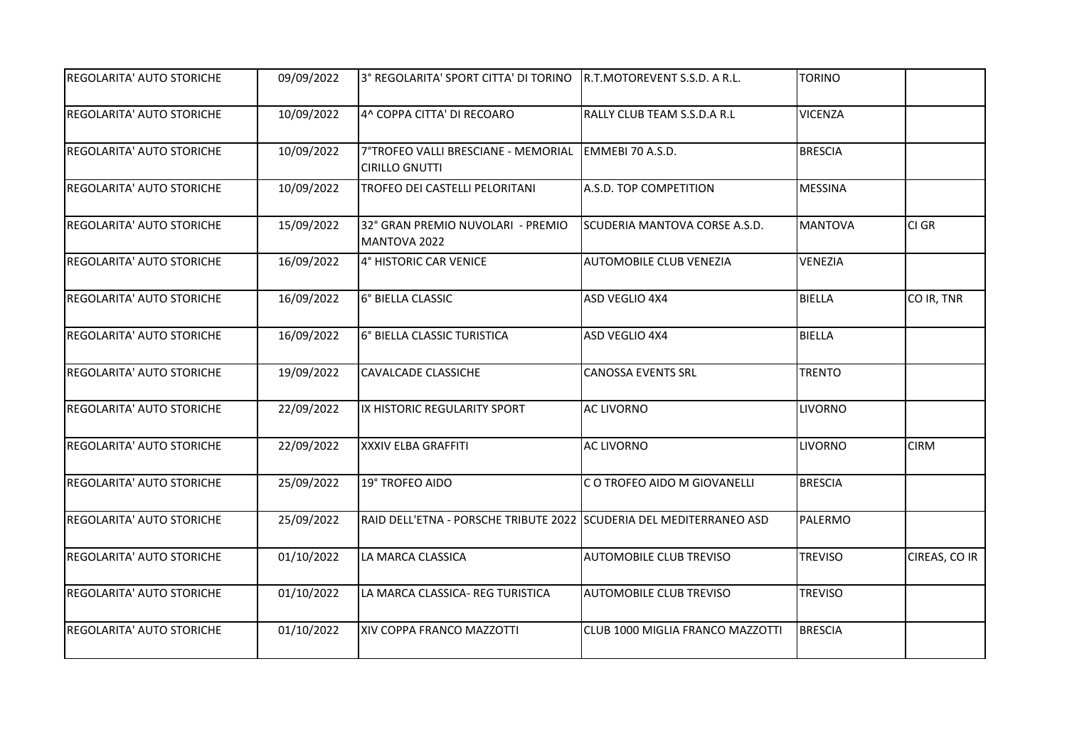| | | | | | |
|---|---|---|---|---|---|
| REGOLARITA' AUTO STORICHE | 09/09/2022 | 3° REGOLARITA' SPORT CITTA' DI TORINO | R.T.MOTOREVENT S.S.D. A R.L. | TORINO | |
| REGOLARITA' AUTO STORICHE | 10/09/2022 | 4^ COPPA CITTA' DI RECOARO | RALLY CLUB TEAM S.S.D.A R.L | VICENZA | |
| REGOLARITA' AUTO STORICHE | 10/09/2022 | 7°TROFEO VALLI BRESCIANE - MEMORIAL CIRILLO GNUTTI | EMMEBI 70 A.S.D. | BRESCIA | |
| REGOLARITA' AUTO STORICHE | 10/09/2022 | TROFEO DEI CASTELLI PELORITANI | A.S.D. TOP COMPETITION | MESSINA | |
| REGOLARITA' AUTO STORICHE | 15/09/2022 | 32° GRAN PREMIO NUVOLARI - PREMIO MANTOVA 2022 | SCUDERIA MANTOVA CORSE A.S.D. | MANTOVA | CI GR |
| REGOLARITA' AUTO STORICHE | 16/09/2022 | 4° HISTORIC CAR VENICE | AUTOMOBILE CLUB VENEZIA | VENEZIA | |
| REGOLARITA' AUTO STORICHE | 16/09/2022 | 6° BIELLA CLASSIC | ASD VEGLIO 4X4 | BIELLA | CO IR, TNR |
| REGOLARITA' AUTO STORICHE | 16/09/2022 | 6° BIELLA CLASSIC TURISTICA | ASD VEGLIO 4X4 | BIELLA | |
| REGOLARITA' AUTO STORICHE | 19/09/2022 | CAVALCADE CLASSICHE | CANOSSA EVENTS SRL | TRENTO | |
| REGOLARITA' AUTO STORICHE | 22/09/2022 | IX HISTORIC REGULARITY SPORT | AC LIVORNO | LIVORNO | |
| REGOLARITA' AUTO STORICHE | 22/09/2022 | XXXIV ELBA GRAFFITI | AC LIVORNO | LIVORNO | CIRM |
| REGOLARITA' AUTO STORICHE | 25/09/2022 | 19° TROFEO AIDO | C O TROFEO AIDO M GIOVANELLI | BRESCIA | |
| REGOLARITA' AUTO STORICHE | 25/09/2022 | RAID DELL'ETNA - PORSCHE TRIBUTE 2022 | SCUDERIA DEL MEDITERRANEO ASD | PALERMO | |
| REGOLARITA' AUTO STORICHE | 01/10/2022 | LA MARCA CLASSICA | AUTOMOBILE CLUB TREVISO | TREVISO | CIREAS, CO IR |
| REGOLARITA' AUTO STORICHE | 01/10/2022 | LA MARCA CLASSICA- REG TURISTICA | AUTOMOBILE CLUB TREVISO | TREVISO | |
| REGOLARITA' AUTO STORICHE | 01/10/2022 | XIV COPPA FRANCO MAZZOTTI | CLUB 1000 MIGLIA FRANCO MAZZOTTI | BRESCIA | |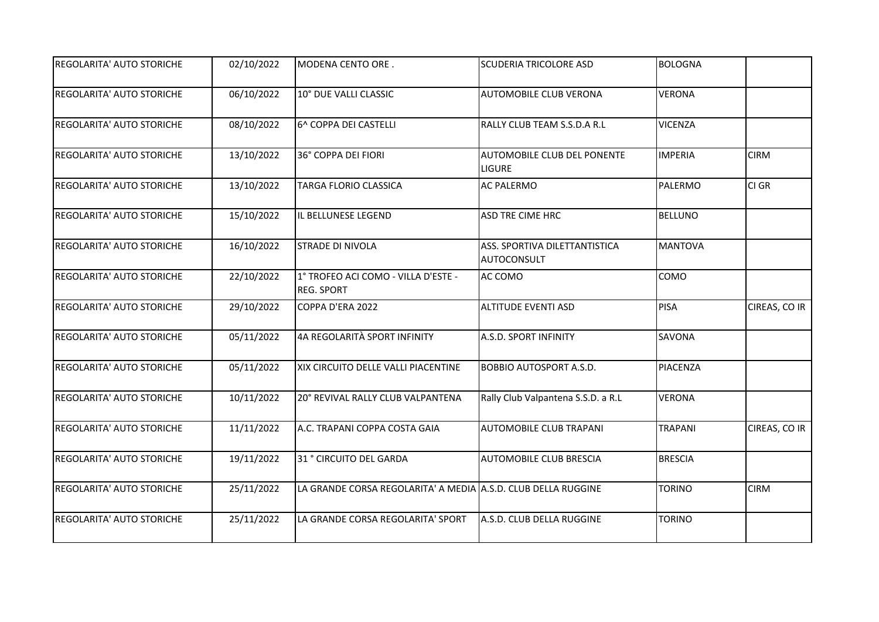| | | | | | |
|---|---|---|---|---|---|
| REGOLARITA' AUTO STORICHE | 02/10/2022 | MODENA CENTO ORE . | SCUDERIA TRICOLORE ASD | BOLOGNA | |
| REGOLARITA' AUTO STORICHE | 06/10/2022 | 10° DUE VALLI CLASSIC | AUTOMOBILE CLUB VERONA | VERONA | |
| REGOLARITA' AUTO STORICHE | 08/10/2022 | 6^ COPPA DEI CASTELLI | RALLY CLUB TEAM S.S.D.A R.L | VICENZA | |
| REGOLARITA' AUTO STORICHE | 13/10/2022 | 36° COPPA DEI FIORI | AUTOMOBILE CLUB DEL PONENTE LIGURE | IMPERIA | CIRM |
| REGOLARITA' AUTO STORICHE | 13/10/2022 | TARGA FLORIO CLASSICA | AC PALERMO | PALERMO | CI GR |
| REGOLARITA' AUTO STORICHE | 15/10/2022 | IL BELLUNESE LEGEND | ASD TRE CIME HRC | BELLUNO | |
| REGOLARITA' AUTO STORICHE | 16/10/2022 | STRADE DI NIVOLA | ASS. SPORTIVA DILETTANTISTICA AUTOCONSULT | MANTOVA | |
| REGOLARITA' AUTO STORICHE | 22/10/2022 | 1° TROFEO ACI COMO - VILLA D'ESTE - REG. SPORT | AC COMO | COMO | |
| REGOLARITA' AUTO STORICHE | 29/10/2022 | COPPA D'ERA 2022 | ALTITUDE EVENTI ASD | PISA | CIREAS, CO IR |
| REGOLARITA' AUTO STORICHE | 05/11/2022 | 4A REGOLARITÀ SPORT INFINITY | A.S.D. SPORT INFINITY | SAVONA | |
| REGOLARITA' AUTO STORICHE | 05/11/2022 | XIX CIRCUITO DELLE VALLI PIACENTINE | BOBBIO AUTOSPORT A.S.D. | PIACENZA | |
| REGOLARITA' AUTO STORICHE | 10/11/2022 | 20° REVIVAL RALLY CLUB VALPANTENA | Rally Club Valpantena S.S.D. a R.L | VERONA | |
| REGOLARITA' AUTO STORICHE | 11/11/2022 | A.C. TRAPANI COPPA COSTA GAIA | AUTOMOBILE CLUB TRAPANI | TRAPANI | CIREAS, CO IR |
| REGOLARITA' AUTO STORICHE | 19/11/2022 | 31 ° CIRCUITO DEL GARDA | AUTOMOBILE CLUB BRESCIA | BRESCIA | |
| REGOLARITA' AUTO STORICHE | 25/11/2022 | LA GRANDE CORSA REGOLARITA' A MEDIA | A.S.D. CLUB DELLA RUGGINE | TORINO | CIRM |
| REGOLARITA' AUTO STORICHE | 25/11/2022 | LA GRANDE CORSA REGOLARITA' SPORT | A.S.D. CLUB DELLA RUGGINE | TORINO | |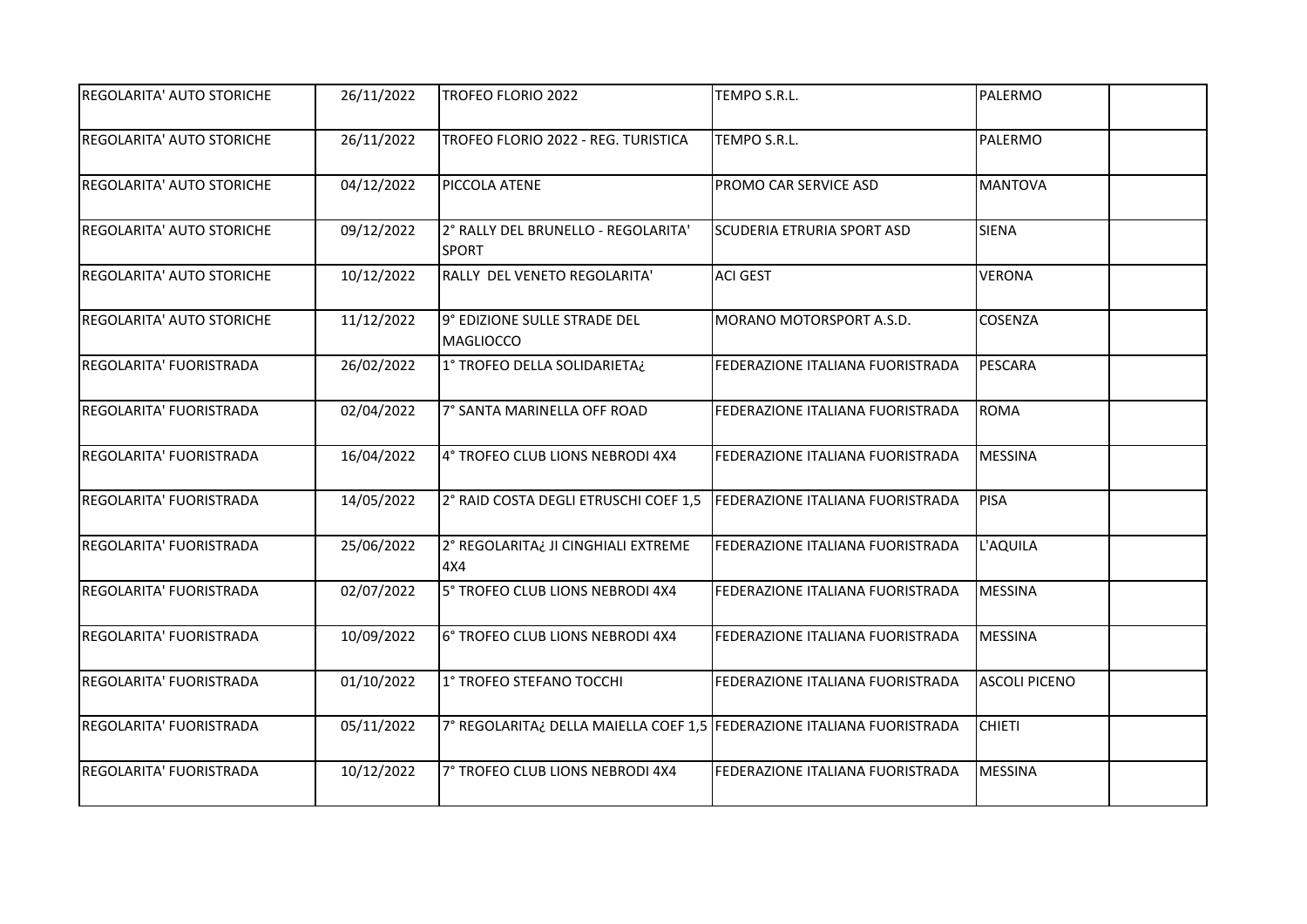| | | | | | |
|---|---|---|---|---|---|
| REGOLARITA' AUTO STORICHE | 26/11/2022 | TROFEO FLORIO 2022 | TEMPO S.R.L. | PALERMO | |
| REGOLARITA' AUTO STORICHE | 26/11/2022 | TROFEO FLORIO 2022 - REG. TURISTICA | TEMPO S.R.L. | PALERMO | |
| REGOLARITA' AUTO STORICHE | 04/12/2022 | PICCOLA ATENE | PROMO CAR SERVICE ASD | MANTOVA | |
| REGOLARITA' AUTO STORICHE | 09/12/2022 | 2° RALLY DEL BRUNELLO - REGOLARITA' SPORT | SCUDERIA ETRURIA SPORT ASD | SIENA | |
| REGOLARITA' AUTO STORICHE | 10/12/2022 | RALLY DEL VENETO REGOLARITA' | ACI GEST | VERONA | |
| REGOLARITA' AUTO STORICHE | 11/12/2022 | 9° EDIZIONE SULLE STRADE DEL MAGLIOCCO | MORANO MOTORSPORT A.S.D. | COSENZA | |
| REGOLARITA' FUORISTRADA | 26/02/2022 | 1° TROFEO DELLA SOLIDARIETA¿ | FEDERAZIONE ITALIANA FUORISTRADA | PESCARA | |
| REGOLARITA' FUORISTRADA | 02/04/2022 | 7° SANTA MARINELLA OFF ROAD | FEDERAZIONE ITALIANA FUORISTRADA | ROMA | |
| REGOLARITA' FUORISTRADA | 16/04/2022 | 4° TROFEO CLUB LIONS NEBRODI 4X4 | FEDERAZIONE ITALIANA FUORISTRADA | MESSINA | |
| REGOLARITA' FUORISTRADA | 14/05/2022 | 2° RAID COSTA DEGLI ETRUSCHI COEF 1,5 | FEDERAZIONE ITALIANA FUORISTRADA | PISA | |
| REGOLARITA' FUORISTRADA | 25/06/2022 | 2° REGOLARITA¿ JI CINGHIALI EXTREME 4X4 | FEDERAZIONE ITALIANA FUORISTRADA | L'AQUILA | |
| REGOLARITA' FUORISTRADA | 02/07/2022 | 5° TROFEO CLUB LIONS NEBRODI 4X4 | FEDERAZIONE ITALIANA FUORISTRADA | MESSINA | |
| REGOLARITA' FUORISTRADA | 10/09/2022 | 6° TROFEO CLUB LIONS NEBRODI 4X4 | FEDERAZIONE ITALIANA FUORISTRADA | MESSINA | |
| REGOLARITA' FUORISTRADA | 01/10/2022 | 1° TROFEO STEFANO TOCCHI | FEDERAZIONE ITALIANA FUORISTRADA | ASCOLI PICENO | |
| REGOLARITA' FUORISTRADA | 05/11/2022 | 7° REGOLARITA¿ DELLA MAIELLA COEF 1,5 | FEDERAZIONE ITALIANA FUORISTRADA | CHIETI | |
| REGOLARITA' FUORISTRADA | 10/12/2022 | 7° TROFEO CLUB LIONS NEBRODI 4X4 | FEDERAZIONE ITALIANA FUORISTRADA | MESSINA | |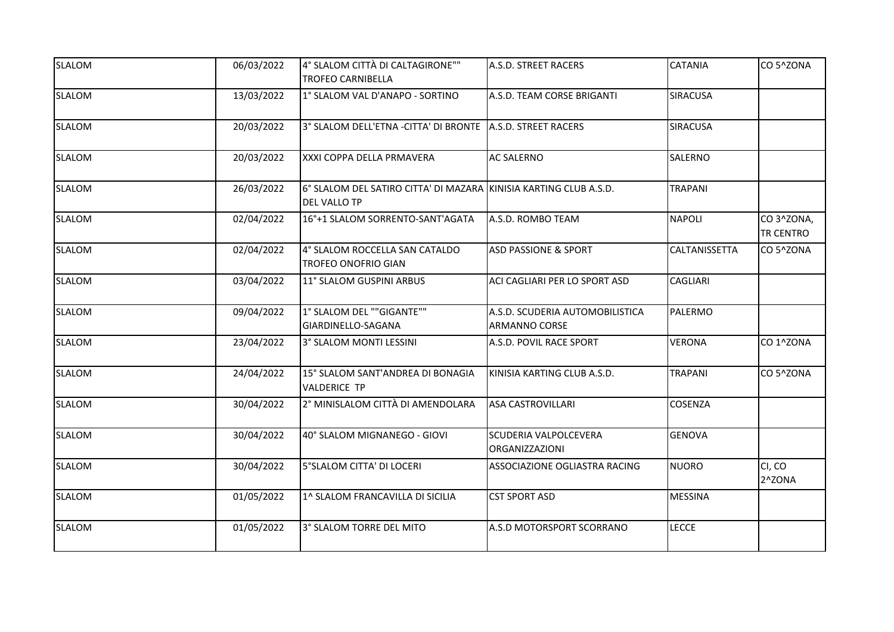| | | | | | |
|---|---|---|---|---|---|
| SLALOM | 06/03/2022 | 4° SLALOM CITTÀ DI CALTAGIRONE"" TROFEO CARNIBELLA | A.S.D. STREET RACERS | CATANIA | CO 5^ZONA |
| SLALOM | 13/03/2022 | 1° SLALOM VAL D'ANAPO - SORTINO | A.S.D. TEAM CORSE BRIGANTI | SIRACUSA | |
| SLALOM | 20/03/2022 | 3° SLALOM DELL'ETNA -CITTA' DI BRONTE | A.S.D. STREET RACERS | SIRACUSA | |
| SLALOM | 20/03/2022 | XXXI COPPA DELLA PRMAVERA | AC SALERNO | SALERNO | |
| SLALOM | 26/03/2022 | 6° SLALOM DEL SATIRO CITTA' DI MAZARA DEL VALLO TP | KINISIA KARTING CLUB A.S.D. | TRAPANI | |
| SLALOM | 02/04/2022 | 16°+1 SLALOM SORRENTO-SANT'AGATA | A.S.D. ROMBO TEAM | NAPOLI | CO 3^ZONA, TR CENTRO |
| SLALOM | 02/04/2022 | 4° SLALOM ROCCELLA SAN CATALDO TROFEO ONOFRIO GIAN | ASD PASSIONE & SPORT | CALTANISSETTA | CO 5^ZONA |
| SLALOM | 03/04/2022 | 11° SLALOM GUSPINI ARBUS | ACI CAGLIARI PER LO SPORT ASD | CAGLIARI | |
| SLALOM | 09/04/2022 | 1° SLALOM DEL ""GIGANTE"" GIARDINELLO-SAGANA | A.S.D. SCUDERIA AUTOMOBILISTICA ARMANNO CORSE | PALERMO | |
| SLALOM | 23/04/2022 | 3° SLALOM MONTI LESSINI | A.S.D. POVIL RACE SPORT | VERONA | CO 1^ZONA |
| SLALOM | 24/04/2022 | 15° SLALOM SANT'ANDREA DI BONAGIA VALDERICE TP | KINISIA KARTING CLUB A.S.D. | TRAPANI | CO 5^ZONA |
| SLALOM | 30/04/2022 | 2° MINISLALOM CITTÀ DI AMENDOLARA | ASA CASTROVILLARI | COSENZA | |
| SLALOM | 30/04/2022 | 40° SLALOM MIGNANEGO - GIOVI | SCUDERIA VALPOLCEVERA ORGANIZZAZIONI | GENOVA | |
| SLALOM | 30/04/2022 | 5°SLALOM CITTA' DI LOCERI | ASSOCIAZIONE OGLIASTRA RACING | NUORO | CI, CO 2^ZONA |
| SLALOM | 01/05/2022 | 1^ SLALOM FRANCAVILLA DI SICILIA | CST SPORT ASD | MESSINA | |
| SLALOM | 01/05/2022 | 3° SLALOM TORRE DEL MITO | A.S.D MOTORSPORT SCORRANO | LECCE | |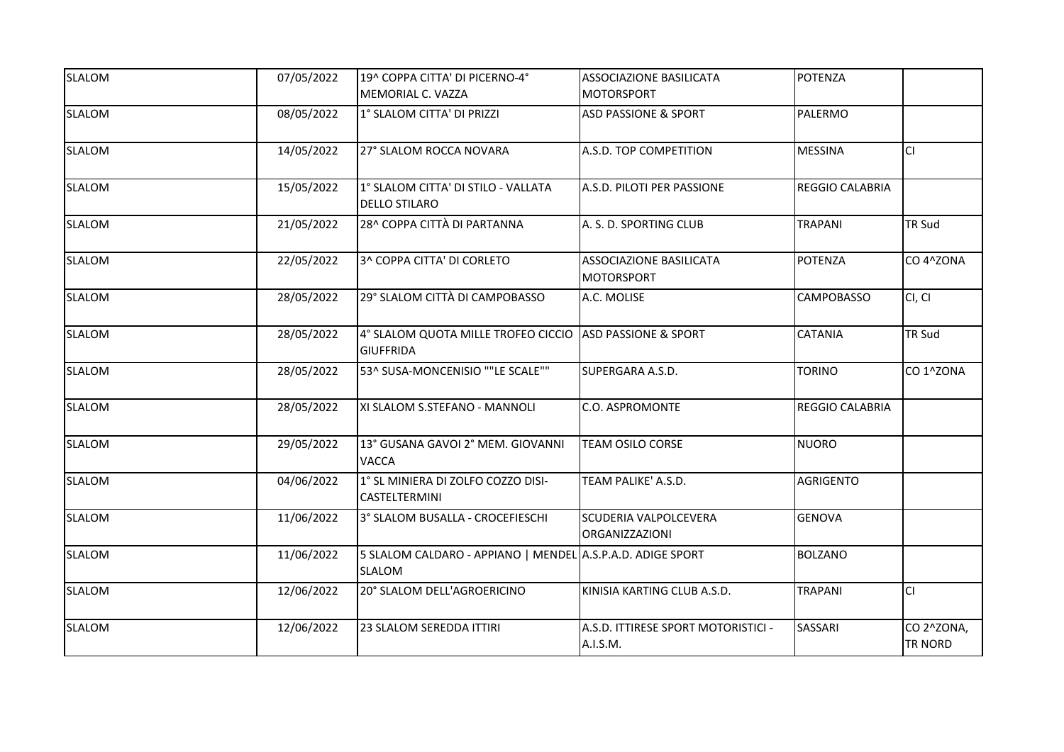| SLALOM | 07/05/2022 | 19^ COPPA CITTA' DI PICERNO-4° MEMORIAL C. VAZZA | ASSOCIAZIONE BASILICATA MOTORSPORT | POTENZA | |
|---|---|---|---|---|---|
| SLALOM | 08/05/2022 | 1° SLALOM CITTA' DI PRIZZI | ASD PASSIONE & SPORT | PALERMO | |
| SLALOM | 14/05/2022 | 27° SLALOM ROCCA NOVARA | A.S.D. TOP COMPETITION | MESSINA | CI |
| SLALOM | 15/05/2022 | 1° SLALOM CITTA' DI STILO - VALLATA DELLO STILARO | A.S.D. PILOTI PER PASSIONE | REGGIO CALABRIA | |
| SLALOM | 21/05/2022 | 28^ COPPA CITTÀ DI PARTANNA | A. S. D. SPORTING CLUB | TRAPANI | TR Sud |
| SLALOM | 22/05/2022 | 3^ COPPA CITTA' DI CORLETO | ASSOCIAZIONE BASILICATA MOTORSPORT | POTENZA | CO 4^ZONA |
| SLALOM | 28/05/2022 | 29° SLALOM CITTÀ DI CAMPOBASSO | A.C. MOLISE | CAMPOBASSO | CI, CI |
| SLALOM | 28/05/2022 | 4° SLALOM QUOTA MILLE TROFEO CICCIO GIUFFRIDA | ASD PASSIONE & SPORT | CATANIA | TR Sud |
| SLALOM | 28/05/2022 | 53^ SUSA-MONCENISIO ""LE SCALE"" | SUPERGARA A.S.D. | TORINO | CO 1^ZONA |
| SLALOM | 28/05/2022 | XI SLALOM S.STEFANO - MANNOLI | C.O. ASPROMONTE | REGGIO CALABRIA | |
| SLALOM | 29/05/2022 | 13° GUSANA GAVOI 2° MEM. GIOVANNI VACCA | TEAM OSILO CORSE | NUORO | |
| SLALOM | 04/06/2022 | 1° SL MINIERA DI ZOLFO COZZO DISI-CASTELTERMINI | TEAM PALIKE' A.S.D. | AGRIGENTO | |
| SLALOM | 11/06/2022 | 3° SLALOM BUSALLA - CROCEFIESCHI | SCUDERIA VALPOLCEVERA ORGANIZZAZIONI | GENOVA | |
| SLALOM | 11/06/2022 | 5 SLALOM CALDARO - APPIANO \| MENDEL SLALOM | A.S.P.A.D. ADIGE SPORT | BOLZANO | |
| SLALOM | 12/06/2022 | 20° SLALOM DELL'AGROERICINO | KINISIA KARTING CLUB A.S.D. | TRAPANI | CI |
| SLALOM | 12/06/2022 | 23 SLALOM SEREDDA ITTIRI | A.S.D. ITTIRESE SPORT MOTORISTICI - A.I.S.M. | SASSARI | CO 2^ZONA, TR NORD |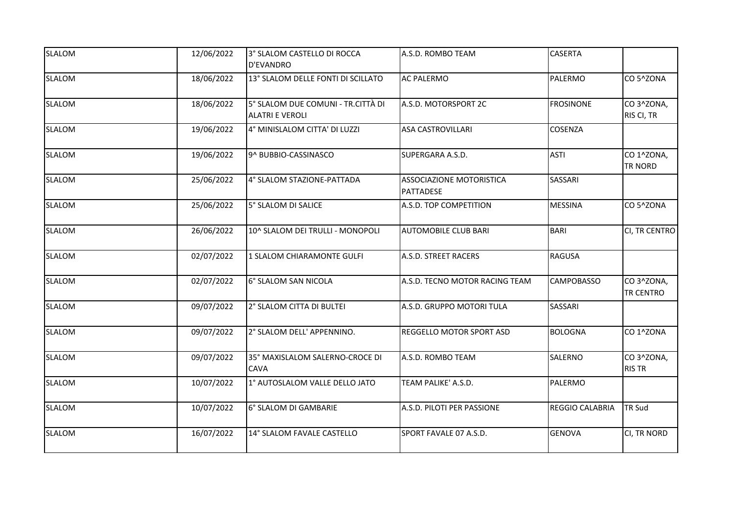| | | | | | |
|---|---|---|---|---|---|
| SLALOM | 12/06/2022 | 3° SLALOM CASTELLO DI ROCCA D'EVANDRO | A.S.D. ROMBO TEAM | CASERTA | |
| SLALOM | 18/06/2022 | 13° SLALOM DELLE FONTI DI SCILLATO | AC PALERMO | PALERMO | CO 5^ZONA |
| SLALOM | 18/06/2022 | 5° SLALOM DUE COMUNI - TR.CITTÀ DI ALATRI E VEROLI | A.S.D. MOTORSPORT 2C | FROSINONE | CO 3^ZONA, RIS CI, TR |
| SLALOM | 19/06/2022 | 4° MINISLALOM CITTA' DI LUZZI | ASA CASTROVILLARI | COSENZA | |
| SLALOM | 19/06/2022 | 9^ BUBBIO-CASSINASCO | SUPERGARA A.S.D. | ASTI | CO 1^ZONA, TR NORD |
| SLALOM | 25/06/2022 | 4° SLALOM STAZIONE-PATTADA | ASSOCIAZIONE MOTORISTICA PATTADESE | SASSARI | |
| SLALOM | 25/06/2022 | 5° SLALOM DI SALICE | A.S.D. TOP COMPETITION | MESSINA | CO 5^ZONA |
| SLALOM | 26/06/2022 | 10^ SLALOM DEI TRULLI - MONOPOLI | AUTOMOBILE CLUB BARI | BARI | CI, TR CENTRO |
| SLALOM | 02/07/2022 | 1 SLALOM CHIARAMONTE GULFI | A.S.D. STREET RACERS | RAGUSA | |
| SLALOM | 02/07/2022 | 6° SLALOM SAN NICOLA | A.S.D. TECNO MOTOR RACING TEAM | CAMPOBASSO | CO 3^ZONA, TR CENTRO |
| SLALOM | 09/07/2022 | 2° SLALOM CITTA DI BULTEI | A.S.D. GRUPPO MOTORI TULA | SASSARI | |
| SLALOM | 09/07/2022 | 2° SLALOM DELL' APPENNINO. | REGGELLO MOTOR SPORT ASD | BOLOGNA | CO 1^ZONA |
| SLALOM | 09/07/2022 | 35° MAXISLALOM SALERNO-CROCE DI CAVA | A.S.D. ROMBO TEAM | SALERNO | CO 3^ZONA, RIS TR |
| SLALOM | 10/07/2022 | 1° AUTOSLALOM VALLE DELLO JATO | TEAM PALIKE' A.S.D. | PALERMO | |
| SLALOM | 10/07/2022 | 6° SLALOM DI GAMBARIE | A.S.D. PILOTI PER PASSIONE | REGGIO CALABRIA | TR Sud |
| SLALOM | 16/07/2022 | 14° SLALOM FAVALE CASTELLO | SPORT FAVALE 07 A.S.D. | GENOVA | CI, TR NORD |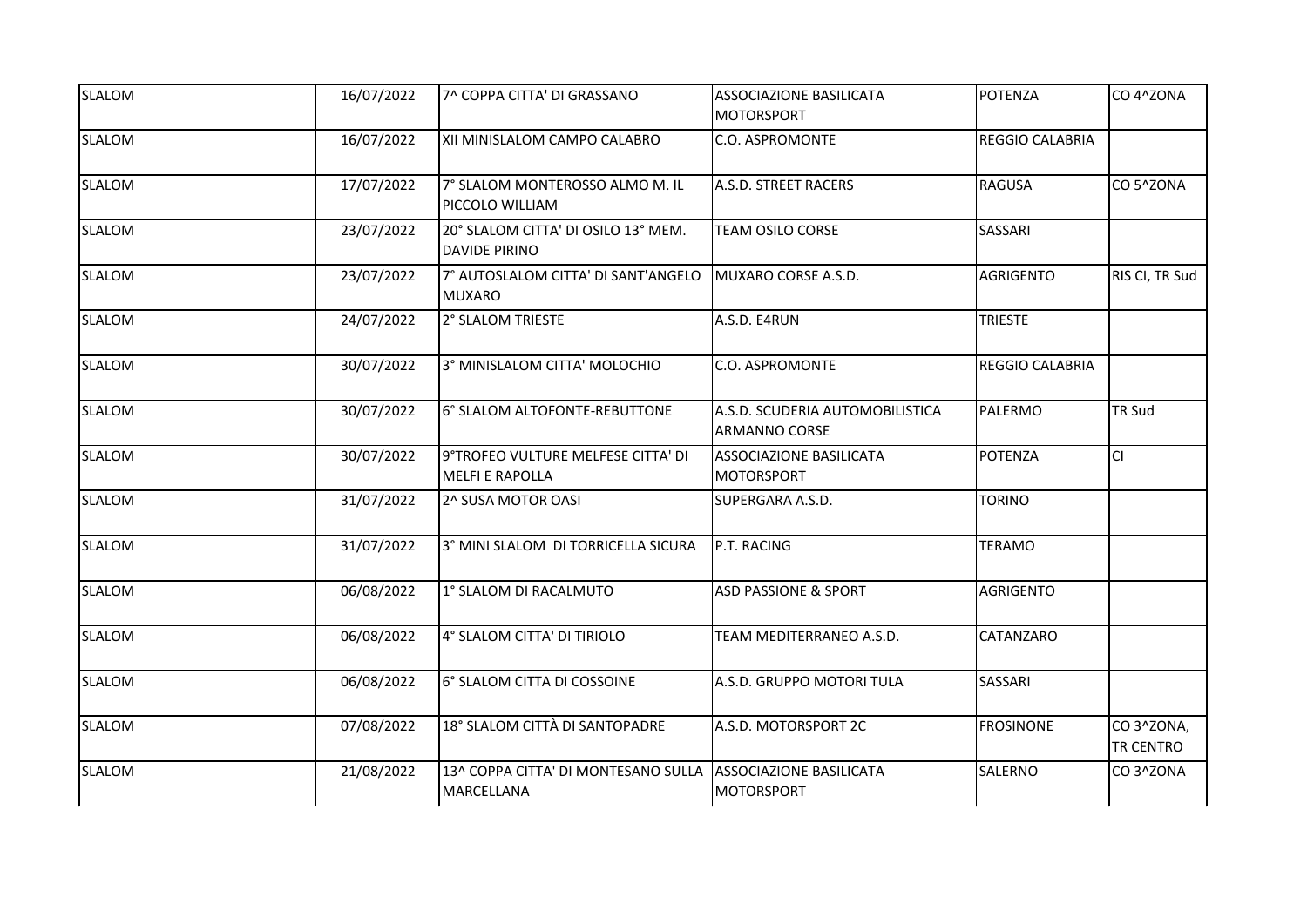| SLALOM | 16/07/2022 | 7^ COPPA CITTA' DI GRASSANO | ASSOCIAZIONE BASILICATA MOTORSPORT | POTENZA | CO 4^ZONA |
|---|---|---|---|---|---|
| SLALOM | 16/07/2022 | XII MINISLALOM CAMPO CALABRO | C.O. ASPROMONTE | REGGIO CALABRIA | |
| SLALOM | 17/07/2022 | 7° SLALOM MONTEROSSO ALMO M. IL PICCOLO WILLIAM | A.S.D. STREET RACERS | RAGUSA | CO 5^ZONA |
| SLALOM | 23/07/2022 | 20° SLALOM CITTA' DI OSILO 13° MEM. DAVIDE PIRINO | TEAM OSILO CORSE | SASSARI | |
| SLALOM | 23/07/2022 | 7° AUTOSLALOM CITTA' DI SANT'ANGELO MUXARO | MUXARO CORSE A.S.D. | AGRIGENTO | RIS CI, TR Sud |
| SLALOM | 24/07/2022 | 2° SLALOM TRIESTE | A.S.D. E4RUN | TRIESTE | |
| SLALOM | 30/07/2022 | 3° MINISLALOM CITTA' MOLOCHIO | C.O. ASPROMONTE | REGGIO CALABRIA | |
| SLALOM | 30/07/2022 | 6° SLALOM ALTOFONTE-REBUTTONE | A.S.D. SCUDERIA AUTOMOBILISTICA ARMANNO CORSE | PALERMO | TR Sud |
| SLALOM | 30/07/2022 | 9°TROFEO VULTURE MELFESE CITTA' DI MELFI E RAPOLLA | ASSOCIAZIONE BASILICATA MOTORSPORT | POTENZA | CI |
| SLALOM | 31/07/2022 | 2^ SUSA MOTOR OASI | SUPERGARA A.S.D. | TORINO | |
| SLALOM | 31/07/2022 | 3° MINI SLALOM DI TORRICELLA SICURA | P.T. RACING | TERAMO | |
| SLALOM | 06/08/2022 | 1° SLALOM DI RACALMUTO | ASD PASSIONE & SPORT | AGRIGENTO | |
| SLALOM | 06/08/2022 | 4° SLALOM CITTA' DI TIRIOLO | TEAM MEDITERRANEO A.S.D. | CATANZARO | |
| SLALOM | 06/08/2022 | 6° SLALOM CITTA DI COSSOINE | A.S.D. GRUPPO MOTORI TULA | SASSARI | |
| SLALOM | 07/08/2022 | 18° SLALOM CITTÀ DI SANTOPADRE | A.S.D. MOTORSPORT 2C | FROSINONE | CO 3^ZONA, TR CENTRO |
| SLALOM | 21/08/2022 | 13^ COPPA CITTA' DI MONTESANO SULLA MARCELLANA | ASSOCIAZIONE BASILICATA MOTORSPORT | SALERNO | CO 3^ZONA |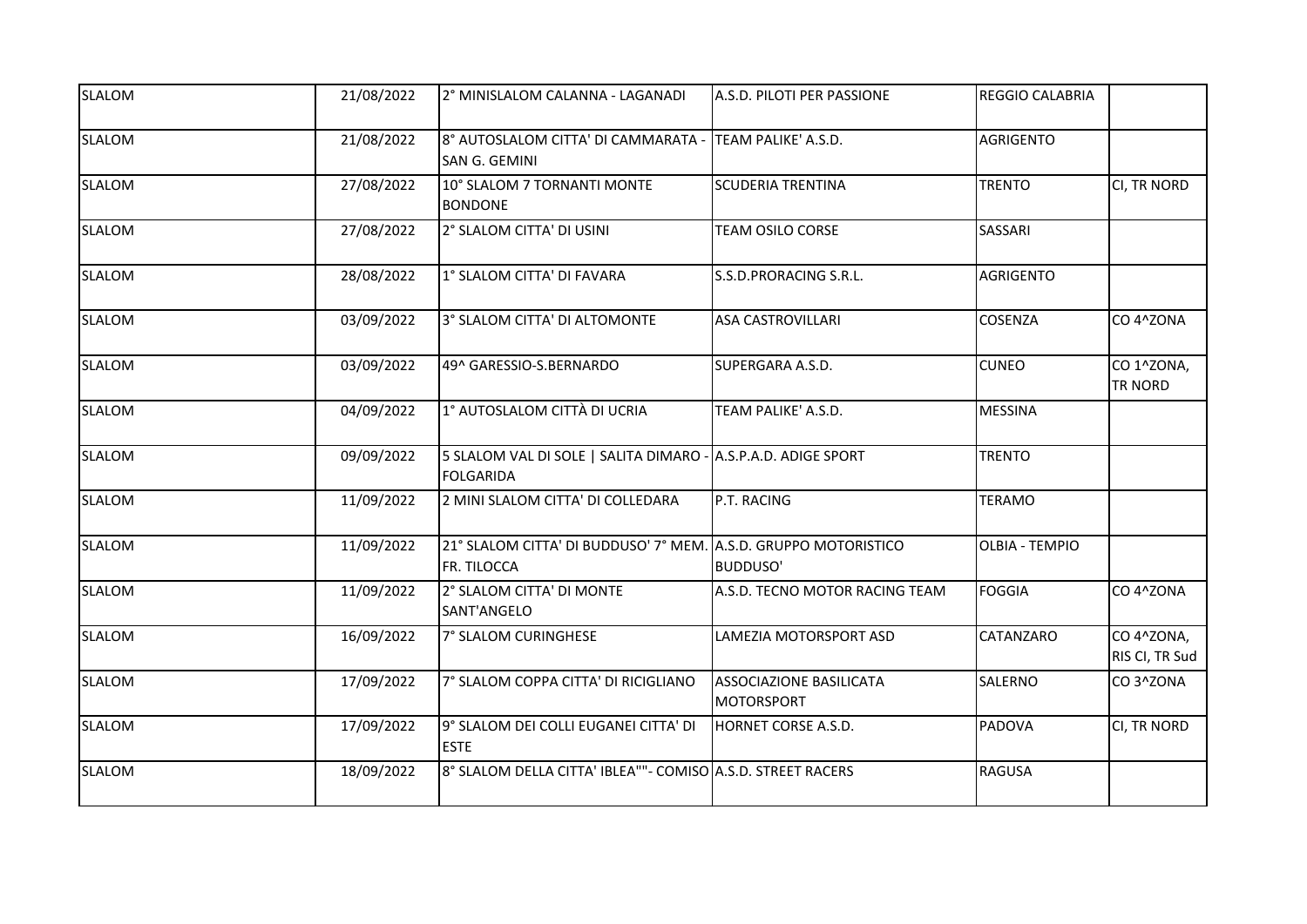| | | | | | |
|---|---|---|---|---|---|
| SLALOM | 21/08/2022 | 2° MINISLALOM CALANNA - LAGANADI | A.S.D. PILOTI PER PASSIONE | REGGIO CALABRIA | |
| SLALOM | 21/08/2022 | 8° AUTOSLALOM CITTA' DI CAMMARATA - SAN G. GEMINI | TEAM PALIKE' A.S.D. | AGRIGENTO | |
| SLALOM | 27/08/2022 | 10° SLALOM 7 TORNANTI MONTE BONDONE | SCUDERIA TRENTINA | TRENTO | CI, TR NORD |
| SLALOM | 27/08/2022 | 2° SLALOM CITTA' DI USINI | TEAM OSILO CORSE | SASSARI | |
| SLALOM | 28/08/2022 | 1° SLALOM CITTA' DI FAVARA | S.S.D.PRORACING S.R.L. | AGRIGENTO | |
| SLALOM | 03/09/2022 | 3° SLALOM CITTA' DI ALTOMONTE | ASA CASTROVILLARI | COSENZA | CO 4^ZONA |
| SLALOM | 03/09/2022 | 49^ GARESSIO-S.BERNARDO | SUPERGARA A.S.D. | CUNEO | CO 1^ZONA, TR NORD |
| SLALOM | 04/09/2022 | 1° AUTOSLALOM CITTÀ DI UCRIA | TEAM PALIKE' A.S.D. | MESSINA | |
| SLALOM | 09/09/2022 | 5 SLALOM VAL DI SOLE \| SALITA DIMARO - FOLGARIDA | A.S.P.A.D. ADIGE SPORT | TRENTO | |
| SLALOM | 11/09/2022 | 2 MINI SLALOM CITTA' DI COLLEDARA | P.T. RACING | TERAMO | |
| SLALOM | 11/09/2022 | 21° SLALOM CITTA' DI BUDDUSO' 7° MEM. FR. TILOCCA | A.S.D. GRUPPO MOTORISTICO BUDDUSO' | OLBIA - TEMPIO | |
| SLALOM | 11/09/2022 | 2° SLALOM CITTA' DI MONTE SANT'ANGELO | A.S.D. TECNO MOTOR RACING TEAM | FOGGIA | CO 4^ZONA |
| SLALOM | 16/09/2022 | 7° SLALOM CURINGHESE | LAMEZIA MOTORSPORT ASD | CATANZARO | CO 4^ZONA, RIS CI, TR Sud |
| SLALOM | 17/09/2022 | 7° SLALOM COPPA CITTA' DI RICIGLIANO | ASSOCIAZIONE BASILICATA MOTORSPORT | SALERNO | CO 3^ZONA |
| SLALOM | 17/09/2022 | 9° SLALOM DEI COLLI EUGANEI CITTA' DI ESTE | HORNET CORSE A.S.D. | PADOVA | CI, TR NORD |
| SLALOM | 18/09/2022 | 8° SLALOM DELLA CITTA' IBLEA""- COMISO | A.S.D. STREET RACERS | RAGUSA | |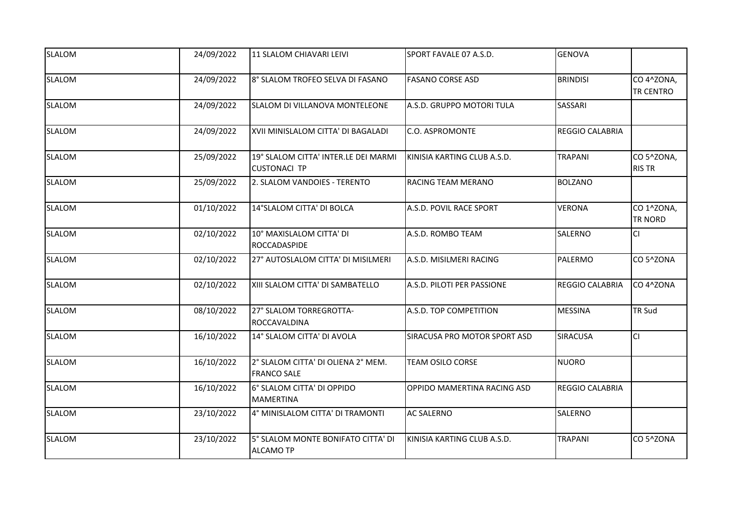| | | | | | |
|---|---|---|---|---|---|
| SLALOM | 24/09/2022 | 11 SLALOM CHIAVARI LEIVI | SPORT FAVALE 07 A.S.D. | GENOVA | |
| SLALOM | 24/09/2022 | 8° SLALOM TROFEO SELVA DI FASANO | FASANO CORSE ASD | BRINDISI | CO 4^ZONA, TR CENTRO |
| SLALOM | 24/09/2022 | SLALOM DI VILLANOVA MONTELEONE | A.S.D. GRUPPO MOTORI TULA | SASSARI | |
| SLALOM | 24/09/2022 | XVII MINISLALOM CITTA' DI BAGALADI | C.O. ASPROMONTE | REGGIO CALABRIA | |
| SLALOM | 25/09/2022 | 19° SLALOM CITTA' INTER.LE DEI MARMI CUSTONACI TP | KINISIA KARTING CLUB A.S.D. | TRAPANI | CO 5^ZONA, RIS TR |
| SLALOM | 25/09/2022 | 2. SLALOM VANDOIES - TERENTO | RACING TEAM MERANO | BOLZANO | |
| SLALOM | 01/10/2022 | 14°SLALOM CITTA' DI BOLCA | A.S.D. POVIL RACE SPORT | VERONA | CO 1^ZONA, TR NORD |
| SLALOM | 02/10/2022 | 10° MAXISLALOM CITTA' DI ROCCADASPIDE | A.S.D. ROMBO TEAM | SALERNO | CI |
| SLALOM | 02/10/2022 | 27° AUTOSLALOM CITTA' DI MISILMERI | A.S.D. MISILMERI RACING | PALERMO | CO 5^ZONA |
| SLALOM | 02/10/2022 | XIII SLALOM CITTA' DI SAMBATELLO | A.S.D. PILOTI PER PASSIONE | REGGIO CALABRIA | CO 4^ZONA |
| SLALOM | 08/10/2022 | 27° SLALOM TORREGROTTA-ROCCAVALDINA | A.S.D. TOP COMPETITION | MESSINA | TR Sud |
| SLALOM | 16/10/2022 | 14° SLALOM CITTA' DI AVOLA | SIRACUSA PRO MOTOR SPORT ASD | SIRACUSA | CI |
| SLALOM | 16/10/2022 | 2° SLALOM CITTA' DI OLIENA 2° MEM. FRANCO SALE | TEAM OSILO CORSE | NUORO | |
| SLALOM | 16/10/2022 | 6° SLALOM CITTA' DI OPPIDO MAMERTINA | OPPIDO MAMERTINA RACING ASD | REGGIO CALABRIA | |
| SLALOM | 23/10/2022 | 4° MINISLALOM CITTA' DI TRAMONTI | AC SALERNO | SALERNO | |
| SLALOM | 23/10/2022 | 5° SLALOM MONTE BONIFATO CITTA' DI ALCAMO TP | KINISIA KARTING CLUB A.S.D. | TRAPANI | CO 5^ZONA |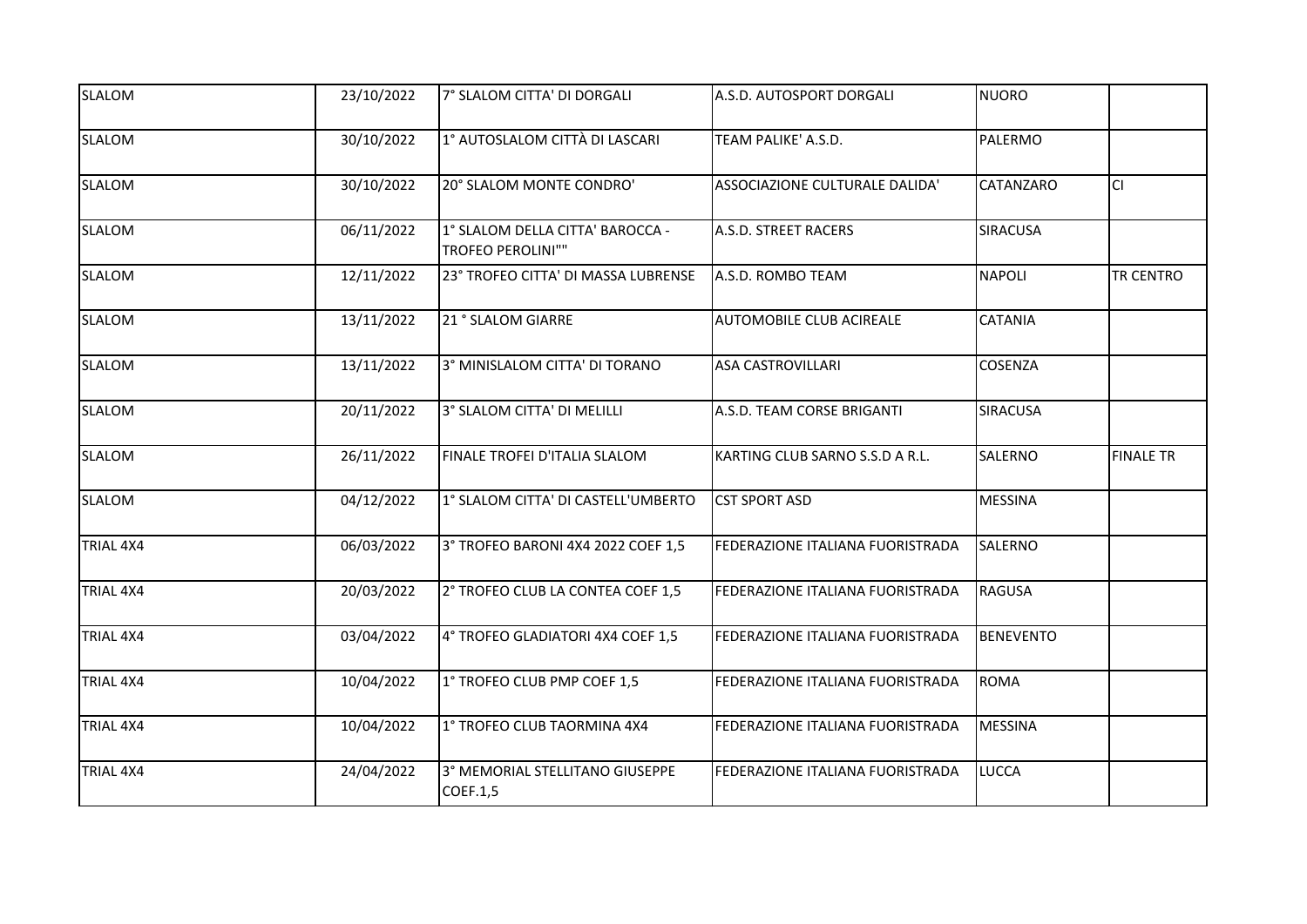| | | | | | |
|---|---|---|---|---|---|
| SLALOM | 23/10/2022 | 7° SLALOM CITTA' DI DORGALI | A.S.D. AUTOSPORT DORGALI | NUORO | |
| SLALOM | 30/10/2022 | 1° AUTOSLALOM CITTÀ DI LASCARI | TEAM PALIKE' A.S.D. | PALERMO | |
| SLALOM | 30/10/2022 | 20° SLALOM MONTE CONDRO' | ASSOCIAZIONE CULTURALE DALIDA' | CATANZARO | CI |
| SLALOM | 06/11/2022 | 1° SLALOM DELLA CITTA' BAROCCA - TROFEO PEROLINI"" | A.S.D. STREET RACERS | SIRACUSA | |
| SLALOM | 12/11/2022 | 23° TROFEO CITTA' DI MASSA LUBRENSE | A.S.D. ROMBO TEAM | NAPOLI | TR CENTRO |
| SLALOM | 13/11/2022 | 21 ° SLALOM GIARRE | AUTOMOBILE CLUB ACIREALE | CATANIA | |
| SLALOM | 13/11/2022 | 3° MINISLALOM CITTA' DI TORANO | ASA CASTROVILLARI | COSENZA | |
| SLALOM | 20/11/2022 | 3° SLALOM CITTA' DI MELILLI | A.S.D. TEAM CORSE BRIGANTI | SIRACUSA | |
| SLALOM | 26/11/2022 | FINALE TROFEI D'ITALIA SLALOM | KARTING CLUB SARNO S.S.D A R.L. | SALERNO | FINALE TR |
| SLALOM | 04/12/2022 | 1° SLALOM CITTA' DI CASTELL'UMBERTO | CST SPORT ASD | MESSINA | |
| TRIAL 4X4 | 06/03/2022 | 3° TROFEO BARONI 4X4 2022 COEF 1,5 | FEDERAZIONE ITALIANA FUORISTRADA | SALERNO | |
| TRIAL 4X4 | 20/03/2022 | 2° TROFEO CLUB LA CONTEA COEF 1,5 | FEDERAZIONE ITALIANA FUORISTRADA | RAGUSA | |
| TRIAL 4X4 | 03/04/2022 | 4° TROFEO GLADIATORI 4X4 COEF 1,5 | FEDERAZIONE ITALIANA FUORISTRADA | BENEVENTO | |
| TRIAL 4X4 | 10/04/2022 | 1° TROFEO CLUB PMP COEF 1,5 | FEDERAZIONE ITALIANA FUORISTRADA | ROMA | |
| TRIAL 4X4 | 10/04/2022 | 1° TROFEO CLUB TAORMINA 4X4 | FEDERAZIONE ITALIANA FUORISTRADA | MESSINA | |
| TRIAL 4X4 | 24/04/2022 | 3° MEMORIAL STELLITANO GIUSEPPE COEF.1,5 | FEDERAZIONE ITALIANA FUORISTRADA | LUCCA | |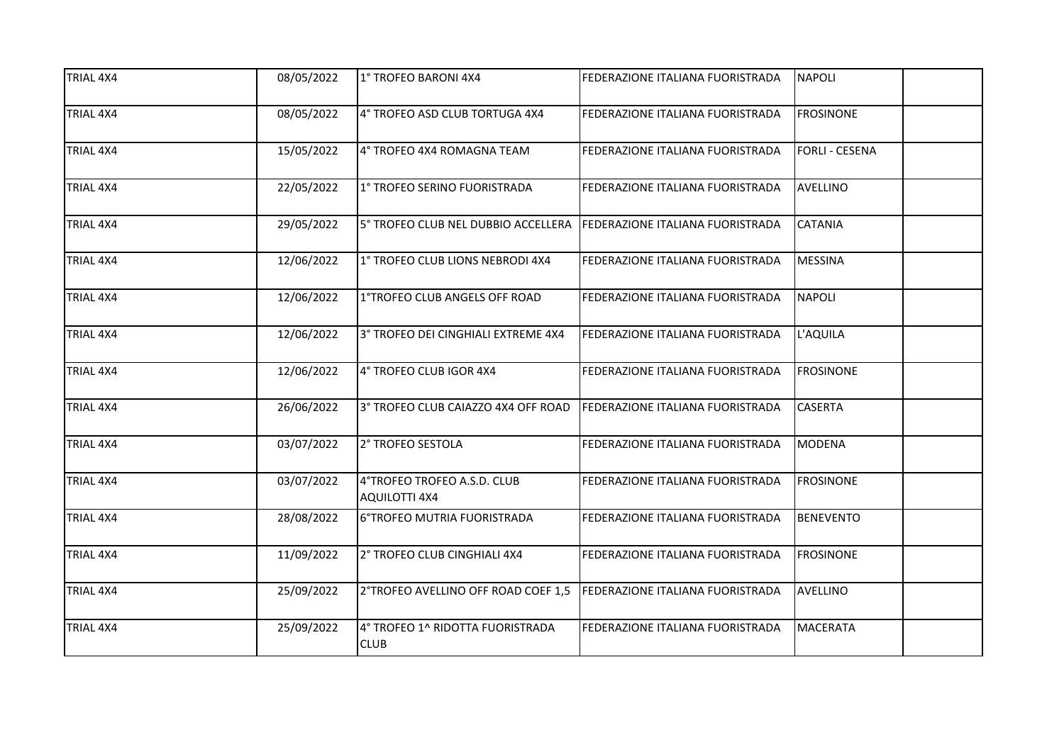| TRIAL 4X4 | 08/05/2022 | 1° TROFEO BARONI 4X4 | FEDERAZIONE ITALIANA FUORISTRADA | NAPOLI | |
|---|---|---|---|---|---|
| TRIAL 4X4 | 08/05/2022 | 4° TROFEO ASD CLUB TORTUGA 4X4 | FEDERAZIONE ITALIANA FUORISTRADA | FROSINONE | |
| TRIAL 4X4 | 15/05/2022 | 4° TROFEO 4X4 ROMAGNA TEAM | FEDERAZIONE ITALIANA FUORISTRADA | FORLI - CESENA | |
| TRIAL 4X4 | 22/05/2022 | 1° TROFEO SERINO FUORISTRADA | FEDERAZIONE ITALIANA FUORISTRADA | AVELLINO | |
| TRIAL 4X4 | 29/05/2022 | 5° TROFEO CLUB NEL DUBBIO ACCELLERA | FEDERAZIONE ITALIANA FUORISTRADA | CATANIA | |
| TRIAL 4X4 | 12/06/2022 | 1° TROFEO CLUB LIONS NEBRODI 4X4 | FEDERAZIONE ITALIANA FUORISTRADA | MESSINA | |
| TRIAL 4X4 | 12/06/2022 | 1°TROFEO CLUB ANGELS OFF ROAD | FEDERAZIONE ITALIANA FUORISTRADA | NAPOLI | |
| TRIAL 4X4 | 12/06/2022 | 3° TROFEO DEI CINGHIALI EXTREME 4X4 | FEDERAZIONE ITALIANA FUORISTRADA | L'AQUILA | |
| TRIAL 4X4 | 12/06/2022 | 4° TROFEO CLUB IGOR 4X4 | FEDERAZIONE ITALIANA FUORISTRADA | FROSINONE | |
| TRIAL 4X4 | 26/06/2022 | 3° TROFEO CLUB CAIAZZO 4X4 OFF ROAD | FEDERAZIONE ITALIANA FUORISTRADA | CASERTA | |
| TRIAL 4X4 | 03/07/2022 | 2° TROFEO SESTOLA | FEDERAZIONE ITALIANA FUORISTRADA | MODENA | |
| TRIAL 4X4 | 03/07/2022 | 4°TROFEO TROFEO A.S.D. CLUB AQUILOTTI 4X4 | FEDERAZIONE ITALIANA FUORISTRADA | FROSINONE | |
| TRIAL 4X4 | 28/08/2022 | 6°TROFEO MUTRIA FUORISTRADA | FEDERAZIONE ITALIANA FUORISTRADA | BENEVENTO | |
| TRIAL 4X4 | 11/09/2022 | 2° TROFEO CLUB CINGHIALI 4X4 | FEDERAZIONE ITALIANA FUORISTRADA | FROSINONE | |
| TRIAL 4X4 | 25/09/2022 | 2°TROFEO AVELLINO OFF ROAD COEF 1,5 | FEDERAZIONE ITALIANA FUORISTRADA | AVELLINO | |
| TRIAL 4X4 | 25/09/2022 | 4° TROFEO 1^ RIDOTTA FUORISTRADA CLUB | FEDERAZIONE ITALIANA FUORISTRADA | MACERATA | |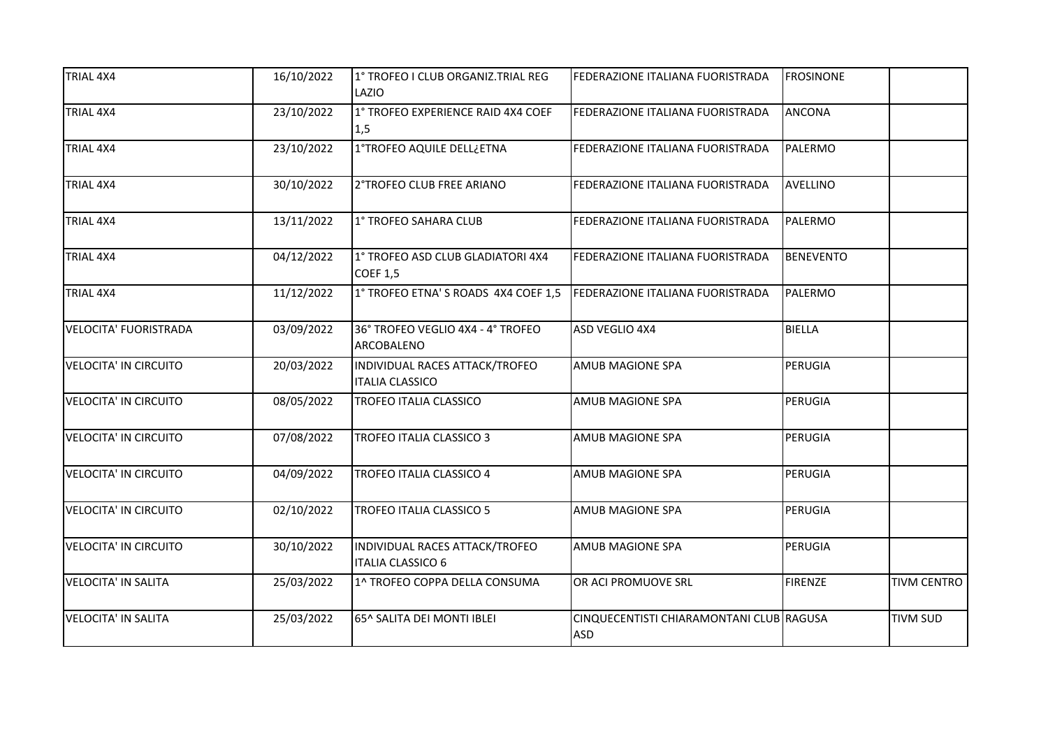| | | | | | |
|---|---|---|---|---|---|
| TRIAL 4X4 | 16/10/2022 | 1° TROFEO I CLUB ORGANIZ.TRIAL REG LAZIO | FEDERAZIONE ITALIANA FUORISTRADA | FROSINONE | |
| TRIAL 4X4 | 23/10/2022 | 1° TROFEO EXPERIENCE RAID 4X4 COEF 1,5 | FEDERAZIONE ITALIANA FUORISTRADA | ANCONA | |
| TRIAL 4X4 | 23/10/2022 | 1°TROFEO AQUILE DELL¿ETNA | FEDERAZIONE ITALIANA FUORISTRADA | PALERMO | |
| TRIAL 4X4 | 30/10/2022 | 2°TROFEO CLUB FREE ARIANO | FEDERAZIONE ITALIANA FUORISTRADA | AVELLINO | |
| TRIAL 4X4 | 13/11/2022 | 1° TROFEO SAHARA CLUB | FEDERAZIONE ITALIANA FUORISTRADA | PALERMO | |
| TRIAL 4X4 | 04/12/2022 | 1° TROFEO ASD CLUB GLADIATORI 4X4 COEF 1,5 | FEDERAZIONE ITALIANA FUORISTRADA | BENEVENTO | |
| TRIAL 4X4 | 11/12/2022 | 1° TROFEO ETNA' S ROADS 4X4 COEF 1,5 | FEDERAZIONE ITALIANA FUORISTRADA | PALERMO | |
| VELOCITA' FUORISTRADA | 03/09/2022 | 36° TROFEO VEGLIO 4X4 - 4° TROFEO ARCOBALENO | ASD VEGLIO 4X4 | BIELLA | |
| VELOCITA' IN CIRCUITO | 20/03/2022 | INDIVIDUAL RACES ATTACK/TROFEO ITALIA CLASSICO | AMUB MAGIONE SPA | PERUGIA | |
| VELOCITA' IN CIRCUITO | 08/05/2022 | TROFEO ITALIA CLASSICO | AMUB MAGIONE SPA | PERUGIA | |
| VELOCITA' IN CIRCUITO | 07/08/2022 | TROFEO ITALIA CLASSICO 3 | AMUB MAGIONE SPA | PERUGIA | |
| VELOCITA' IN CIRCUITO | 04/09/2022 | TROFEO ITALIA CLASSICO 4 | AMUB MAGIONE SPA | PERUGIA | |
| VELOCITA' IN CIRCUITO | 02/10/2022 | TROFEO ITALIA CLASSICO 5 | AMUB MAGIONE SPA | PERUGIA | |
| VELOCITA' IN CIRCUITO | 30/10/2022 | INDIVIDUAL RACES ATTACK/TROFEO ITALIA CLASSICO 6 | AMUB MAGIONE SPA | PERUGIA | |
| VELOCITA' IN SALITA | 25/03/2022 | 1^ TROFEO COPPA DELLA CONSUMA | OR ACI PROMUOVE SRL | FIRENZE | TIVM CENTRO |
| VELOCITA' IN SALITA | 25/03/2022 | 65^ SALITA DEI MONTI IBLEI | CINQUECENTISTI CHIARAMONTANI CLUB ASD | RAGUSA | TIVM SUD |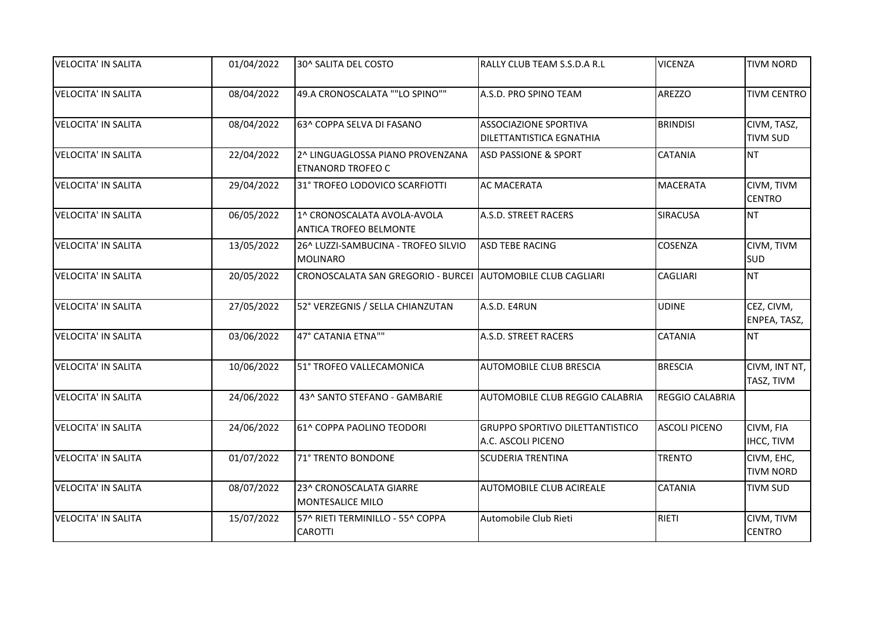| VELOCITA' IN SALITA | 01/04/2022 | 30^ SALITA DEL COSTO | RALLY CLUB TEAM S.S.D.A R.L | VICENZA | TIVM NORD |
|---|---|---|---|---|---|
| VELOCITA' IN SALITA | 08/04/2022 | 49.A CRONOSCALATA ""LO SPINO"" | A.S.D. PRO SPINO TEAM | AREZZO | TIVM CENTRO |
| VELOCITA' IN SALITA | 08/04/2022 | 63^ COPPA SELVA DI FASANO | ASSOCIAZIONE SPORTIVA DILETTANTISTICA EGNATHIA | BRINDISI | CIVM, TASZ, TIVM SUD |
| VELOCITA' IN SALITA | 22/04/2022 | 2^ LINGUAGLOSSA PIANO PROVENZANA ETNANORD TROFEO C | ASD PASSIONE & SPORT | CATANIA | NT |
| VELOCITA' IN SALITA | 29/04/2022 | 31° TROFEO LODOVICO SCARFIOTTI | AC MACERATA | MACERATA | CIVM, TIVM CENTRO |
| VELOCITA' IN SALITA | 06/05/2022 | 1^ CRONOSCALATA AVOLA-AVOLA ANTICA TROFEO BELMONTE | A.S.D. STREET RACERS | SIRACUSA | NT |
| VELOCITA' IN SALITA | 13/05/2022 | 26^ LUZZI-SAMBUCINA - TROFEO SILVIO MOLINARO | ASD TEBE RACING | COSENZA | CIVM, TIVM SUD |
| VELOCITA' IN SALITA | 20/05/2022 | CRONOSCALATA SAN GREGORIO - BURCEI | AUTOMOBILE CLUB CAGLIARI | CAGLIARI | NT |
| VELOCITA' IN SALITA | 27/05/2022 | 52° VERZEGNIS / SELLA CHIANZUTAN | A.S.D. E4RUN | UDINE | CEZ, CIVM, ENPEA, TASZ, |
| VELOCITA' IN SALITA | 03/06/2022 | 47° CATANIA ETNA"" | A.S.D. STREET RACERS | CATANIA | NT |
| VELOCITA' IN SALITA | 10/06/2022 | 51° TROFEO VALLECAMONICA | AUTOMOBILE CLUB BRESCIA | BRESCIA | CIVM, INT NT, TASZ, TIVM |
| VELOCITA' IN SALITA | 24/06/2022 | 43^ SANTO STEFANO - GAMBARIE | AUTOMOBILE CLUB REGGIO CALABRIA | REGGIO CALABRIA | |
| VELOCITA' IN SALITA | 24/06/2022 | 61^ COPPA PAOLINO TEODORI | GRUPPO SPORTIVO DILETTANTISTICO A.C. ASCOLI PICENO | ASCOLI PICENO | CIVM, FIA IHCC, TIVM |
| VELOCITA' IN SALITA | 01/07/2022 | 71° TRENTO BONDONE | SCUDERIA TRENTINA | TRENTO | CIVM, EHC, TIVM NORD |
| VELOCITA' IN SALITA | 08/07/2022 | 23^ CRONOSCALATA GIARRE MONTESALICE MILO | AUTOMOBILE CLUB ACIREALE | CATANIA | TIVM SUD |
| VELOCITA' IN SALITA | 15/07/2022 | 57^ RIETI TERMINILLO - 55^ COPPA CAROTTI | Automobile Club Rieti | RIETI | CIVM, TIVM CENTRO |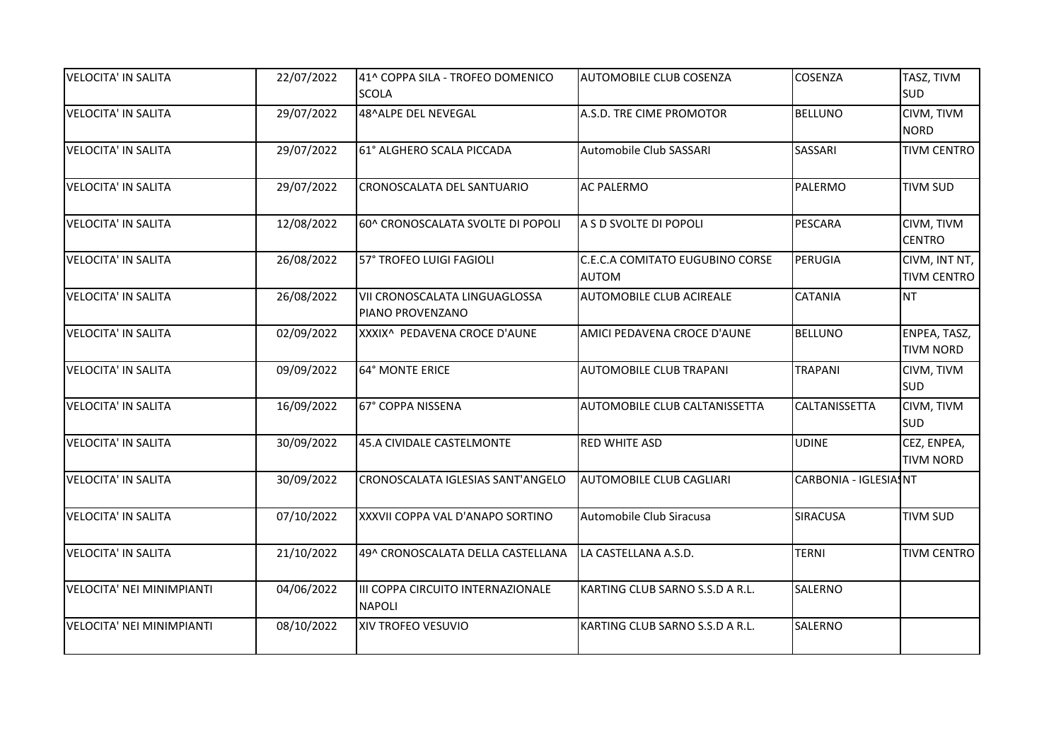| | | | | | |
|---|---|---|---|---|---|
| VELOCITA' IN SALITA | 22/07/2022 | 41^ COPPA SILA - TROFEO DOMENICO SCOLA | AUTOMOBILE CLUB COSENZA | COSENZA | TASZ, TIVM SUD |
| VELOCITA' IN SALITA | 29/07/2022 | 48^ALPE DEL NEVEGAL | A.S.D. TRE CIME PROMOTOR | BELLUNO | CIVM, TIVM NORD |
| VELOCITA' IN SALITA | 29/07/2022 | 61° ALGHERO SCALA PICCADA | Automobile Club SASSARI | SASSARI | TIVM CENTRO |
| VELOCITA' IN SALITA | 29/07/2022 | CRONOSCALATA DEL SANTUARIO | AC PALERMO | PALERMO | TIVM SUD |
| VELOCITA' IN SALITA | 12/08/2022 | 60^ CRONOSCALATA SVOLTE DI POPOLI | A S D SVOLTE DI POPOLI | PESCARA | CIVM, TIVM CENTRO |
| VELOCITA' IN SALITA | 26/08/2022 | 57° TROFEO LUIGI FAGIOLI | C.E.C.A COMITATO EUGUBINO CORSE AUTOM | PERUGIA | CIVM, INT NT, TIVM CENTRO |
| VELOCITA' IN SALITA | 26/08/2022 | VII CRONOSCALATA LINGUAGLOSSA PIANO PROVENZANO | AUTOMOBILE CLUB ACIREALE | CATANIA | NT |
| VELOCITA' IN SALITA | 02/09/2022 | XXXIX^ PEDAVENA CROCE D'AUNE | AMICI PEDAVENA CROCE D'AUNE | BELLUNO | ENPEA, TASZ, TIVM NORD |
| VELOCITA' IN SALITA | 09/09/2022 | 64° MONTE ERICE | AUTOMOBILE CLUB TRAPANI | TRAPANI | CIVM, TIVM SUD |
| VELOCITA' IN SALITA | 16/09/2022 | 67° COPPA NISSENA | AUTOMOBILE CLUB CALTANISSETTA | CALTANISSETTA | CIVM, TIVM SUD |
| VELOCITA' IN SALITA | 30/09/2022 | 45.A CIVIDALE CASTELMONTE | RED WHITE ASD | UDINE | CEZ, ENPEA, TIVM NORD |
| VELOCITA' IN SALITA | 30/09/2022 | CRONOSCALATA IGLESIAS SANT'ANGELO | AUTOMOBILE CLUB CAGLIARI | CARBONIA - IGLESIAS | NT |
| VELOCITA' IN SALITA | 07/10/2022 | XXXVII COPPA VAL D'ANAPO SORTINO | Automobile Club Siracusa | SIRACUSA | TIVM SUD |
| VELOCITA' IN SALITA | 21/10/2022 | 49^ CRONOSCALATA DELLA CASTELLANA | LA CASTELLANA A.S.D. | TERNI | TIVM CENTRO |
| VELOCITA' NEI MINIMPIANTI | 04/06/2022 | III COPPA CIRCUITO INTERNAZIONALE NAPOLI | KARTING CLUB SARNO S.S.D A R.L. | SALERNO | |
| VELOCITA' NEI MINIMPIANTI | 08/10/2022 | XIV TROFEO VESUVIO | KARTING CLUB SARNO S.S.D A R.L. | SALERNO | |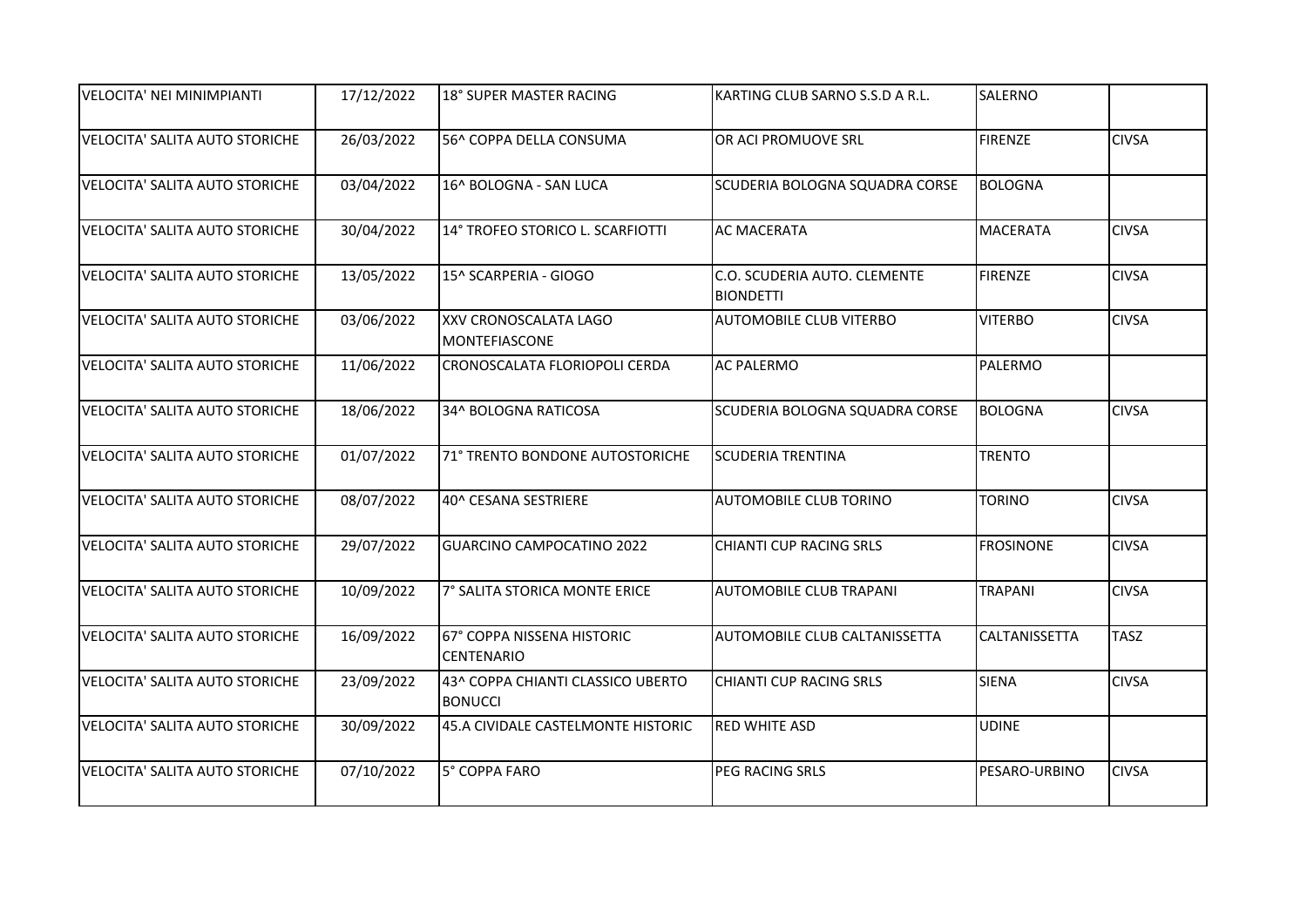| | | | | | |
|---|---|---|---|---|---|
| VELOCITA' NEI MINIMPIANTI | 17/12/2022 | 18° SUPER MASTER RACING | KARTING CLUB SARNO S.S.D A R.L. | SALERNO | |
| VELOCITA' SALITA AUTO STORICHE | 26/03/2022 | 56^ COPPA DELLA CONSUMA | OR ACI PROMUOVE SRL | FIRENZE | CIVSA |
| VELOCITA' SALITA AUTO STORICHE | 03/04/2022 | 16^ BOLOGNA - SAN LUCA | SCUDERIA BOLOGNA SQUADRA CORSE | BOLOGNA | |
| VELOCITA' SALITA AUTO STORICHE | 30/04/2022 | 14° TROFEO STORICO L. SCARFIOTTI | AC MACERATA | MACERATA | CIVSA |
| VELOCITA' SALITA AUTO STORICHE | 13/05/2022 | 15^ SCARPERIA - GIOGO | C.O. SCUDERIA AUTO. CLEMENTE BIONDETTI | FIRENZE | CIVSA |
| VELOCITA' SALITA AUTO STORICHE | 03/06/2022 | XXV CRONOSCALATA LAGO MONTEFIASCONE | AUTOMOBILE CLUB VITERBO | VITERBO | CIVSA |
| VELOCITA' SALITA AUTO STORICHE | 11/06/2022 | CRONOSCALATA FLORIOPOLI CERDA | AC PALERMO | PALERMO | |
| VELOCITA' SALITA AUTO STORICHE | 18/06/2022 | 34^ BOLOGNA RATICOSA | SCUDERIA BOLOGNA SQUADRA CORSE | BOLOGNA | CIVSA |
| VELOCITA' SALITA AUTO STORICHE | 01/07/2022 | 71° TRENTO BONDONE AUTOSTORICHE | SCUDERIA TRENTINA | TRENTO | |
| VELOCITA' SALITA AUTO STORICHE | 08/07/2022 | 40^ CESANA SESTRIERE | AUTOMOBILE CLUB TORINO | TORINO | CIVSA |
| VELOCITA' SALITA AUTO STORICHE | 29/07/2022 | GUARCINO CAMPOCATINO 2022 | CHIANTI CUP RACING SRLS | FROSINONE | CIVSA |
| VELOCITA' SALITA AUTO STORICHE | 10/09/2022 | 7° SALITA STORICA MONTE ERICE | AUTOMOBILE CLUB TRAPANI | TRAPANI | CIVSA |
| VELOCITA' SALITA AUTO STORICHE | 16/09/2022 | 67° COPPA NISSENA HISTORIC CENTENARIO | AUTOMOBILE CLUB CALTANISSETTA | CALTANISSETTA | TASZ |
| VELOCITA' SALITA AUTO STORICHE | 23/09/2022 | 43^ COPPA CHIANTI CLASSICO UBERTO BONUCCI | CHIANTI CUP RACING SRLS | SIENA | CIVSA |
| VELOCITA' SALITA AUTO STORICHE | 30/09/2022 | 45.A CIVIDALE CASTELMONTE HISTORIC | RED WHITE ASD | UDINE | |
| VELOCITA' SALITA AUTO STORICHE | 07/10/2022 | 5° COPPA FARO | PEG RACING SRLS | PESARO-URBINO | CIVSA |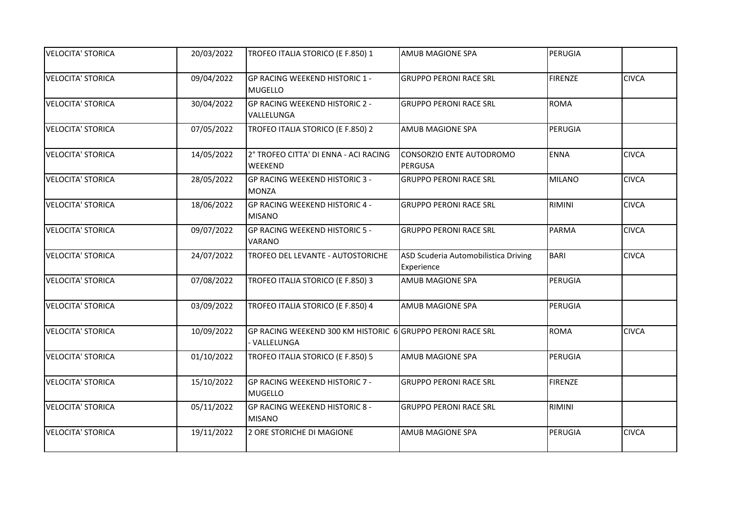| | | | | | |
|---|---|---|---|---|---|
| VELOCITA' STORICA | 20/03/2022 | TROFEO ITALIA STORICO (E F.850) 1 | AMUB MAGIONE SPA | PERUGIA | |
| VELOCITA' STORICA | 09/04/2022 | GP RACING WEEKEND HISTORIC 1 - MUGELLO | GRUPPO PERONI RACE SRL | FIRENZE | CIVCA |
| VELOCITA' STORICA | 30/04/2022 | GP RACING WEEKEND HISTORIC 2 - VALLELUNGA | GRUPPO PERONI RACE SRL | ROMA | |
| VELOCITA' STORICA | 07/05/2022 | TROFEO ITALIA STORICO (E F.850) 2 | AMUB MAGIONE SPA | PERUGIA | |
| VELOCITA' STORICA | 14/05/2022 | 2° TROFEO CITTA' DI ENNA - ACI RACING WEEKEND | CONSORZIO ENTE AUTODROMO PERGUSA | ENNA | CIVCA |
| VELOCITA' STORICA | 28/05/2022 | GP RACING WEEKEND HISTORIC 3 - MONZA | GRUPPO PERONI RACE SRL | MILANO | CIVCA |
| VELOCITA' STORICA | 18/06/2022 | GP RACING WEEKEND HISTORIC 4 - MISANO | GRUPPO PERONI RACE SRL | RIMINI | CIVCA |
| VELOCITA' STORICA | 09/07/2022 | GP RACING WEEKEND HISTORIC 5 - VARANO | GRUPPO PERONI RACE SRL | PARMA | CIVCA |
| VELOCITA' STORICA | 24/07/2022 | TROFEO DEL LEVANTE - AUTOSTORICHE | ASD Scuderia Automobilistica Driving Experience | BARI | CIVCA |
| VELOCITA' STORICA | 07/08/2022 | TROFEO ITALIA STORICO (E F.850) 3 | AMUB MAGIONE SPA | PERUGIA | |
| VELOCITA' STORICA | 03/09/2022 | TROFEO ITALIA STORICO (E F.850) 4 | AMUB MAGIONE SPA | PERUGIA | |
| VELOCITA' STORICA | 10/09/2022 | GP RACING WEEKEND 300 KM HISTORIC 6 - VALLELUNGA | GRUPPO PERONI RACE SRL | ROMA | CIVCA |
| VELOCITA' STORICA | 01/10/2022 | TROFEO ITALIA STORICO (E F.850) 5 | AMUB MAGIONE SPA | PERUGIA | |
| VELOCITA' STORICA | 15/10/2022 | GP RACING WEEKEND HISTORIC 7 - MUGELLO | GRUPPO PERONI RACE SRL | FIRENZE | |
| VELOCITA' STORICA | 05/11/2022 | GP RACING WEEKEND HISTORIC 8 - MISANO | GRUPPO PERONI RACE SRL | RIMINI | |
| VELOCITA' STORICA | 19/11/2022 | 2 ORE STORICHE DI MAGIONE | AMUB MAGIONE SPA | PERUGIA | CIVCA |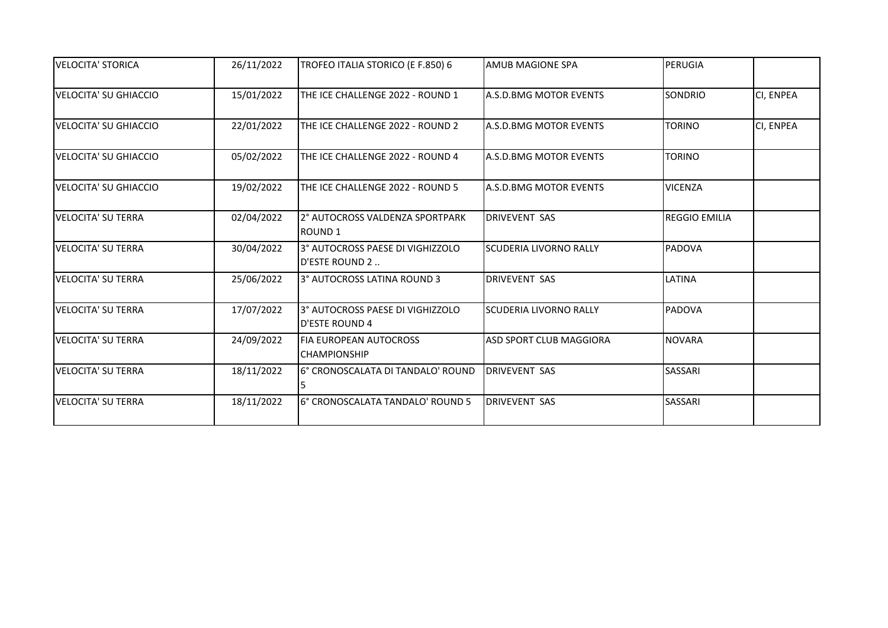| | | | | | |
|---|---|---|---|---|---|
| VELOCITA' STORICA | 26/11/2022 | TROFEO ITALIA STORICO (E F.850) 6 | AMUB MAGIONE SPA | PERUGIA | |
| VELOCITA' SU GHIACCIO | 15/01/2022 | THE ICE CHALLENGE 2022 - ROUND 1 | A.S.D.BMG MOTOR EVENTS | SONDRIO | CI, ENPEA |
| VELOCITA' SU GHIACCIO | 22/01/2022 | THE ICE CHALLENGE 2022 - ROUND 2 | A.S.D.BMG MOTOR EVENTS | TORINO | CI, ENPEA |
| VELOCITA' SU GHIACCIO | 05/02/2022 | THE ICE CHALLENGE 2022 - ROUND 4 | A.S.D.BMG MOTOR EVENTS | TORINO | |
| VELOCITA' SU GHIACCIO | 19/02/2022 | THE ICE CHALLENGE 2022 - ROUND 5 | A.S.D.BMG MOTOR EVENTS | VICENZA | |
| VELOCITA' SU TERRA | 02/04/2022 | 2° AUTOCROSS VALDENZA SPORTPARK ROUND 1 | DRIVEVENT SAS | REGGIO EMILIA | |
| VELOCITA' SU TERRA | 30/04/2022 | 3° AUTOCROSS PAESE DI VIGHIZZOLO D'ESTE ROUND 2 .. | SCUDERIA LIVORNO RALLY | PADOVA | |
| VELOCITA' SU TERRA | 25/06/2022 | 3° AUTOCROSS LATINA ROUND 3 | DRIVEVENT SAS | LATINA | |
| VELOCITA' SU TERRA | 17/07/2022 | 3° AUTOCROSS PAESE DI VIGHIZZOLO D'ESTE ROUND 4 | SCUDERIA LIVORNO RALLY | PADOVA | |
| VELOCITA' SU TERRA | 24/09/2022 | FIA EUROPEAN AUTOCROSS CHAMPIONSHIP | ASD SPORT CLUB MAGGIORA | NOVARA | |
| VELOCITA' SU TERRA | 18/11/2022 | 6° CRONOSCALATA DI TANDALO' ROUND 5 | DRIVEVENT SAS | SASSARI | |
| VELOCITA' SU TERRA | 18/11/2022 | 6° CRONOSCALATA TANDALO' ROUND 5 | DRIVEVENT SAS | SASSARI | |